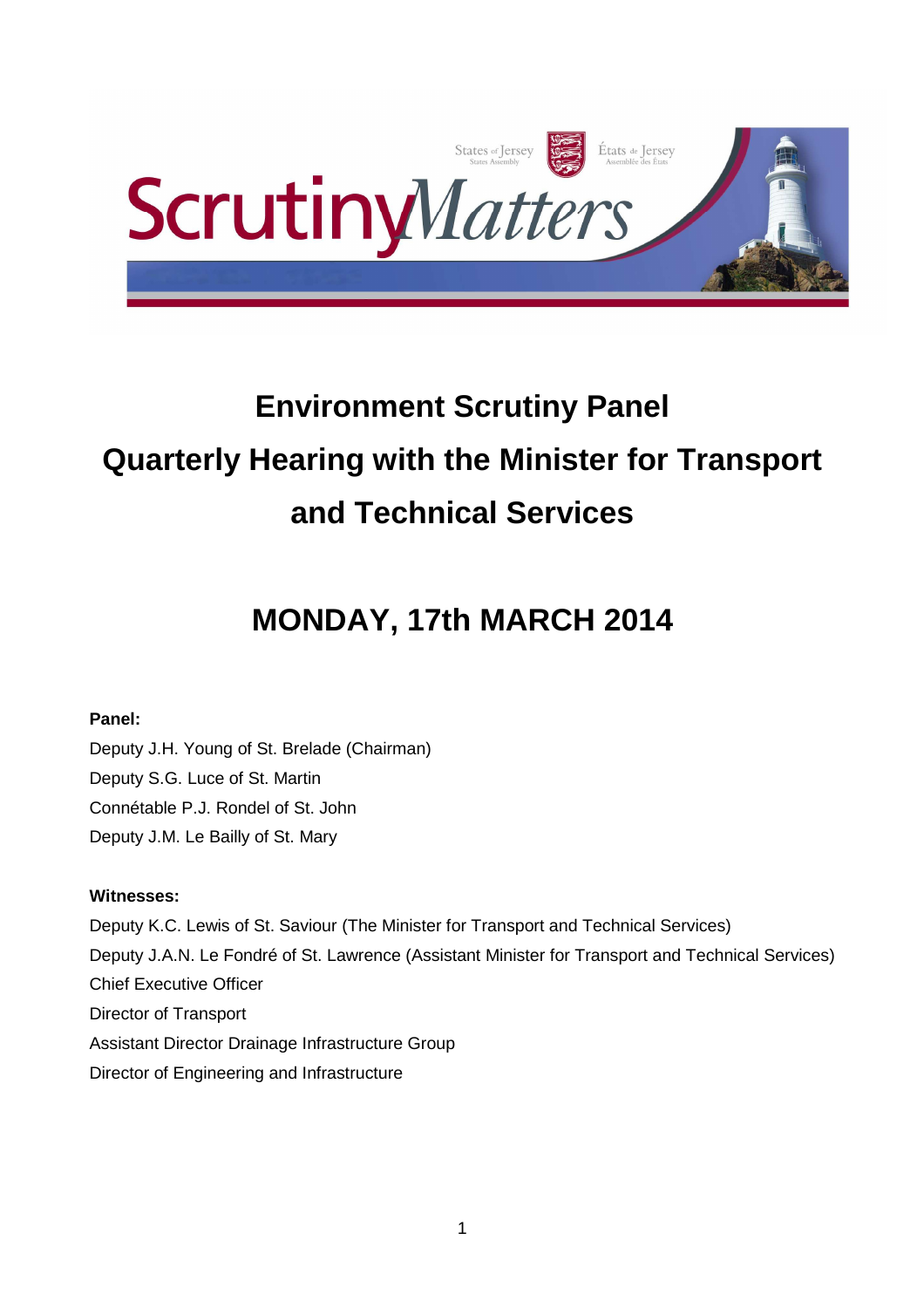# Environment Scrutiny Panel

# Quarterly Hearing with the Minister for Transport and Technical Services

## MONDAY, 17th MARCH 2014

**Panel:**

Deputy J.H. Young of St. Brelade (Chairman)
Deputy S.G. Luce of St. Martin
Connétable P.J. Rondel of St. John
Deputy J.M. Le Bailly of St. Mary

**Witnesses:**

Deputy K.C. Lewis of St. Saviour (The Minister for Transport and Technical Services)
Deputy J.A.N. Le Fondré of St. Lawrence (Assistant Minister for Transport and Technical Services)
Chief Executive Officer
Director of Transport
Assistant Director Drainage Infrastructure Group
Director of Engineering and Infrastructure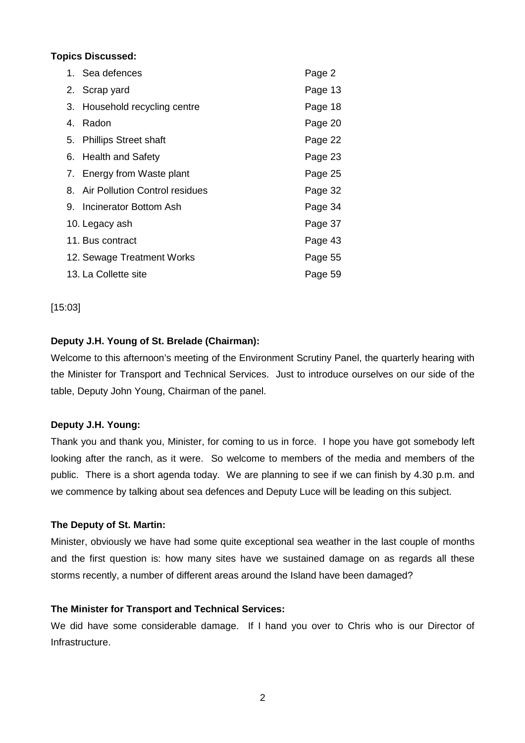**Topics Discussed:**

| | |
|---|---|
| 1. Sea defences | Page 2 |
| 2. Scrap yard | Page 13 |
| 3. Household recycling centre | Page 18 |
| 4. Radon | Page 20 |
| 5. Phillips Street shaft | Page 22 |
| 6. Health and Safety | Page 23 |
| 7. Energy from Waste plant | Page 25 |
| 8. Air Pollution Control residues | Page 32 |
| 9. Incinerator Bottom Ash | Page 34 |
| 10. Legacy ash | Page 37 |
| 11. Bus contract | Page 43 |
| 12. Sewage Treatment Works | Page 55 |
| 13. La Collette site | Page 59 |

[15:03]

**Deputy J.H. Young of St. Brelade (Chairman):**

Welcome to this afternoon's meeting of the Environment Scrutiny Panel, the quarterly hearing with the Minister for Transport and Technical Services. Just to introduce ourselves on our side of the table, Deputy John Young, Chairman of the panel.

**Deputy J.H. Young:**

Thank you and thank you, Minister, for coming to us in force. I hope you have got somebody left looking after the ranch, as it were. So welcome to members of the media and members of the public. There is a short agenda today. We are planning to see if we can finish by 4.30 p.m. and we commence by talking about sea defences and Deputy Luce will be leading on this subject.

**The Deputy of St. Martin:**

Minister, obviously we have had some quite exceptional sea weather in the last couple of months and the first question is: how many sites have we sustained damage on as regards all these storms recently, a number of different areas around the Island have been damaged?

**The Minister for Transport and Technical Services:**

We did have some considerable damage. If I hand you over to Chris who is our Director of Infrastructure.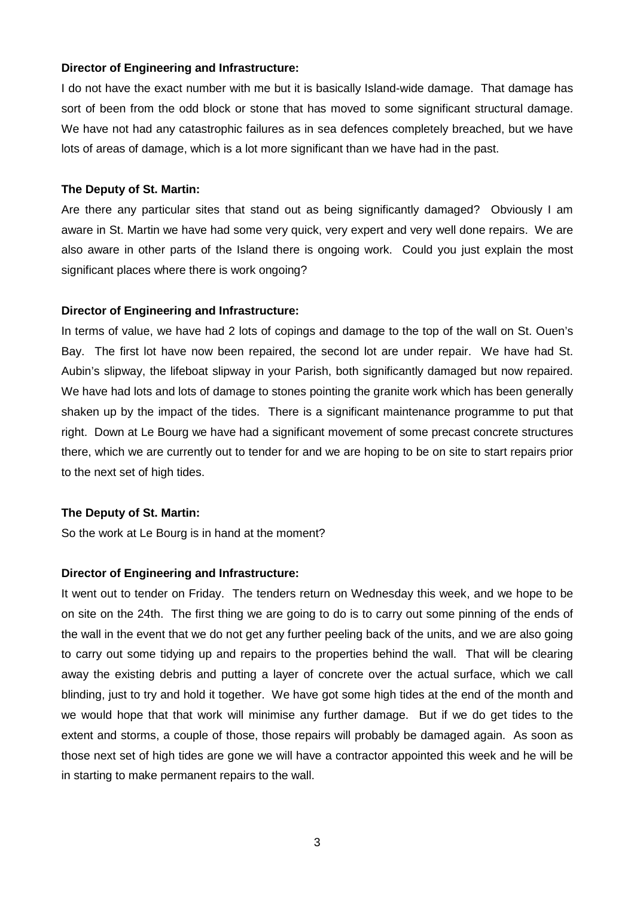**Director of Engineering and Infrastructure:**

I do not have the exact number with me but it is basically Island-wide damage. That damage has sort of been from the odd block or stone that has moved to some significant structural damage. We have not had any catastrophic failures as in sea defences completely breached, but we have lots of areas of damage, which is a lot more significant than we have had in the past.

**The Deputy of St. Martin:**

Are there any particular sites that stand out as being significantly damaged? Obviously I am aware in St. Martin we have had some very quick, very expert and very well done repairs. We are also aware in other parts of the Island there is ongoing work. Could you just explain the most significant places where there is work ongoing?

**Director of Engineering and Infrastructure:**

In terms of value, we have had 2 lots of copings and damage to the top of the wall on St. Ouen's Bay. The first lot have now been repaired, the second lot are under repair. We have had St. Aubin's slipway, the lifeboat slipway in your Parish, both significantly damaged but now repaired. We have had lots and lots of damage to stones pointing the granite work which has been generally shaken up by the impact of the tides. There is a significant maintenance programme to put that right. Down at Le Bourg we have had a significant movement of some precast concrete structures there, which we are currently out to tender for and we are hoping to be on site to start repairs prior to the next set of high tides.

**The Deputy of St. Martin:**

So the work at Le Bourg is in hand at the moment?

**Director of Engineering and Infrastructure:**

It went out to tender on Friday. The tenders return on Wednesday this week, and we hope to be on site on the 24th. The first thing we are going to do is to carry out some pinning of the ends of the wall in the event that we do not get any further peeling back of the units, and we are also going to carry out some tidying up and repairs to the properties behind the wall. That will be clearing away the existing debris and putting a layer of concrete over the actual surface, which we call blinding, just to try and hold it together. We have got some high tides at the end of the month and we would hope that that work will minimise any further damage. But if we do get tides to the extent and storms, a couple of those, those repairs will probably be damaged again. As soon as those next set of high tides are gone we will have a contractor appointed this week and he will be in starting to make permanent repairs to the wall.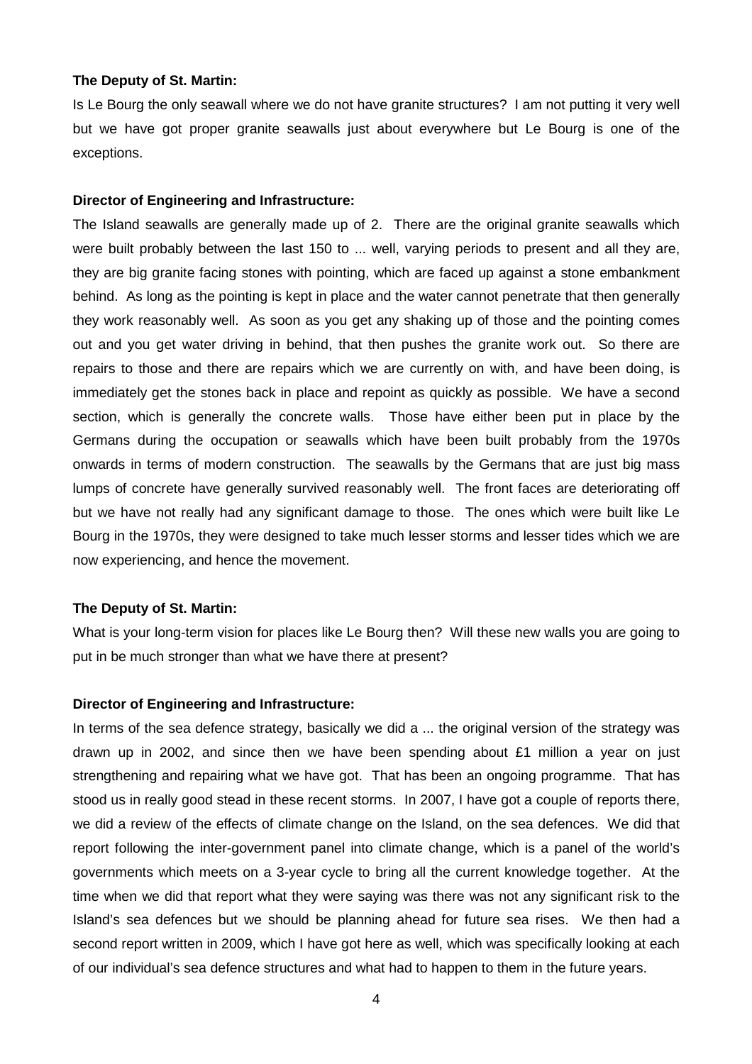**The Deputy of St. Martin:**

Is Le Bourg the only seawall where we do not have granite structures? I am not putting it very well but we have got proper granite seawalls just about everywhere but Le Bourg is one of the exceptions.

**Director of Engineering and Infrastructure:**

The Island seawalls are generally made up of 2. There are the original granite seawalls which were built probably between the last 150 to ... well, varying periods to present and all they are, they are big granite facing stones with pointing, which are faced up against a stone embankment behind. As long as the pointing is kept in place and the water cannot penetrate that then generally they work reasonably well. As soon as you get any shaking up of those and the pointing comes out and you get water driving in behind, that then pushes the granite work out. So there are repairs to those and there are repairs which we are currently on with, and have been doing, is immediately get the stones back in place and repoint as quickly as possible. We have a second section, which is generally the concrete walls. Those have either been put in place by the Germans during the occupation or seawalls which have been built probably from the 1970s onwards in terms of modern construction. The seawalls by the Germans that are just big mass lumps of concrete have generally survived reasonably well. The front faces are deteriorating off but we have not really had any significant damage to those. The ones which were built like Le Bourg in the 1970s, they were designed to take much lesser storms and lesser tides which we are now experiencing, and hence the movement.

**The Deputy of St. Martin:**

What is your long-term vision for places like Le Bourg then? Will these new walls you are going to put in be much stronger than what we have there at present?

**Director of Engineering and Infrastructure:**

In terms of the sea defence strategy, basically we did a ... the original version of the strategy was drawn up in 2002, and since then we have been spending about £1 million a year on just strengthening and repairing what we have got. That has been an ongoing programme. That has stood us in really good stead in these recent storms. In 2007, I have got a couple of reports there, we did a review of the effects of climate change on the Island, on the sea defences. We did that report following the inter-government panel into climate change, which is a panel of the world's governments which meets on a 3-year cycle to bring all the current knowledge together. At the time when we did that report what they were saying was there was not any significant risk to the Island's sea defences but we should be planning ahead for future sea rises. We then had a second report written in 2009, which I have got here as well, which was specifically looking at each of our individual's sea defence structures and what had to happen to them in the future years.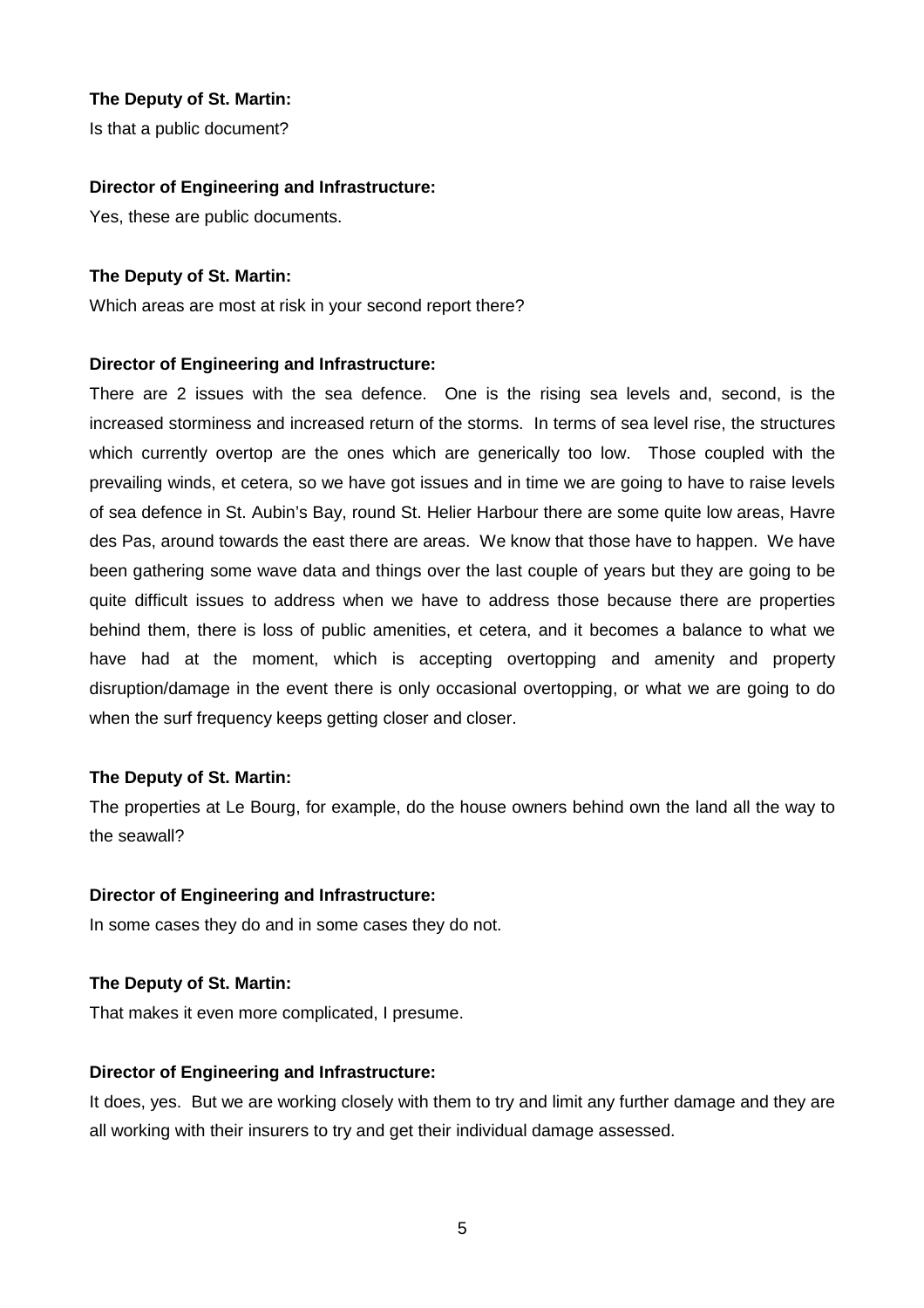**The Deputy of St. Martin:**

Is that a public document?

**Director of Engineering and Infrastructure:**

Yes, these are public documents.

**The Deputy of St. Martin:**

Which areas are most at risk in your second report there?

**Director of Engineering and Infrastructure:**

There are 2 issues with the sea defence. One is the rising sea levels and, second, is the increased storminess and increased return of the storms. In terms of sea level rise, the structures which currently overtop are the ones which are generically too low. Those coupled with the prevailing winds, et cetera, so we have got issues and in time we are going to have to raise levels of sea defence in St. Aubin's Bay, round St. Helier Harbour there are some quite low areas, Havre des Pas, around towards the east there are areas. We know that those have to happen. We have been gathering some wave data and things over the last couple of years but they are going to be quite difficult issues to address when we have to address those because there are properties behind them, there is loss of public amenities, et cetera, and it becomes a balance to what we have had at the moment, which is accepting overtopping and amenity and property disruption/damage in the event there is only occasional overtopping, or what we are going to do when the surf frequency keeps getting closer and closer.

**The Deputy of St. Martin:**

The properties at Le Bourg, for example, do the house owners behind own the land all the way to the seawall?

**Director of Engineering and Infrastructure:**

In some cases they do and in some cases they do not.

**The Deputy of St. Martin:**

That makes it even more complicated, I presume.

**Director of Engineering and Infrastructure:**

It does, yes. But we are working closely with them to try and limit any further damage and they are all working with their insurers to try and get their individual damage assessed.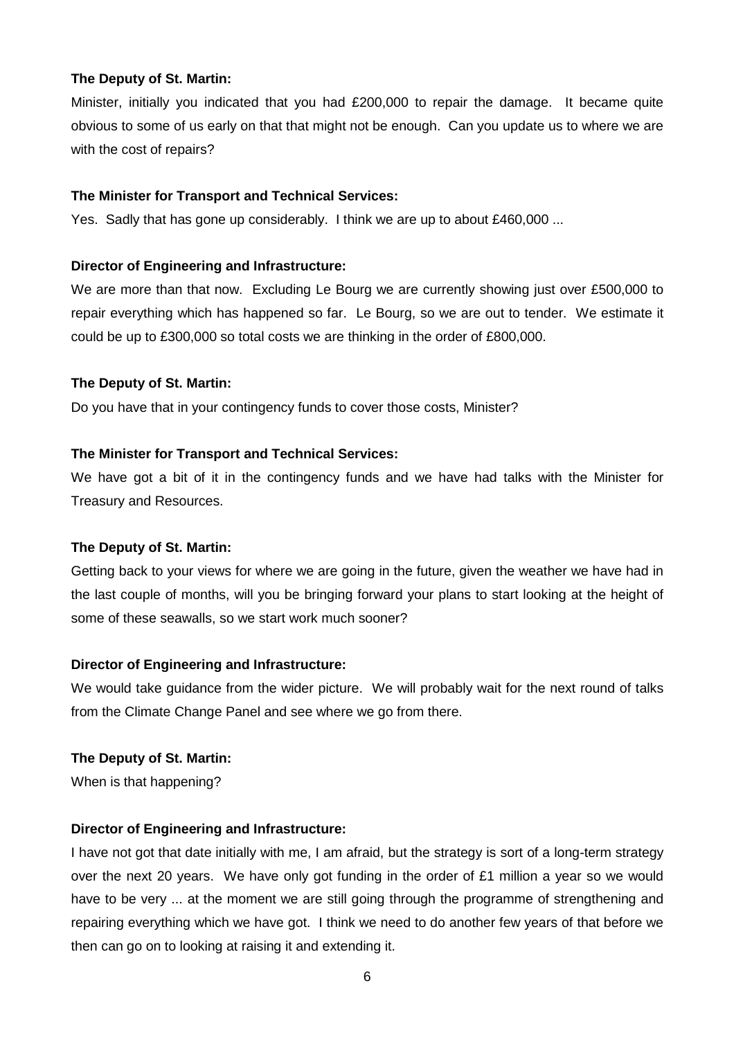**The Deputy of St. Martin:**

Minister, initially you indicated that you had £200,000 to repair the damage. It became quite obvious to some of us early on that that might not be enough. Can you update us to where we are with the cost of repairs?

**The Minister for Transport and Technical Services:**

Yes. Sadly that has gone up considerably. I think we are up to about £460,000 ...

**Director of Engineering and Infrastructure:**

We are more than that now. Excluding Le Bourg we are currently showing just over £500,000 to repair everything which has happened so far. Le Bourg, so we are out to tender. We estimate it could be up to £300,000 so total costs we are thinking in the order of £800,000.

**The Deputy of St. Martin:**

Do you have that in your contingency funds to cover those costs, Minister?

**The Minister for Transport and Technical Services:**

We have got a bit of it in the contingency funds and we have had talks with the Minister for Treasury and Resources.

**The Deputy of St. Martin:**

Getting back to your views for where we are going in the future, given the weather we have had in the last couple of months, will you be bringing forward your plans to start looking at the height of some of these seawalls, so we start work much sooner?

**Director of Engineering and Infrastructure:**

We would take guidance from the wider picture. We will probably wait for the next round of talks from the Climate Change Panel and see where we go from there.

**The Deputy of St. Martin:**

When is that happening?

**Director of Engineering and Infrastructure:**

I have not got that date initially with me, I am afraid, but the strategy is sort of a long-term strategy over the next 20 years. We have only got funding in the order of £1 million a year so we would have to be very ... at the moment we are still going through the programme of strengthening and repairing everything which we have got. I think we need to do another few years of that before we then can go on to looking at raising it and extending it.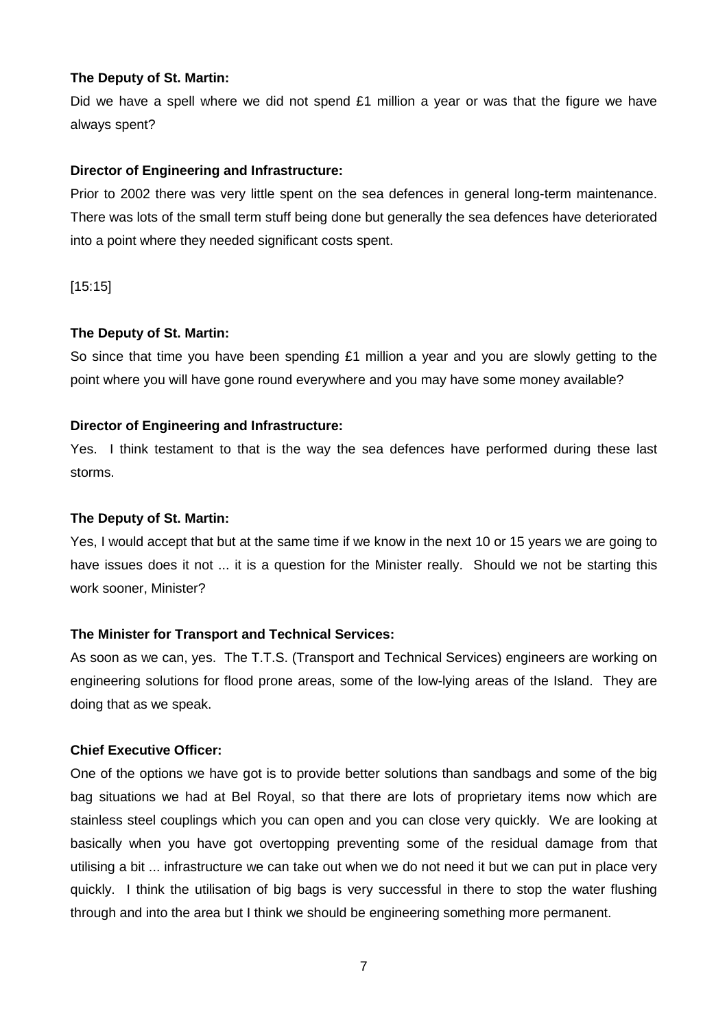**The Deputy of St. Martin:**

Did we have a spell where we did not spend £1 million a year or was that the figure we have always spent?

**Director of Engineering and Infrastructure:**

Prior to 2002 there was very little spent on the sea defences in general long-term maintenance. There was lots of the small term stuff being done but generally the sea defences have deteriorated into a point where they needed significant costs spent.

[15:15]

**The Deputy of St. Martin:**

So since that time you have been spending £1 million a year and you are slowly getting to the point where you will have gone round everywhere and you may have some money available?

**Director of Engineering and Infrastructure:**

Yes. I think testament to that is the way the sea defences have performed during these last storms.

**The Deputy of St. Martin:**

Yes, I would accept that but at the same time if we know in the next 10 or 15 years we are going to have issues does it not ... it is a question for the Minister really. Should we not be starting this work sooner, Minister?

**The Minister for Transport and Technical Services:**

As soon as we can, yes. The T.T.S. (Transport and Technical Services) engineers are working on engineering solutions for flood prone areas, some of the low-lying areas of the Island. They are doing that as we speak.

**Chief Executive Officer:**

One of the options we have got is to provide better solutions than sandbags and some of the big bag situations we had at Bel Royal, so that there are lots of proprietary items now which are stainless steel couplings which you can open and you can close very quickly. We are looking at basically when you have got overtopping preventing some of the residual damage from that utilising a bit ... infrastructure we can take out when we do not need it but we can put in place very quickly. I think the utilisation of big bags is very successful in there to stop the water flushing through and into the area but I think we should be engineering something more permanent.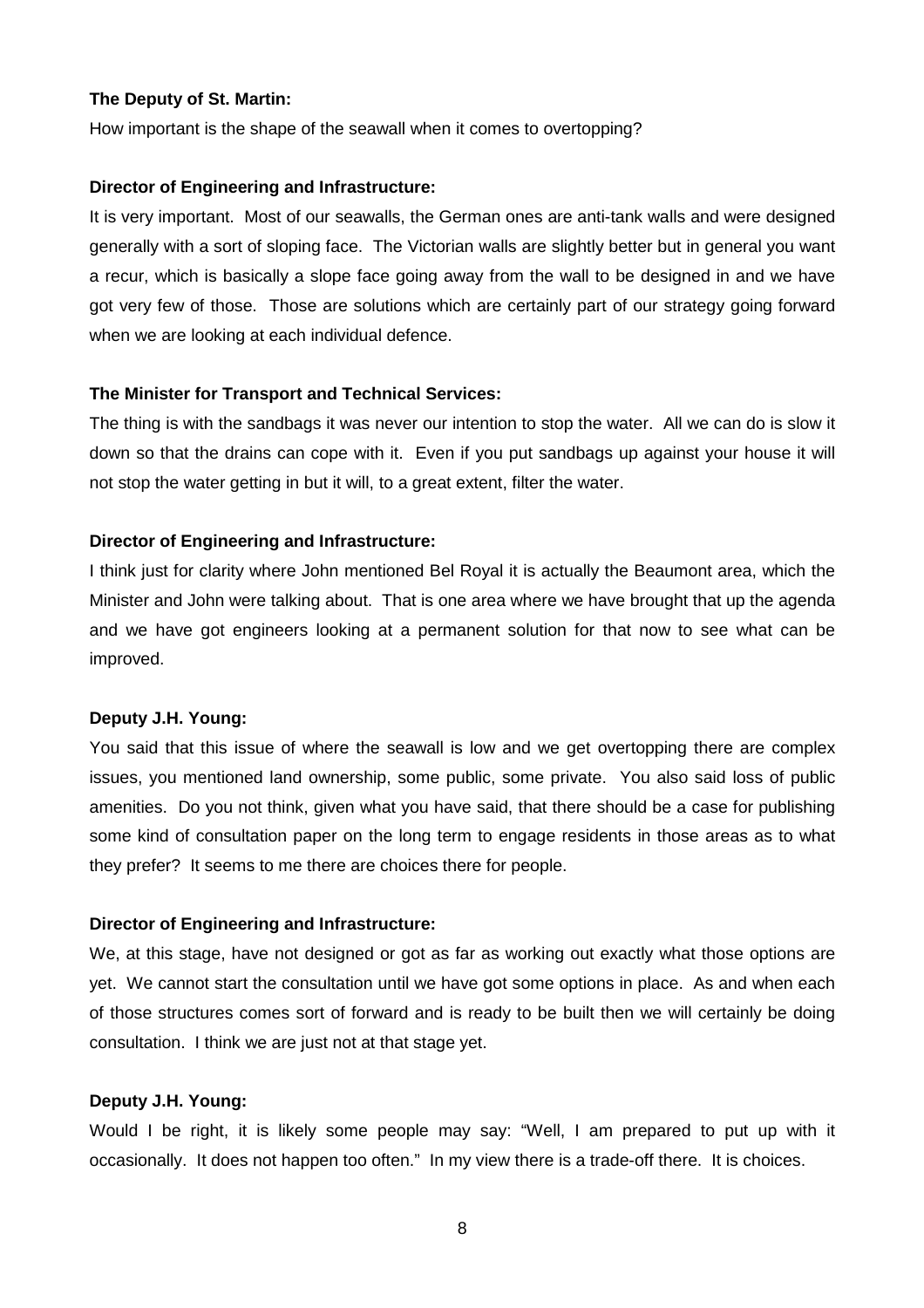**The Deputy of St. Martin:**

How important is the shape of the seawall when it comes to overtopping?

**Director of Engineering and Infrastructure:**

It is very important. Most of our seawalls, the German ones are anti-tank walls and were designed generally with a sort of sloping face. The Victorian walls are slightly better but in general you want a recur, which is basically a slope face going away from the wall to be designed in and we have got very few of those. Those are solutions which are certainly part of our strategy going forward when we are looking at each individual defence.

**The Minister for Transport and Technical Services:**

The thing is with the sandbags it was never our intention to stop the water. All we can do is slow it down so that the drains can cope with it. Even if you put sandbags up against your house it will not stop the water getting in but it will, to a great extent, filter the water.

**Director of Engineering and Infrastructure:**

I think just for clarity where John mentioned Bel Royal it is actually the Beaumont area, which the Minister and John were talking about. That is one area where we have brought that up the agenda and we have got engineers looking at a permanent solution for that now to see what can be improved.

**Deputy J.H. Young:**

You said that this issue of where the seawall is low and we get overtopping there are complex issues, you mentioned land ownership, some public, some private. You also said loss of public amenities. Do you not think, given what you have said, that there should be a case for publishing some kind of consultation paper on the long term to engage residents in those areas as to what they prefer? It seems to me there are choices there for people.

**Director of Engineering and Infrastructure:**

We, at this stage, have not designed or got as far as working out exactly what those options are yet. We cannot start the consultation until we have got some options in place. As and when each of those structures comes sort of forward and is ready to be built then we will certainly be doing consultation. I think we are just not at that stage yet.

**Deputy J.H. Young:**

Would I be right, it is likely some people may say: "Well, I am prepared to put up with it occasionally. It does not happen too often." In my view there is a trade-off there. It is choices.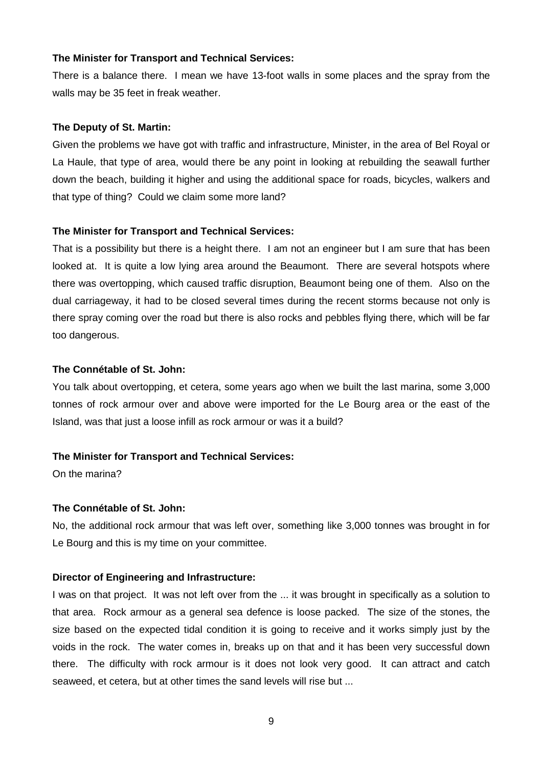**The Minister for Transport and Technical Services:**

There is a balance there. I mean we have 13-foot walls in some places and the spray from the walls may be 35 feet in freak weather.

**The Deputy of St. Martin:**

Given the problems we have got with traffic and infrastructure, Minister, in the area of Bel Royal or La Haule, that type of area, would there be any point in looking at rebuilding the seawall further down the beach, building it higher and using the additional space for roads, bicycles, walkers and that type of thing? Could we claim some more land?

**The Minister for Transport and Technical Services:**

That is a possibility but there is a height there. I am not an engineer but I am sure that has been looked at. It is quite a low lying area around the Beaumont. There are several hotspots where there was overtopping, which caused traffic disruption, Beaumont being one of them. Also on the dual carriageway, it had to be closed several times during the recent storms because not only is there spray coming over the road but there is also rocks and pebbles flying there, which will be far too dangerous.

**The Connétable of St. John:**

You talk about overtopping, et cetera, some years ago when we built the last marina, some 3,000 tonnes of rock armour over and above were imported for the Le Bourg area or the east of the Island, was that just a loose infill as rock armour or was it a build?

**The Minister for Transport and Technical Services:**

On the marina?

**The Connétable of St. John:**

No, the additional rock armour that was left over, something like 3,000 tonnes was brought in for Le Bourg and this is my time on your committee.

**Director of Engineering and Infrastructure:**

I was on that project. It was not left over from the ... it was brought in specifically as a solution to that area. Rock armour as a general sea defence is loose packed. The size of the stones, the size based on the expected tidal condition it is going to receive and it works simply just by the voids in the rock. The water comes in, breaks up on that and it has been very successful down there. The difficulty with rock armour is it does not look very good. It can attract and catch seaweed, et cetera, but at other times the sand levels will rise but ...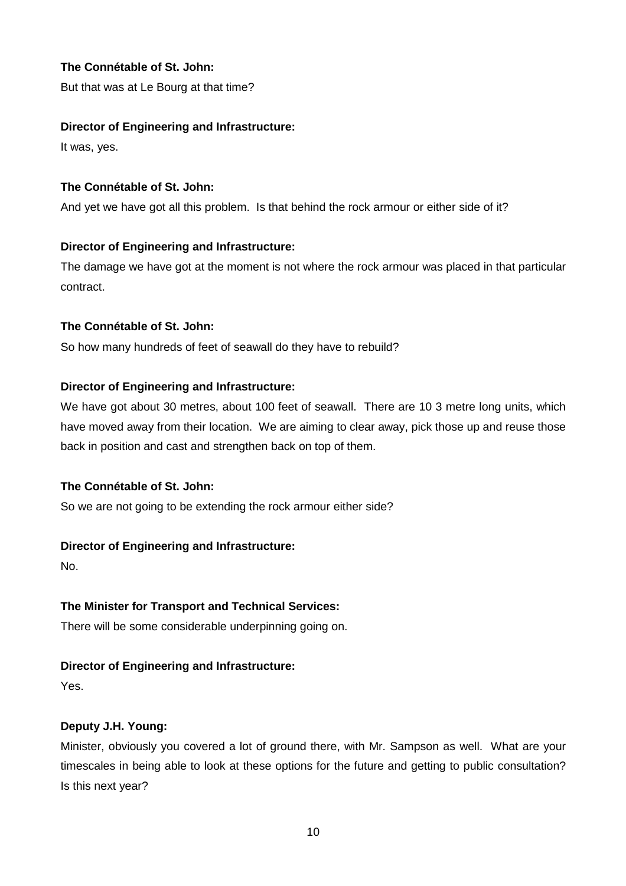**The Connétable of St. John:**

But that was at Le Bourg at that time?

**Director of Engineering and Infrastructure:**

It was, yes.

**The Connétable of St. John:**

And yet we have got all this problem. Is that behind the rock armour or either side of it?

**Director of Engineering and Infrastructure:**

The damage we have got at the moment is not where the rock armour was placed in that particular contract.

**The Connétable of St. John:**

So how many hundreds of feet of seawall do they have to rebuild?

**Director of Engineering and Infrastructure:**

We have got about 30 metres, about 100 feet of seawall. There are 10 3 metre long units, which have moved away from their location. We are aiming to clear away, pick those up and reuse those back in position and cast and strengthen back on top of them.

**The Connétable of St. John:**

So we are not going to be extending the rock armour either side?

**Director of Engineering and Infrastructure:**

No.

**The Minister for Transport and Technical Services:**

There will be some considerable underpinning going on.

**Director of Engineering and Infrastructure:**

Yes.

**Deputy J.H. Young:**

Minister, obviously you covered a lot of ground there, with Mr. Sampson as well. What are your timescales in being able to look at these options for the future and getting to public consultation? Is this next year?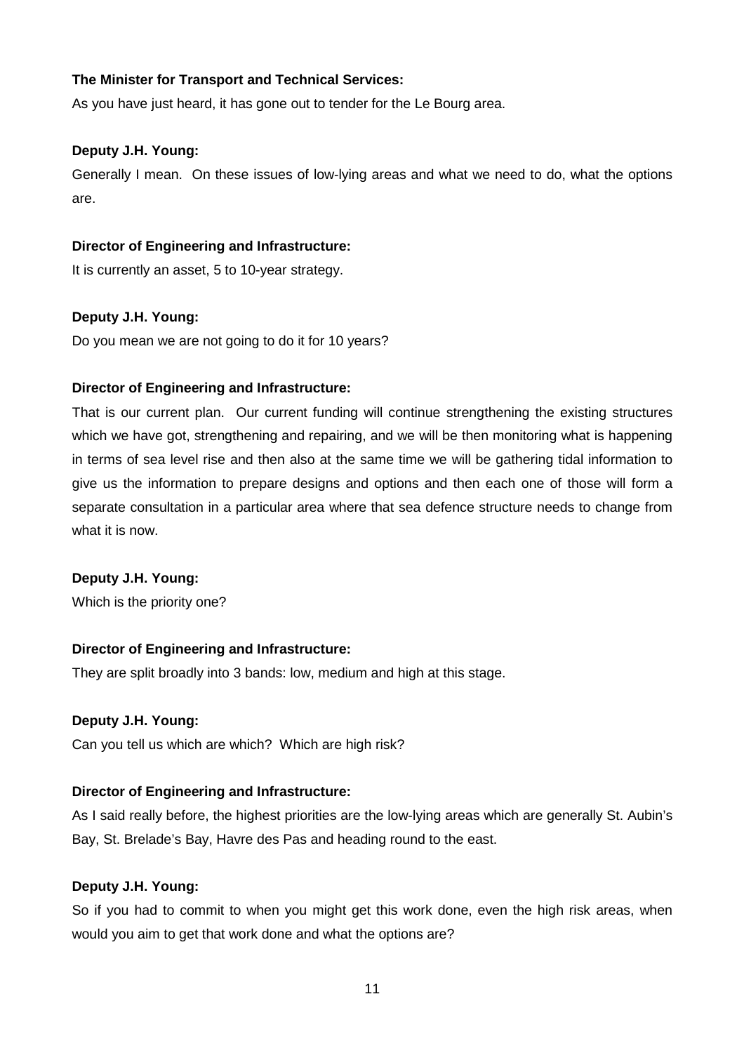**The Minister for Transport and Technical Services:**

As you have just heard, it has gone out to tender for the Le Bourg area.

**Deputy J.H. Young:**

Generally I mean. On these issues of low-lying areas and what we need to do, what the options are.

**Director of Engineering and Infrastructure:**

It is currently an asset, 5 to 10-year strategy.

**Deputy J.H. Young:**

Do you mean we are not going to do it for 10 years?

**Director of Engineering and Infrastructure:**

That is our current plan. Our current funding will continue strengthening the existing structures which we have got, strengthening and repairing, and we will be then monitoring what is happening in terms of sea level rise and then also at the same time we will be gathering tidal information to give us the information to prepare designs and options and then each one of those will form a separate consultation in a particular area where that sea defence structure needs to change from what it is now.

**Deputy J.H. Young:**

Which is the priority one?

**Director of Engineering and Infrastructure:**

They are split broadly into 3 bands: low, medium and high at this stage.

**Deputy J.H. Young:**

Can you tell us which are which? Which are high risk?

**Director of Engineering and Infrastructure:**

As I said really before, the highest priorities are the low-lying areas which are generally St. Aubin's Bay, St. Brelade's Bay, Havre des Pas and heading round to the east.

**Deputy J.H. Young:**

So if you had to commit to when you might get this work done, even the high risk areas, when would you aim to get that work done and what the options are?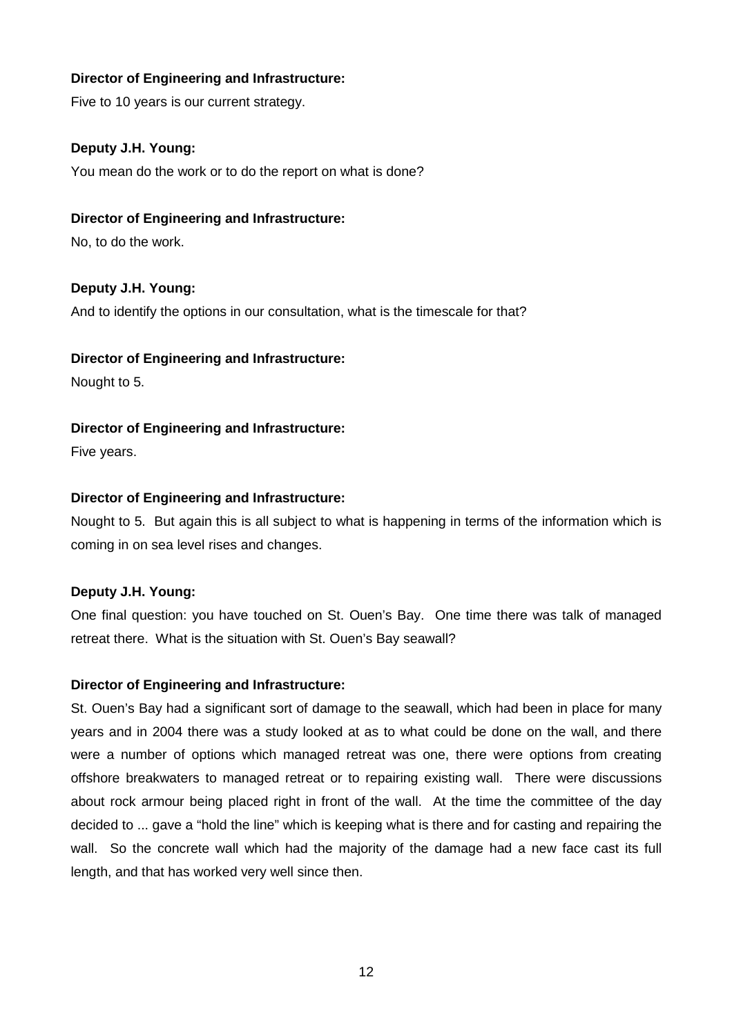**Director of Engineering and Infrastructure:**

Five to 10 years is our current strategy.

**Deputy J.H. Young:**

You mean do the work or to do the report on what is done?

**Director of Engineering and Infrastructure:**

No, to do the work.

**Deputy J.H. Young:**

And to identify the options in our consultation, what is the timescale for that?

**Director of Engineering and Infrastructure:**

Nought to 5.

**Director of Engineering and Infrastructure:**

Five years.

**Director of Engineering and Infrastructure:**

Nought to 5. But again this is all subject to what is happening in terms of the information which is coming in on sea level rises and changes.

**Deputy J.H. Young:**

One final question: you have touched on St. Ouen's Bay. One time there was talk of managed retreat there. What is the situation with St. Ouen's Bay seawall?

**Director of Engineering and Infrastructure:**

St. Ouen's Bay had a significant sort of damage to the seawall, which had been in place for many years and in 2004 there was a study looked at as to what could be done on the wall, and there were a number of options which managed retreat was one, there were options from creating offshore breakwaters to managed retreat or to repairing existing wall. There were discussions about rock armour being placed right in front of the wall. At the time the committee of the day decided to ... gave a "hold the line" which is keeping what is there and for casting and repairing the wall. So the concrete wall which had the majority of the damage had a new face cast its full length, and that has worked very well since then.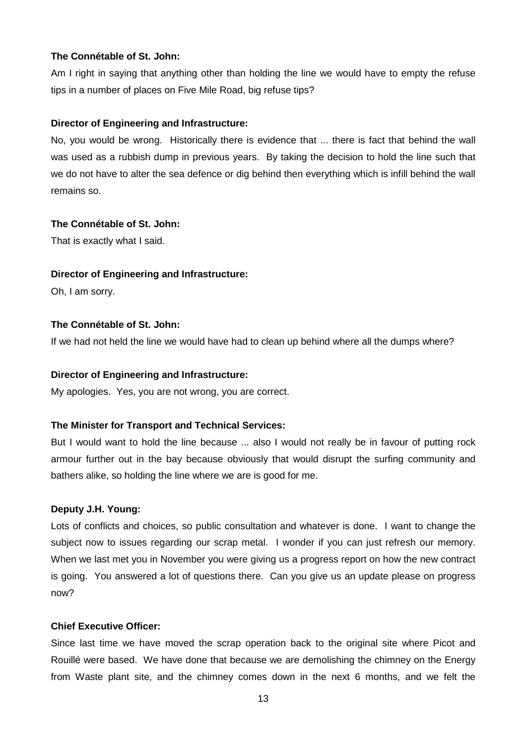**The Connétable of St. John:**

Am I right in saying that anything other than holding the line we would have to empty the refuse tips in a number of places on Five Mile Road, big refuse tips?

**Director of Engineering and Infrastructure:**

No, you would be wrong. Historically there is evidence that ... there is fact that behind the wall was used as a rubbish dump in previous years. By taking the decision to hold the line such that we do not have to alter the sea defence or dig behind then everything which is infill behind the wall remains so.

**The Connétable of St. John:**

That is exactly what I said.

**Director of Engineering and Infrastructure:**

Oh, I am sorry.

**The Connétable of St. John:**

If we had not held the line we would have had to clean up behind where all the dumps where?

**Director of Engineering and Infrastructure:**

My apologies. Yes, you are not wrong, you are correct.

**The Minister for Transport and Technical Services:**

But I would want to hold the line because ... also I would not really be in favour of putting rock armour further out in the bay because obviously that would disrupt the surfing community and bathers alike, so holding the line where we are is good for me.

**Deputy J.H. Young:**

Lots of conflicts and choices, so public consultation and whatever is done. I want to change the subject now to issues regarding our scrap metal. I wonder if you can just refresh our memory. When we last met you in November you were giving us a progress report on how the new contract is going. You answered a lot of questions there. Can you give us an update please on progress now?

**Chief Executive Officer:**

Since last time we have moved the scrap operation back to the original site where Picot and Rouillé were based. We have done that because we are demolishing the chimney on the Energy from Waste plant site, and the chimney comes down in the next 6 months, and we felt the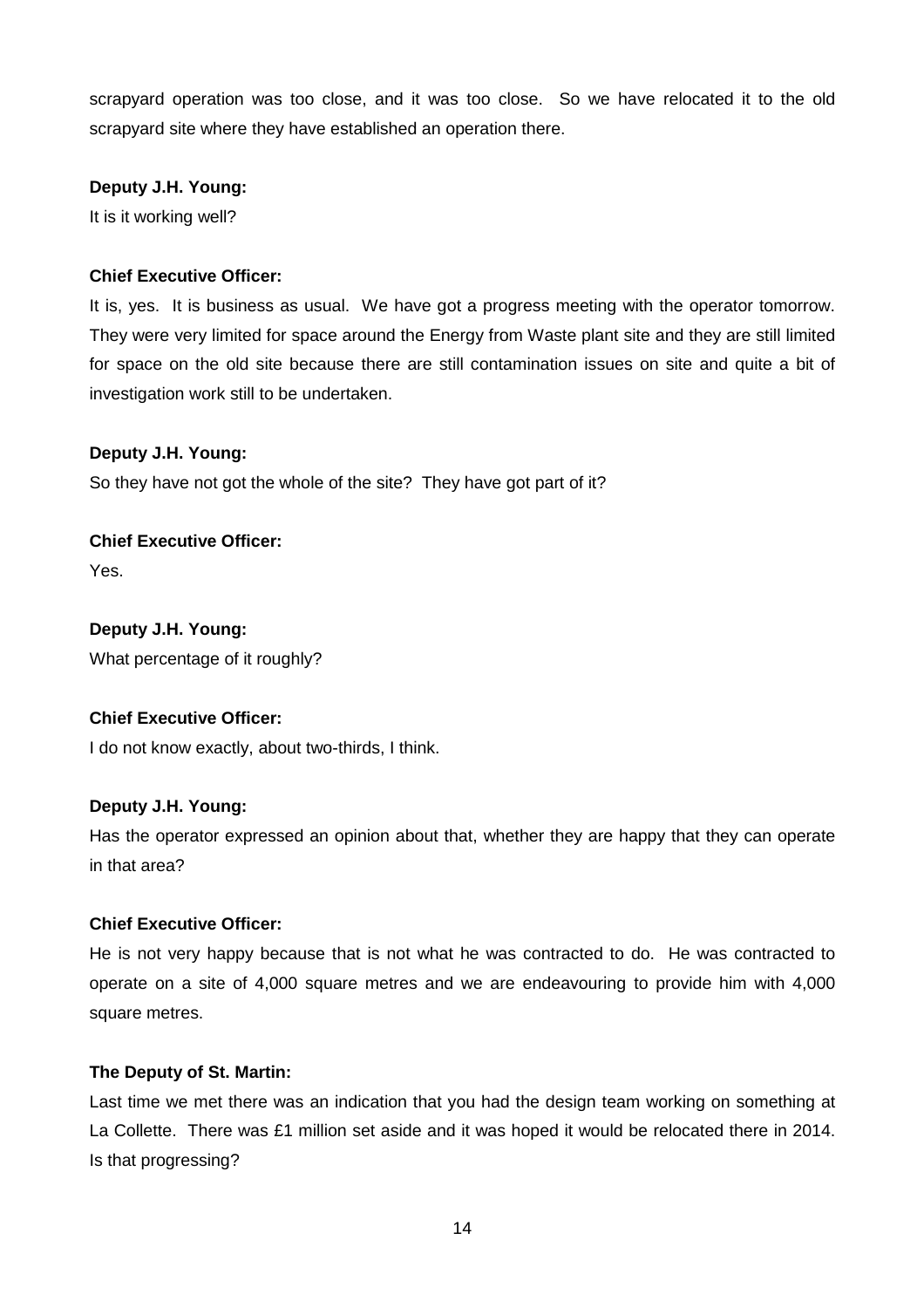scrapyard operation was too close, and it was too close. So we have relocated it to the old scrapyard site where they have established an operation there.

**Deputy J.H. Young:**

It is it working well?

**Chief Executive Officer:**

It is, yes. It is business as usual. We have got a progress meeting with the operator tomorrow. They were very limited for space around the Energy from Waste plant site and they are still limited for space on the old site because there are still contamination issues on site and quite a bit of investigation work still to be undertaken.

**Deputy J.H. Young:**

So they have not got the whole of the site? They have got part of it?

**Chief Executive Officer:**

Yes.

**Deputy J.H. Young:**

What percentage of it roughly?

**Chief Executive Officer:**

I do not know exactly, about two-thirds, I think.

**Deputy J.H. Young:**

Has the operator expressed an opinion about that, whether they are happy that they can operate in that area?

**Chief Executive Officer:**

He is not very happy because that is not what he was contracted to do. He was contracted to operate on a site of 4,000 square metres and we are endeavouring to provide him with 4,000 square metres.

**The Deputy of St. Martin:**

Last time we met there was an indication that you had the design team working on something at La Collette. There was £1 million set aside and it was hoped it would be relocated there in 2014. Is that progressing?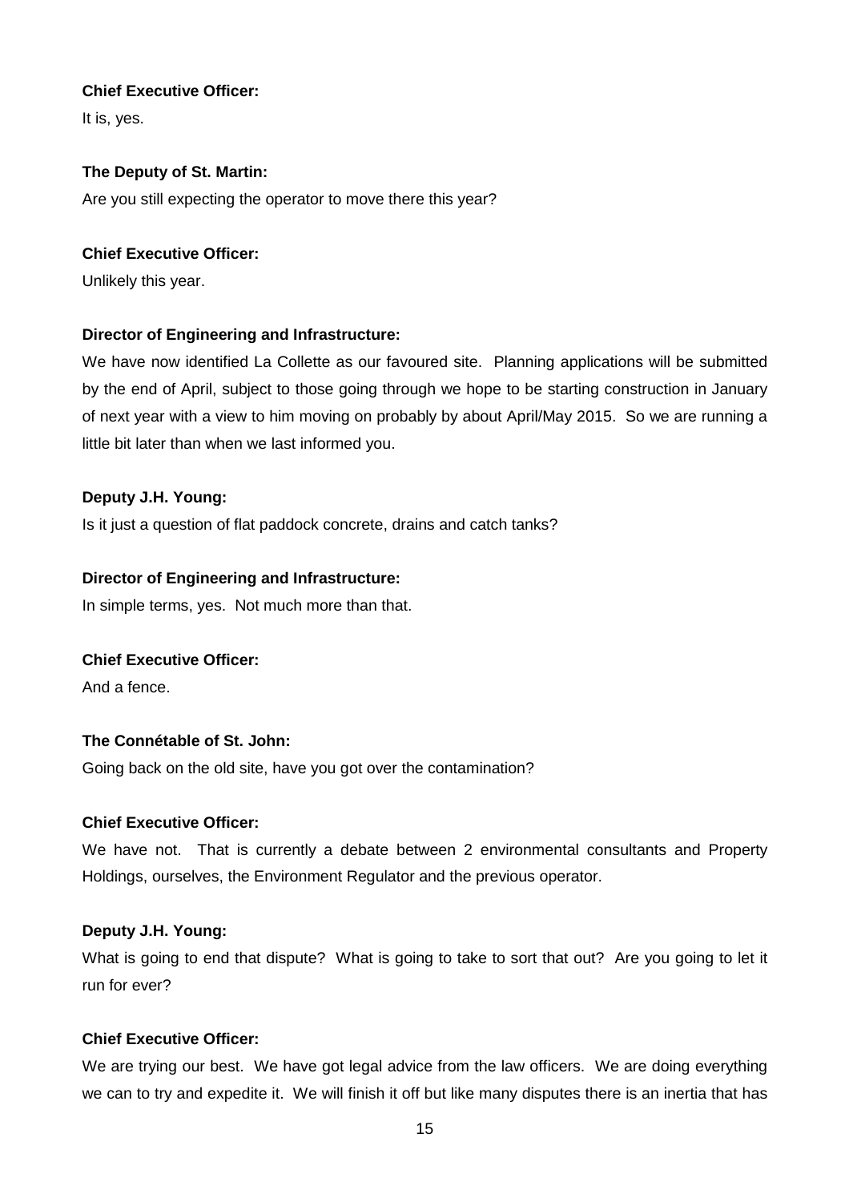**Chief Executive Officer:**

It is, yes.

**The Deputy of St. Martin:**

Are you still expecting the operator to move there this year?

**Chief Executive Officer:**

Unlikely this year.

**Director of Engineering and Infrastructure:**

We have now identified La Collette as our favoured site. Planning applications will be submitted by the end of April, subject to those going through we hope to be starting construction in January of next year with a view to him moving on probably by about April/May 2015. So we are running a little bit later than when we last informed you.

**Deputy J.H. Young:**

Is it just a question of flat paddock concrete, drains and catch tanks?

**Director of Engineering and Infrastructure:**

In simple terms, yes. Not much more than that.

**Chief Executive Officer:**

And a fence.

**The Connétable of St. John:**

Going back on the old site, have you got over the contamination?

**Chief Executive Officer:**

We have not. That is currently a debate between 2 environmental consultants and Property Holdings, ourselves, the Environment Regulator and the previous operator.

**Deputy J.H. Young:**

What is going to end that dispute? What is going to take to sort that out? Are you going to let it run for ever?

**Chief Executive Officer:**

We are trying our best. We have got legal advice from the law officers. We are doing everything we can to try and expedite it. We will finish it off but like many disputes there is an inertia that has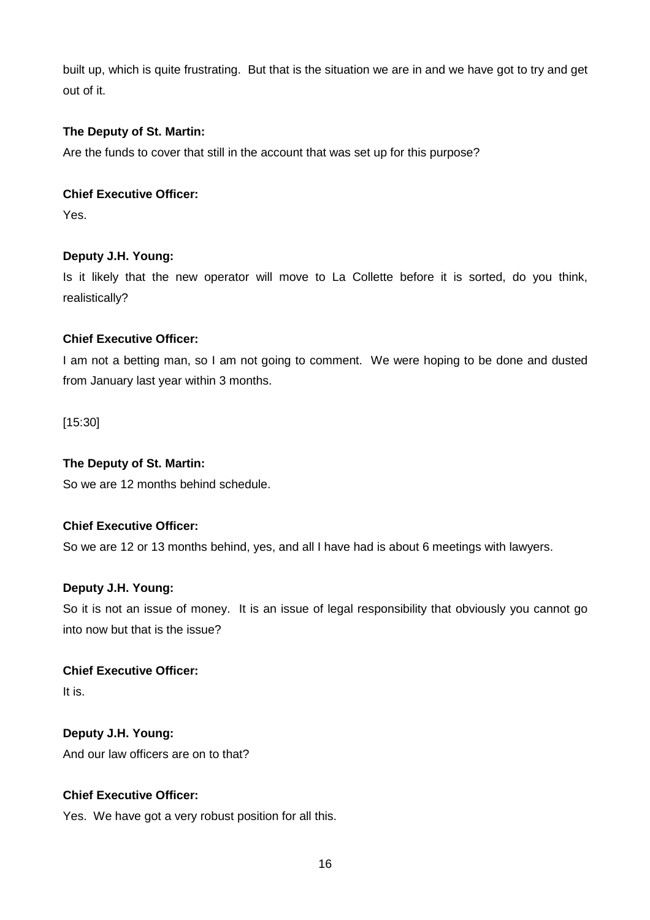built up, which is quite frustrating. But that is the situation we are in and we have got to try and get out of it.

**The Deputy of St. Martin:**

Are the funds to cover that still in the account that was set up for this purpose?

**Chief Executive Officer:**

Yes.

**Deputy J.H. Young:**

Is it likely that the new operator will move to La Collette before it is sorted, do you think, realistically?

**Chief Executive Officer:**

I am not a betting man, so I am not going to comment. We were hoping to be done and dusted from January last year within 3 months.

[15:30]

**The Deputy of St. Martin:**

So we are 12 months behind schedule.

**Chief Executive Officer:**

So we are 12 or 13 months behind, yes, and all I have had is about 6 meetings with lawyers.

**Deputy J.H. Young:**

So it is not an issue of money. It is an issue of legal responsibility that obviously you cannot go into now but that is the issue?

**Chief Executive Officer:**

It is.

**Deputy J.H. Young:**

And our law officers are on to that?

**Chief Executive Officer:**

Yes. We have got a very robust position for all this.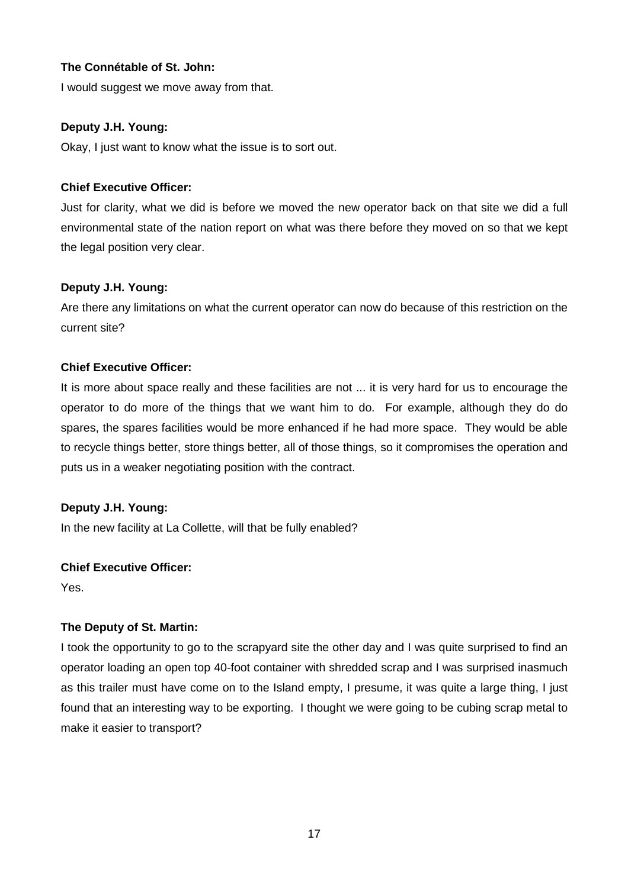**The Connétable of St. John:**

I would suggest we move away from that.

**Deputy J.H. Young:**

Okay, I just want to know what the issue is to sort out.

**Chief Executive Officer:**

Just for clarity, what we did is before we moved the new operator back on that site we did a full environmental state of the nation report on what was there before they moved on so that we kept the legal position very clear.

**Deputy J.H. Young:**

Are there any limitations on what the current operator can now do because of this restriction on the current site?

**Chief Executive Officer:**

It is more about space really and these facilities are not ... it is very hard for us to encourage the operator to do more of the things that we want him to do. For example, although they do do spares, the spares facilities would be more enhanced if he had more space. They would be able to recycle things better, store things better, all of those things, so it compromises the operation and puts us in a weaker negotiating position with the contract.

**Deputy J.H. Young:**

In the new facility at La Collette, will that be fully enabled?

**Chief Executive Officer:**

Yes.

**The Deputy of St. Martin:**

I took the opportunity to go to the scrapyard site the other day and I was quite surprised to find an operator loading an open top 40-foot container with shredded scrap and I was surprised inasmuch as this trailer must have come on to the Island empty, I presume, it was quite a large thing, I just found that an interesting way to be exporting. I thought we were going to be cubing scrap metal to make it easier to transport?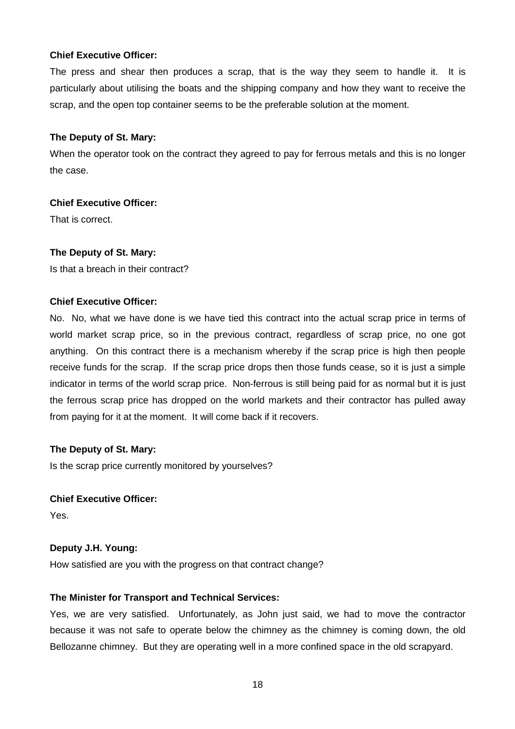**Chief Executive Officer:**

The press and shear then produces a scrap, that is the way they seem to handle it. It is particularly about utilising the boats and the shipping company and how they want to receive the scrap, and the open top container seems to be the preferable solution at the moment.

**The Deputy of St. Mary:**

When the operator took on the contract they agreed to pay for ferrous metals and this is no longer the case.

**Chief Executive Officer:**

That is correct.

**The Deputy of St. Mary:**

Is that a breach in their contract?

**Chief Executive Officer:**

No. No, what we have done is we have tied this contract into the actual scrap price in terms of world market scrap price, so in the previous contract, regardless of scrap price, no one got anything. On this contract there is a mechanism whereby if the scrap price is high then people receive funds for the scrap. If the scrap price drops then those funds cease, so it is just a simple indicator in terms of the world scrap price. Non-ferrous is still being paid for as normal but it is just the ferrous scrap price has dropped on the world markets and their contractor has pulled away from paying for it at the moment. It will come back if it recovers.

**The Deputy of St. Mary:**

Is the scrap price currently monitored by yourselves?

**Chief Executive Officer:**

Yes.

**Deputy J.H. Young:**

How satisfied are you with the progress on that contract change?

**The Minister for Transport and Technical Services:**

Yes, we are very satisfied. Unfortunately, as John just said, we had to move the contractor because it was not safe to operate below the chimney as the chimney is coming down, the old Bellozanne chimney. But they are operating well in a more confined space in the old scrapyard.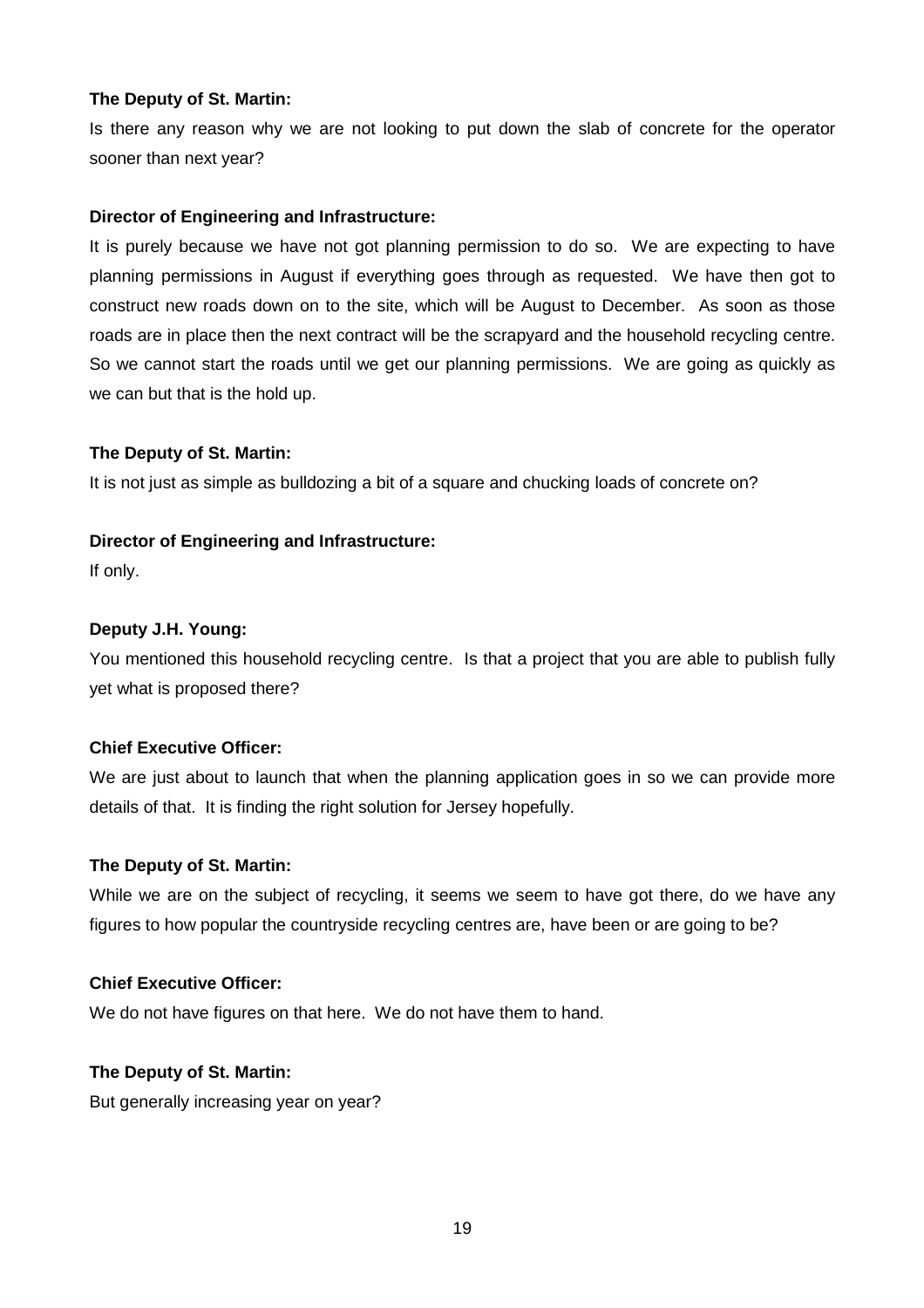**The Deputy of St. Martin:**

Is there any reason why we are not looking to put down the slab of concrete for the operator sooner than next year?

**Director of Engineering and Infrastructure:**

It is purely because we have not got planning permission to do so. We are expecting to have planning permissions in August if everything goes through as requested. We have then got to construct new roads down on to the site, which will be August to December. As soon as those roads are in place then the next contract will be the scrapyard and the household recycling centre. So we cannot start the roads until we get our planning permissions. We are going as quickly as we can but that is the hold up.

**The Deputy of St. Martin:**

It is not just as simple as bulldozing a bit of a square and chucking loads of concrete on?

**Director of Engineering and Infrastructure:**

If only.

**Deputy J.H. Young:**

You mentioned this household recycling centre. Is that a project that you are able to publish fully yet what is proposed there?

**Chief Executive Officer:**

We are just about to launch that when the planning application goes in so we can provide more details of that. It is finding the right solution for Jersey hopefully.

**The Deputy of St. Martin:**

While we are on the subject of recycling, it seems we seem to have got there, do we have any figures to how popular the countryside recycling centres are, have been or are going to be?

**Chief Executive Officer:**

We do not have figures on that here. We do not have them to hand.

**The Deputy of St. Martin:**

But generally increasing year on year?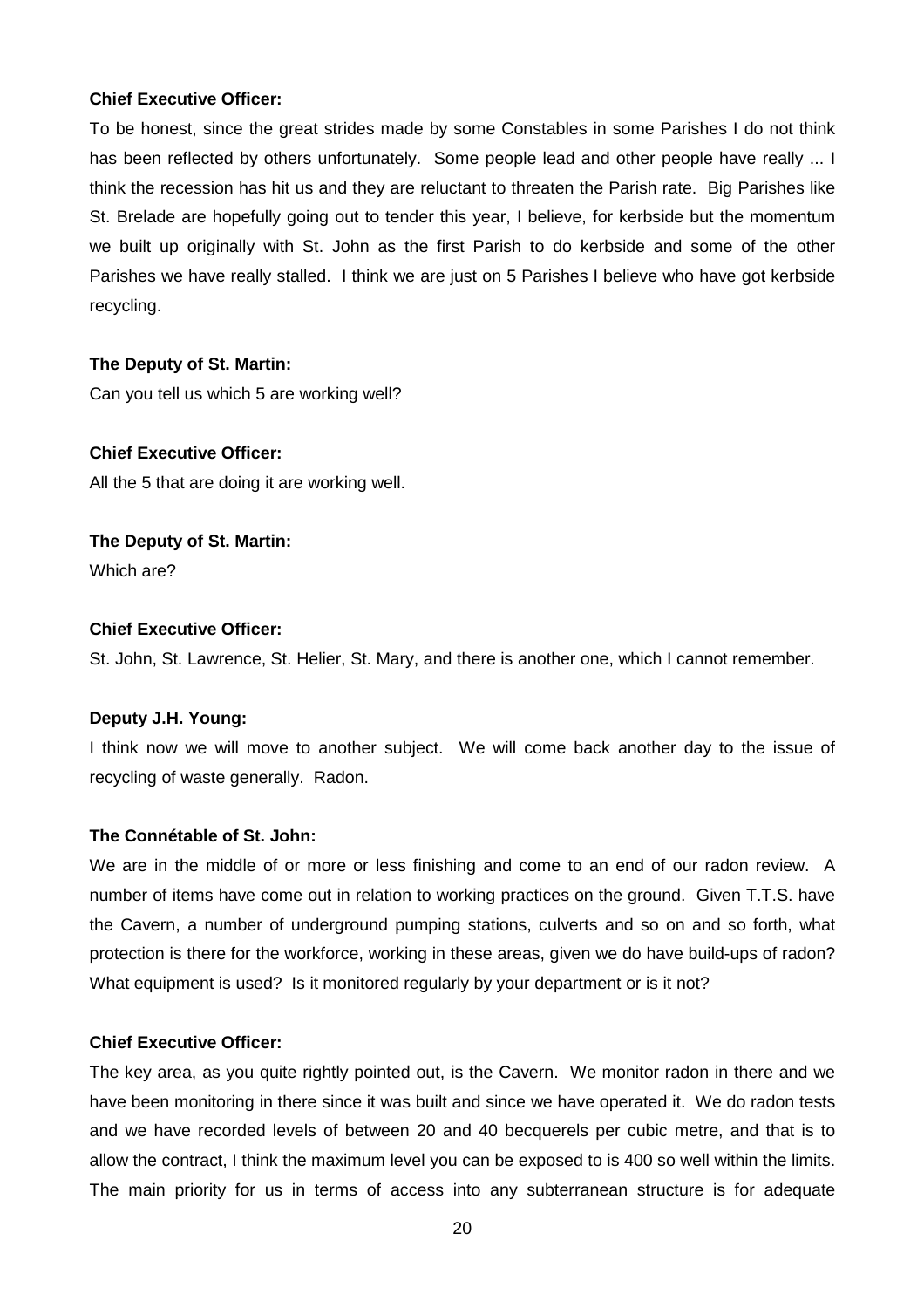**Chief Executive Officer:**

To be honest, since the great strides made by some Constables in some Parishes I do not think has been reflected by others unfortunately. Some people lead and other people have really ... I think the recession has hit us and they are reluctant to threaten the Parish rate. Big Parishes like St. Brelade are hopefully going out to tender this year, I believe, for kerbside but the momentum we built up originally with St. John as the first Parish to do kerbside and some of the other Parishes we have really stalled. I think we are just on 5 Parishes I believe who have got kerbside recycling.

**The Deputy of St. Martin:**

Can you tell us which 5 are working well?

**Chief Executive Officer:**

All the 5 that are doing it are working well.

**The Deputy of St. Martin:**

Which are?

**Chief Executive Officer:**

St. John, St. Lawrence, St. Helier, St. Mary, and there is another one, which I cannot remember.

**Deputy J.H. Young:**

I think now we will move to another subject. We will come back another day to the issue of recycling of waste generally. Radon.

**The Connétable of St. John:**

We are in the middle of or more or less finishing and come to an end of our radon review. A number of items have come out in relation to working practices on the ground. Given T.T.S. have the Cavern, a number of underground pumping stations, culverts and so on and so forth, what protection is there for the workforce, working in these areas, given we do have build-ups of radon? What equipment is used? Is it monitored regularly by your department or is it not?

**Chief Executive Officer:**

The key area, as you quite rightly pointed out, is the Cavern. We monitor radon in there and we have been monitoring in there since it was built and since we have operated it. We do radon tests and we have recorded levels of between 20 and 40 becquerels per cubic metre, and that is to allow the contract, I think the maximum level you can be exposed to is 400 so well within the limits. The main priority for us in terms of access into any subterranean structure is for adequate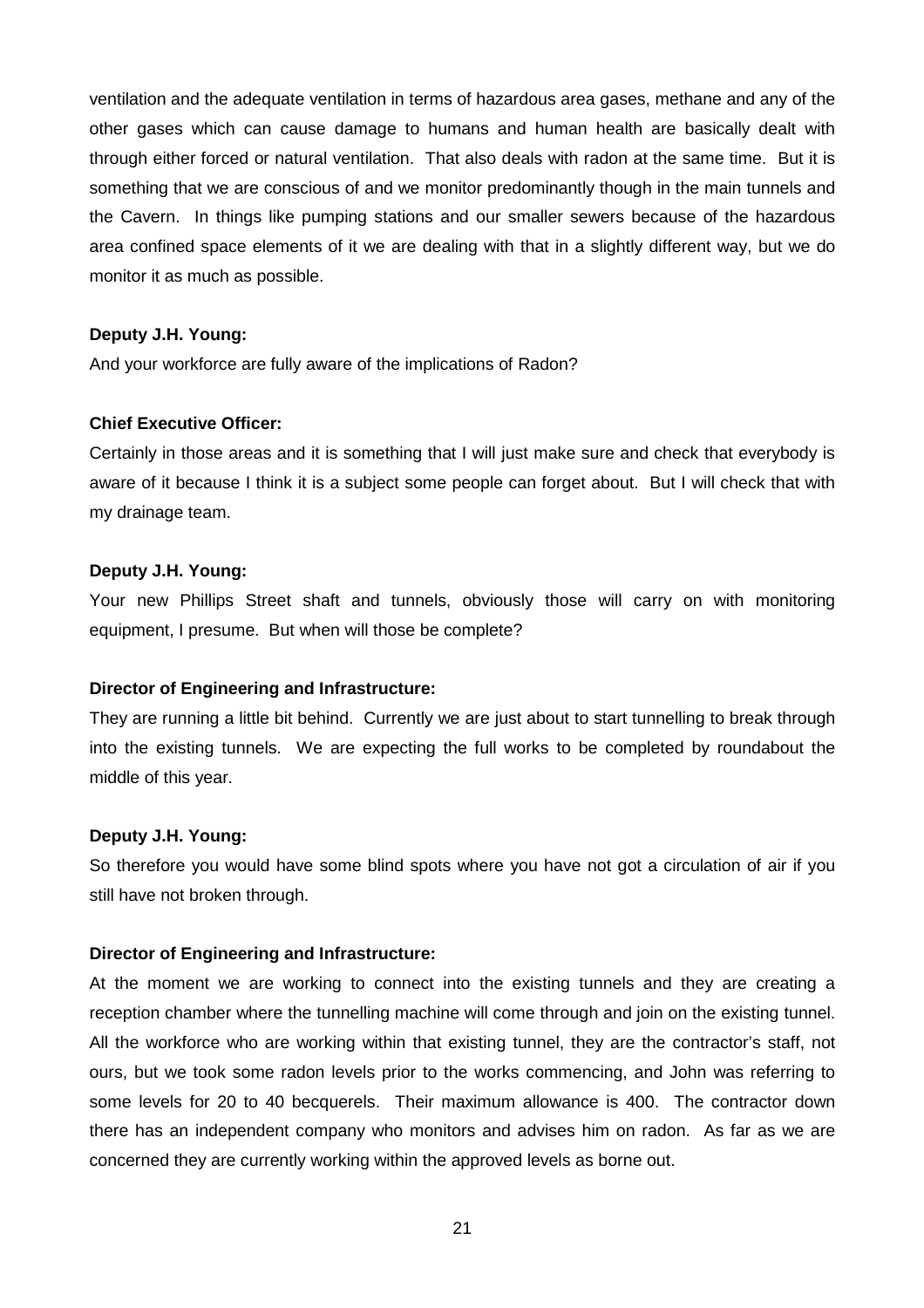ventilation and the adequate ventilation in terms of hazardous area gases, methane and any of the other gases which can cause damage to humans and human health are basically dealt with through either forced or natural ventilation. That also deals with radon at the same time. But it is something that we are conscious of and we monitor predominantly though in the main tunnels and the Cavern. In things like pumping stations and our smaller sewers because of the hazardous area confined space elements of it we are dealing with that in a slightly different way, but we do monitor it as much as possible.

**Deputy J.H. Young:**

And your workforce are fully aware of the implications of Radon?

**Chief Executive Officer:**

Certainly in those areas and it is something that I will just make sure and check that everybody is aware of it because I think it is a subject some people can forget about. But I will check that with my drainage team.

**Deputy J.H. Young:**

Your new Phillips Street shaft and tunnels, obviously those will carry on with monitoring equipment, I presume. But when will those be complete?

**Director of Engineering and Infrastructure:**

They are running a little bit behind. Currently we are just about to start tunnelling to break through into the existing tunnels. We are expecting the full works to be completed by roundabout the middle of this year.

**Deputy J.H. Young:**

So therefore you would have some blind spots where you have not got a circulation of air if you still have not broken through.

**Director of Engineering and Infrastructure:**

At the moment we are working to connect into the existing tunnels and they are creating a reception chamber where the tunnelling machine will come through and join on the existing tunnel. All the workforce who are working within that existing tunnel, they are the contractor's staff, not ours, but we took some radon levels prior to the works commencing, and John was referring to some levels for 20 to 40 becquerels. Their maximum allowance is 400. The contractor down there has an independent company who monitors and advises him on radon. As far as we are concerned they are currently working within the approved levels as borne out.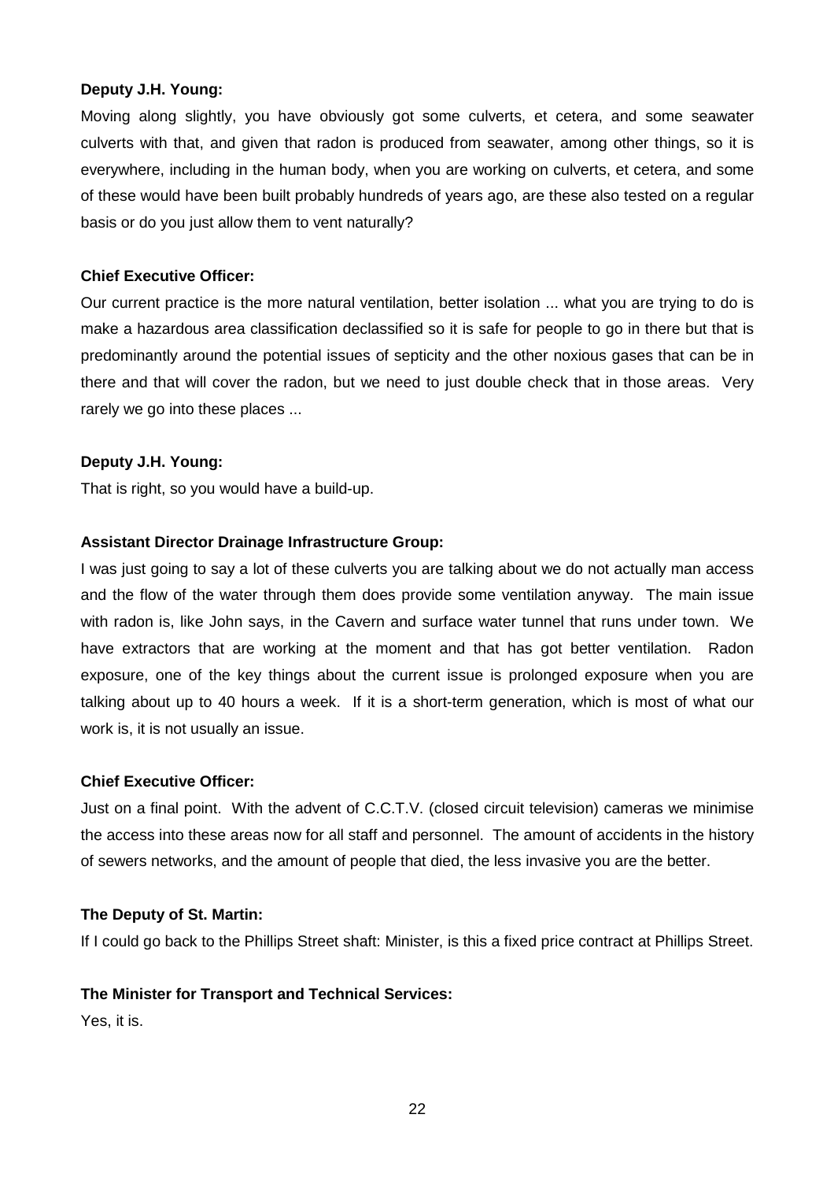**Deputy J.H. Young:**

Moving along slightly, you have obviously got some culverts, et cetera, and some seawater culverts with that, and given that radon is produced from seawater, among other things, so it is everywhere, including in the human body, when you are working on culverts, et cetera, and some of these would have been built probably hundreds of years ago, are these also tested on a regular basis or do you just allow them to vent naturally?

**Chief Executive Officer:**

Our current practice is the more natural ventilation, better isolation ... what you are trying to do is make a hazardous area classification declassified so it is safe for people to go in there but that is predominantly around the potential issues of septicity and the other noxious gases that can be in there and that will cover the radon, but we need to just double check that in those areas. Very rarely we go into these places ...

**Deputy J.H. Young:**

That is right, so you would have a build-up.

**Assistant Director Drainage Infrastructure Group:**

I was just going to say a lot of these culverts you are talking about we do not actually man access and the flow of the water through them does provide some ventilation anyway. The main issue with radon is, like John says, in the Cavern and surface water tunnel that runs under town. We have extractors that are working at the moment and that has got better ventilation. Radon exposure, one of the key things about the current issue is prolonged exposure when you are talking about up to 40 hours a week. If it is a short-term generation, which is most of what our work is, it is not usually an issue.

**Chief Executive Officer:**

Just on a final point. With the advent of C.C.T.V. (closed circuit television) cameras we minimise the access into these areas now for all staff and personnel. The amount of accidents in the history of sewers networks, and the amount of people that died, the less invasive you are the better.

**The Deputy of St. Martin:**

If I could go back to the Phillips Street shaft: Minister, is this a fixed price contract at Phillips Street.

**The Minister for Transport and Technical Services:**

Yes, it is.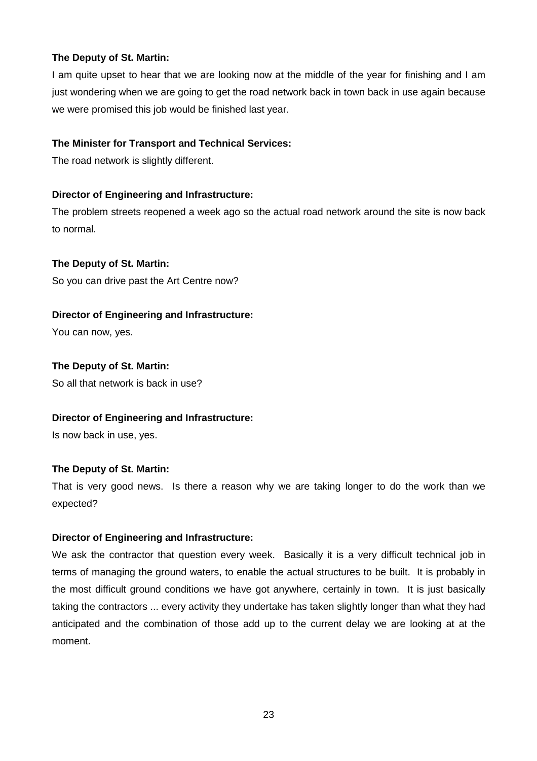**The Deputy of St. Martin:**

I am quite upset to hear that we are looking now at the middle of the year for finishing and I am just wondering when we are going to get the road network back in town back in use again because we were promised this job would be finished last year.

**The Minister for Transport and Technical Services:**

The road network is slightly different.

**Director of Engineering and Infrastructure:**

The problem streets reopened a week ago so the actual road network around the site is now back to normal.

**The Deputy of St. Martin:**

So you can drive past the Art Centre now?

**Director of Engineering and Infrastructure:**

You can now, yes.

**The Deputy of St. Martin:**

So all that network is back in use?

**Director of Engineering and Infrastructure:**

Is now back in use, yes.

**The Deputy of St. Martin:**

That is very good news. Is there a reason why we are taking longer to do the work than we expected?

**Director of Engineering and Infrastructure:**

We ask the contractor that question every week. Basically it is a very difficult technical job in terms of managing the ground waters, to enable the actual structures to be built. It is probably in the most difficult ground conditions we have got anywhere, certainly in town. It is just basically taking the contractors ... every activity they undertake has taken slightly longer than what they had anticipated and the combination of those add up to the current delay we are looking at at the moment.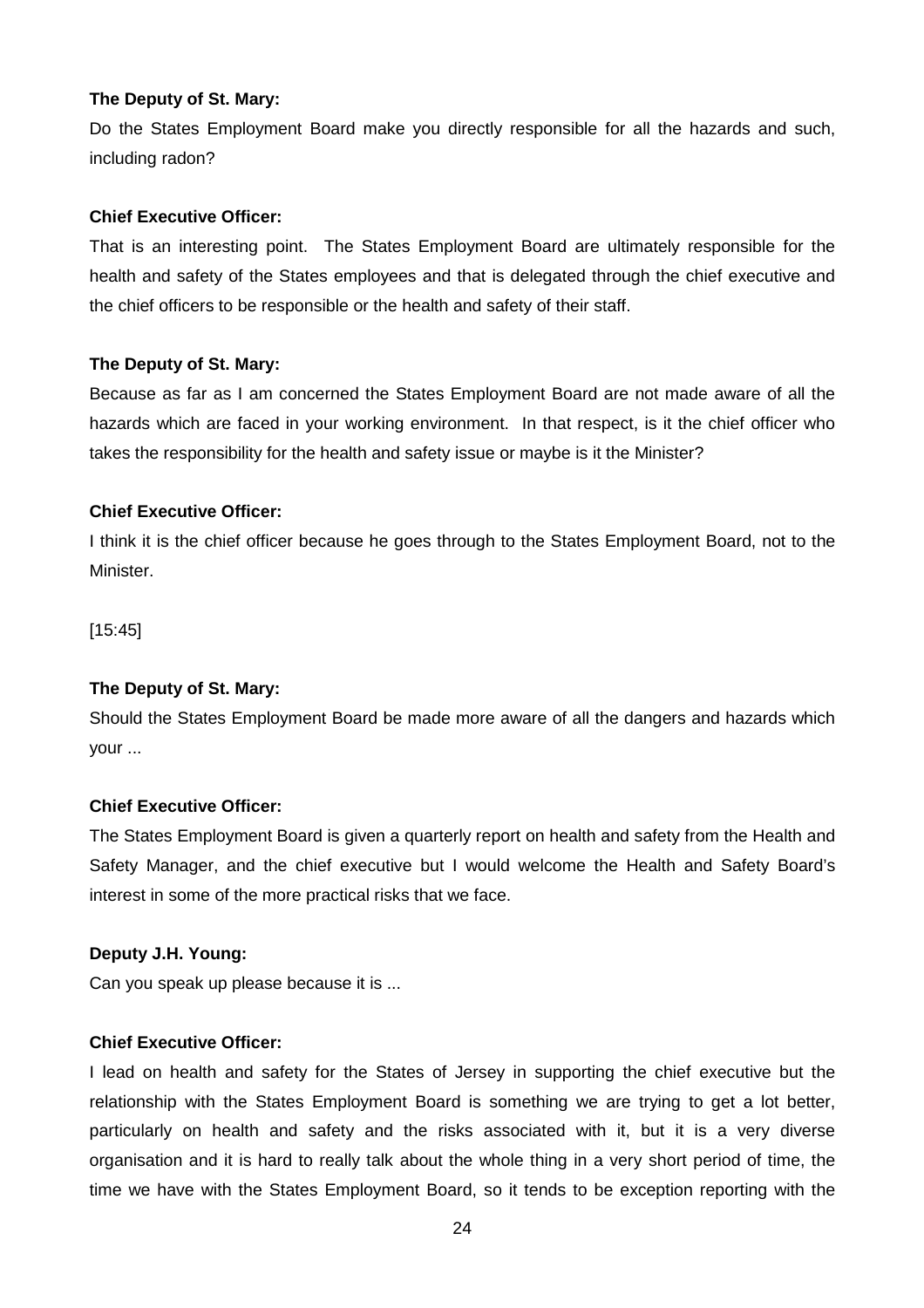**The Deputy of St. Mary:**

Do the States Employment Board make you directly responsible for all the hazards and such, including radon?

**Chief Executive Officer:**

That is an interesting point. The States Employment Board are ultimately responsible for the health and safety of the States employees and that is delegated through the chief executive and the chief officers to be responsible or the health and safety of their staff.

**The Deputy of St. Mary:**

Because as far as I am concerned the States Employment Board are not made aware of all the hazards which are faced in your working environment. In that respect, is it the chief officer who takes the responsibility for the health and safety issue or maybe is it the Minister?

**Chief Executive Officer:**

I think it is the chief officer because he goes through to the States Employment Board, not to the Minister.

[15:45]

**The Deputy of St. Mary:**

Should the States Employment Board be made more aware of all the dangers and hazards which your ...

**Chief Executive Officer:**

The States Employment Board is given a quarterly report on health and safety from the Health and Safety Manager, and the chief executive but I would welcome the Health and Safety Board's interest in some of the more practical risks that we face.

**Deputy J.H. Young:**

Can you speak up please because it is ...

**Chief Executive Officer:**

I lead on health and safety for the States of Jersey in supporting the chief executive but the relationship with the States Employment Board is something we are trying to get a lot better, particularly on health and safety and the risks associated with it, but it is a very diverse organisation and it is hard to really talk about the whole thing in a very short period of time, the time we have with the States Employment Board, so it tends to be exception reporting with the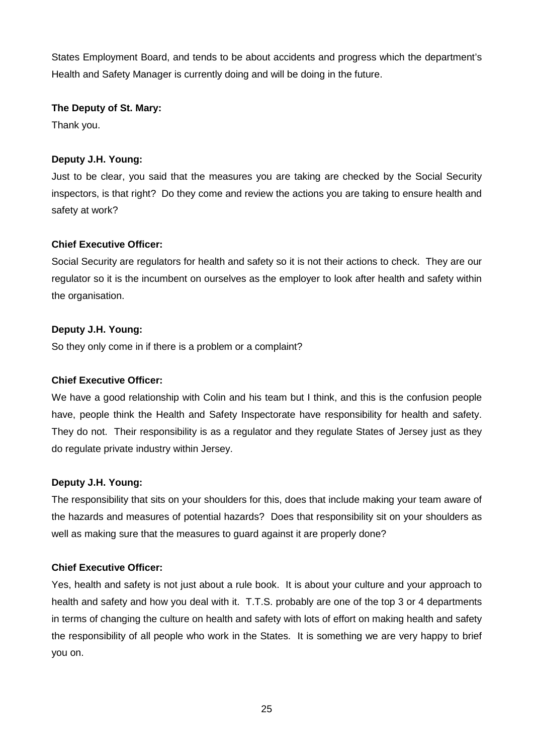States Employment Board, and tends to be about accidents and progress which the department's Health and Safety Manager is currently doing and will be doing in the future.

**The Deputy of St. Mary:**

Thank you.

**Deputy J.H. Young:**

Just to be clear, you said that the measures you are taking are checked by the Social Security inspectors, is that right? Do they come and review the actions you are taking to ensure health and safety at work?

**Chief Executive Officer:**

Social Security are regulators for health and safety so it is not their actions to check. They are our regulator so it is the incumbent on ourselves as the employer to look after health and safety within the organisation.

**Deputy J.H. Young:**

So they only come in if there is a problem or a complaint?

**Chief Executive Officer:**

We have a good relationship with Colin and his team but I think, and this is the confusion people have, people think the Health and Safety Inspectorate have responsibility for health and safety. They do not. Their responsibility is as a regulator and they regulate States of Jersey just as they do regulate private industry within Jersey.

**Deputy J.H. Young:**

The responsibility that sits on your shoulders for this, does that include making your team aware of the hazards and measures of potential hazards? Does that responsibility sit on your shoulders as well as making sure that the measures to guard against it are properly done?

**Chief Executive Officer:**

Yes, health and safety is not just about a rule book. It is about your culture and your approach to health and safety and how you deal with it. T.T.S. probably are one of the top 3 or 4 departments in terms of changing the culture on health and safety with lots of effort on making health and safety the responsibility of all people who work in the States. It is something we are very happy to brief you on.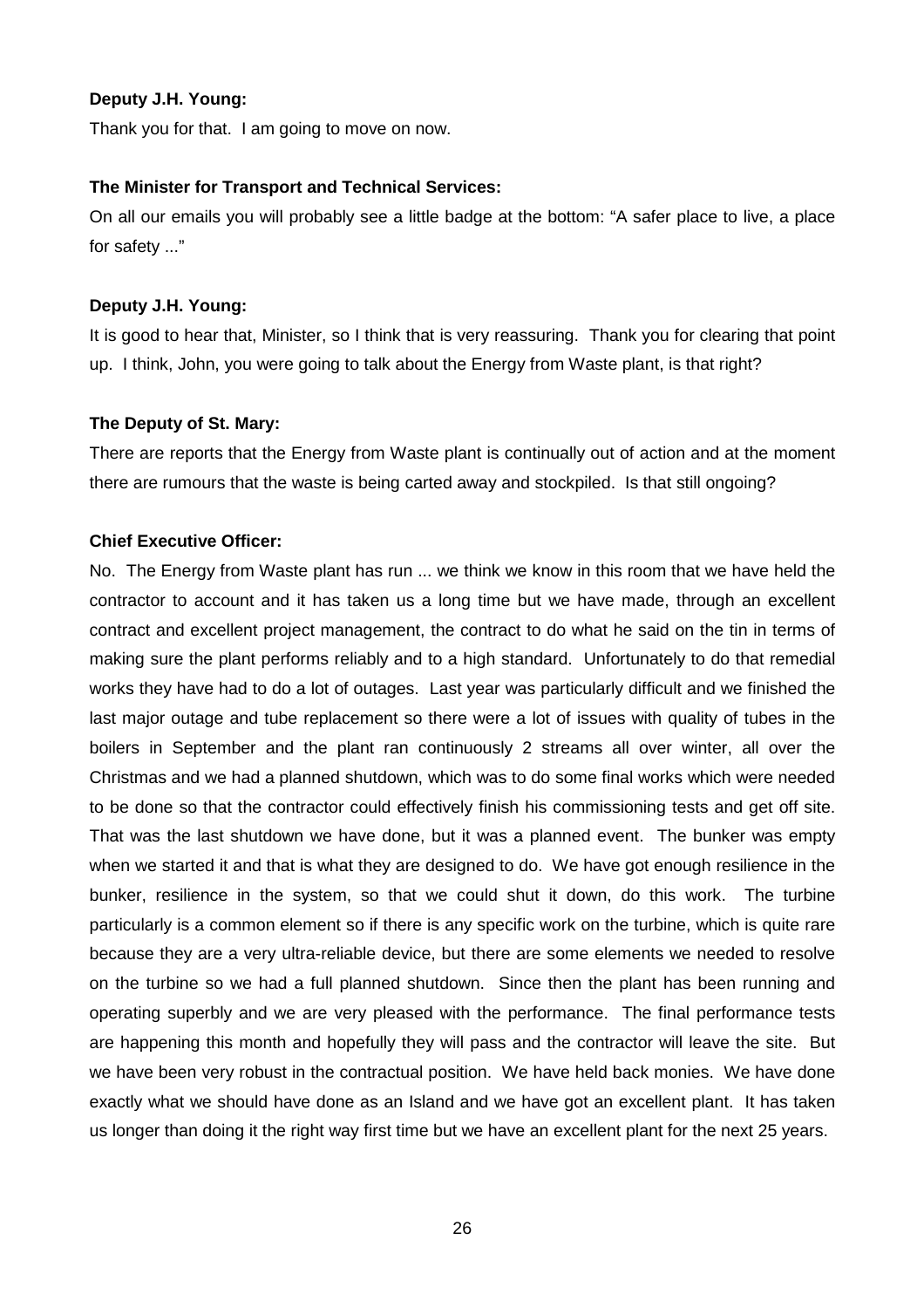**Deputy J.H. Young:**

Thank you for that. I am going to move on now.

**The Minister for Transport and Technical Services:**

On all our emails you will probably see a little badge at the bottom: "A safer place to live, a place for safety ..."

**Deputy J.H. Young:**

It is good to hear that, Minister, so I think that is very reassuring. Thank you for clearing that point up. I think, John, you were going to talk about the Energy from Waste plant, is that right?

**The Deputy of St. Mary:**

There are reports that the Energy from Waste plant is continually out of action and at the moment there are rumours that the waste is being carted away and stockpiled. Is that still ongoing?

**Chief Executive Officer:**

No. The Energy from Waste plant has run ... we think we know in this room that we have held the contractor to account and it has taken us a long time but we have made, through an excellent contract and excellent project management, the contract to do what he said on the tin in terms of making sure the plant performs reliably and to a high standard. Unfortunately to do that remedial works they have had to do a lot of outages. Last year was particularly difficult and we finished the last major outage and tube replacement so there were a lot of issues with quality of tubes in the boilers in September and the plant ran continuously 2 streams all over winter, all over the Christmas and we had a planned shutdown, which was to do some final works which were needed to be done so that the contractor could effectively finish his commissioning tests and get off site. That was the last shutdown we have done, but it was a planned event. The bunker was empty when we started it and that is what they are designed to do. We have got enough resilience in the bunker, resilience in the system, so that we could shut it down, do this work. The turbine particularly is a common element so if there is any specific work on the turbine, which is quite rare because they are a very ultra-reliable device, but there are some elements we needed to resolve on the turbine so we had a full planned shutdown. Since then the plant has been running and operating superbly and we are very pleased with the performance. The final performance tests are happening this month and hopefully they will pass and the contractor will leave the site. But we have been very robust in the contractual position. We have held back monies. We have done exactly what we should have done as an Island and we have got an excellent plant. It has taken us longer than doing it the right way first time but we have an excellent plant for the next 25 years.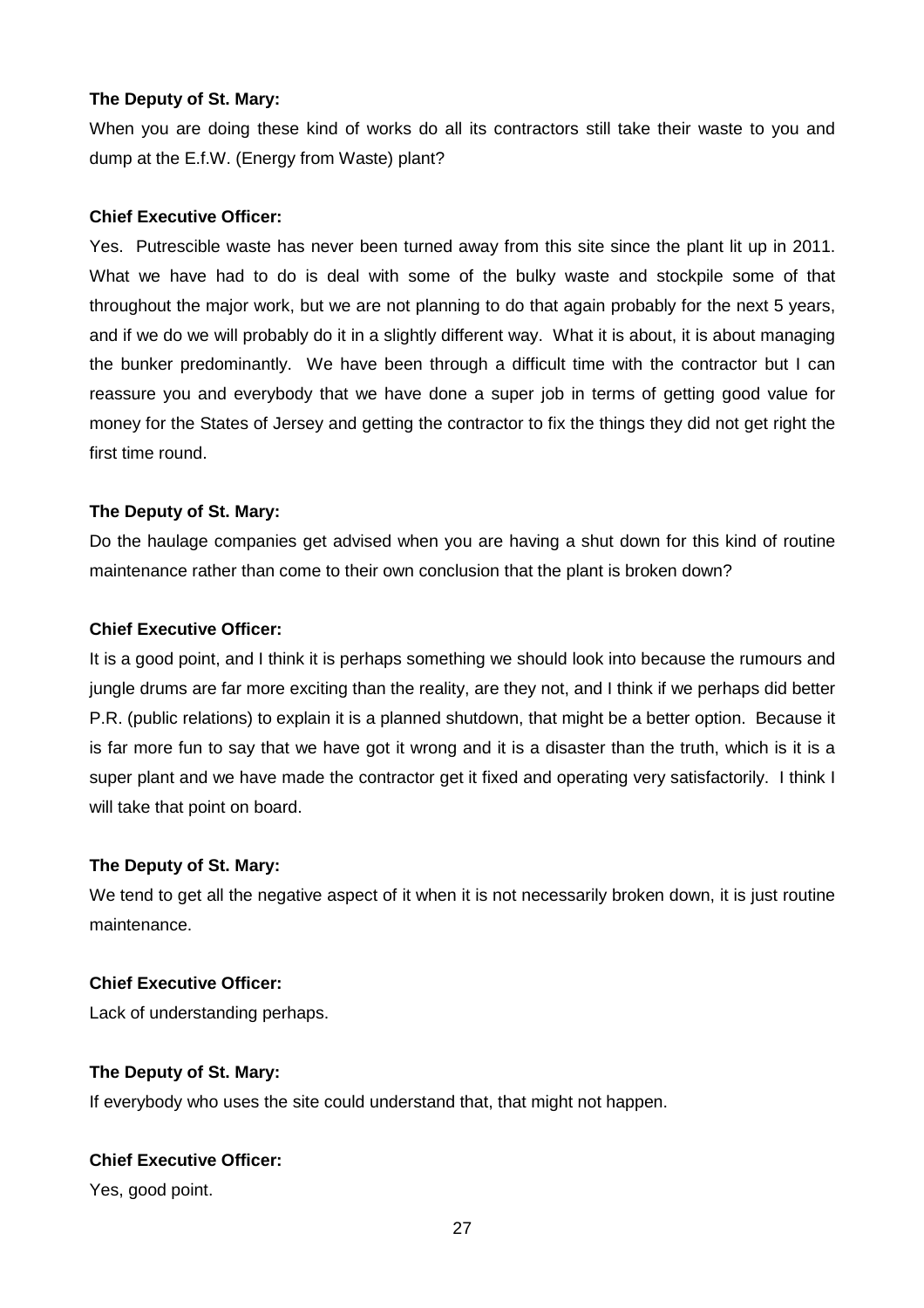**The Deputy of St. Mary:**

When you are doing these kind of works do all its contractors still take their waste to you and dump at the E.f.W. (Energy from Waste) plant?

**Chief Executive Officer:**

Yes. Putrescible waste has never been turned away from this site since the plant lit up in 2011. What we have had to do is deal with some of the bulky waste and stockpile some of that throughout the major work, but we are not planning to do that again probably for the next 5 years, and if we do we will probably do it in a slightly different way. What it is about, it is about managing the bunker predominantly. We have been through a difficult time with the contractor but I can reassure you and everybody that we have done a super job in terms of getting good value for money for the States of Jersey and getting the contractor to fix the things they did not get right the first time round.

**The Deputy of St. Mary:**

Do the haulage companies get advised when you are having a shut down for this kind of routine maintenance rather than come to their own conclusion that the plant is broken down?

**Chief Executive Officer:**

It is a good point, and I think it is perhaps something we should look into because the rumours and jungle drums are far more exciting than the reality, are they not, and I think if we perhaps did better P.R. (public relations) to explain it is a planned shutdown, that might be a better option. Because it is far more fun to say that we have got it wrong and it is a disaster than the truth, which is it is a super plant and we have made the contractor get it fixed and operating very satisfactorily. I think I will take that point on board.

**The Deputy of St. Mary:**

We tend to get all the negative aspect of it when it is not necessarily broken down, it is just routine maintenance.

**Chief Executive Officer:**

Lack of understanding perhaps.

**The Deputy of St. Mary:**

If everybody who uses the site could understand that, that might not happen.

**Chief Executive Officer:**

Yes, good point.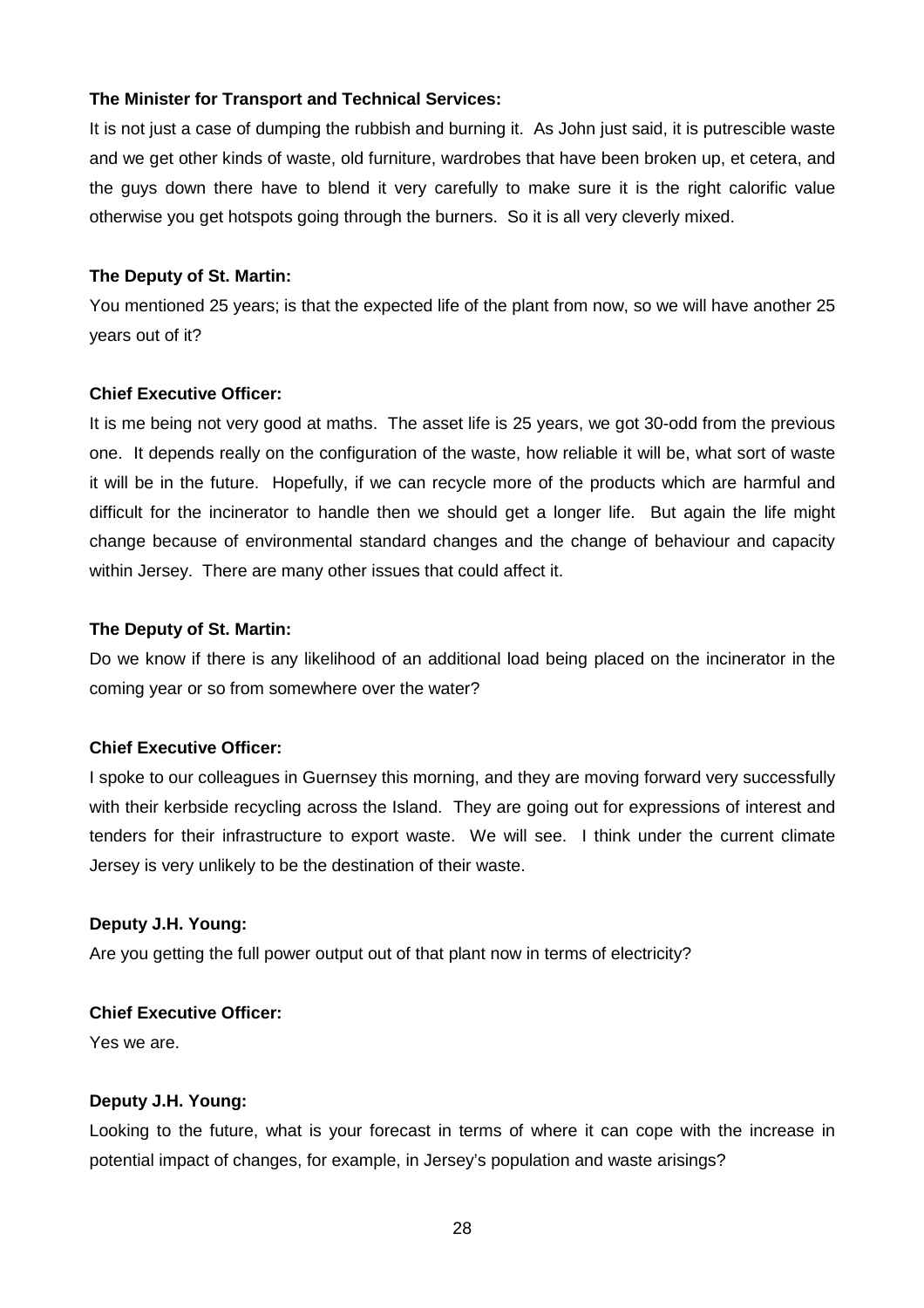**The Minister for Transport and Technical Services:**

It is not just a case of dumping the rubbish and burning it. As John just said, it is putrescible waste and we get other kinds of waste, old furniture, wardrobes that have been broken up, et cetera, and the guys down there have to blend it very carefully to make sure it is the right calorific value otherwise you get hotspots going through the burners. So it is all very cleverly mixed.

**The Deputy of St. Martin:**

You mentioned 25 years; is that the expected life of the plant from now, so we will have another 25 years out of it?

**Chief Executive Officer:**

It is me being not very good at maths. The asset life is 25 years, we got 30-odd from the previous one. It depends really on the configuration of the waste, how reliable it will be, what sort of waste it will be in the future. Hopefully, if we can recycle more of the products which are harmful and difficult for the incinerator to handle then we should get a longer life. But again the life might change because of environmental standard changes and the change of behaviour and capacity within Jersey. There are many other issues that could affect it.

**The Deputy of St. Martin:**

Do we know if there is any likelihood of an additional load being placed on the incinerator in the coming year or so from somewhere over the water?

**Chief Executive Officer:**

I spoke to our colleagues in Guernsey this morning, and they are moving forward very successfully with their kerbside recycling across the Island. They are going out for expressions of interest and tenders for their infrastructure to export waste. We will see. I think under the current climate Jersey is very unlikely to be the destination of their waste.

**Deputy J.H. Young:**

Are you getting the full power output out of that plant now in terms of electricity?

**Chief Executive Officer:**

Yes we are.

**Deputy J.H. Young:**

Looking to the future, what is your forecast in terms of where it can cope with the increase in potential impact of changes, for example, in Jersey's population and waste arisings?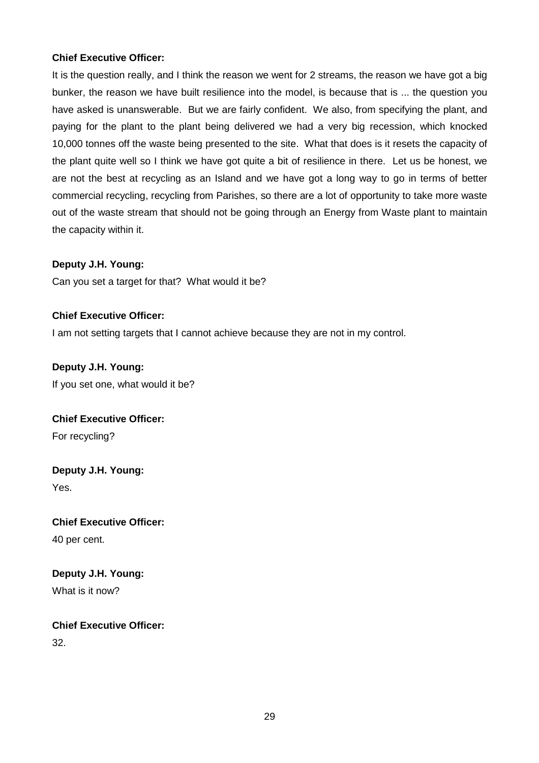**Chief Executive Officer:**

It is the question really, and I think the reason we went for 2 streams, the reason we have got a big bunker, the reason we have built resilience into the model, is because that is ... the question you have asked is unanswerable. But we are fairly confident. We also, from specifying the plant, and paying for the plant to the plant being delivered we had a very big recession, which knocked 10,000 tonnes off the waste being presented to the site. What that does is it resets the capacity of the plant quite well so I think we have got quite a bit of resilience in there. Let us be honest, we are not the best at recycling as an Island and we have got a long way to go in terms of better commercial recycling, recycling from Parishes, so there are a lot of opportunity to take more waste out of the waste stream that should not be going through an Energy from Waste plant to maintain the capacity within it.

**Deputy J.H. Young:**

Can you set a target for that? What would it be?

**Chief Executive Officer:**

I am not setting targets that I cannot achieve because they are not in my control.

**Deputy J.H. Young:**

If you set one, what would it be?

**Chief Executive Officer:**

For recycling?

**Deputy J.H. Young:**

Yes.

**Chief Executive Officer:**

40 per cent.

**Deputy J.H. Young:**

What is it now?

**Chief Executive Officer:**

32.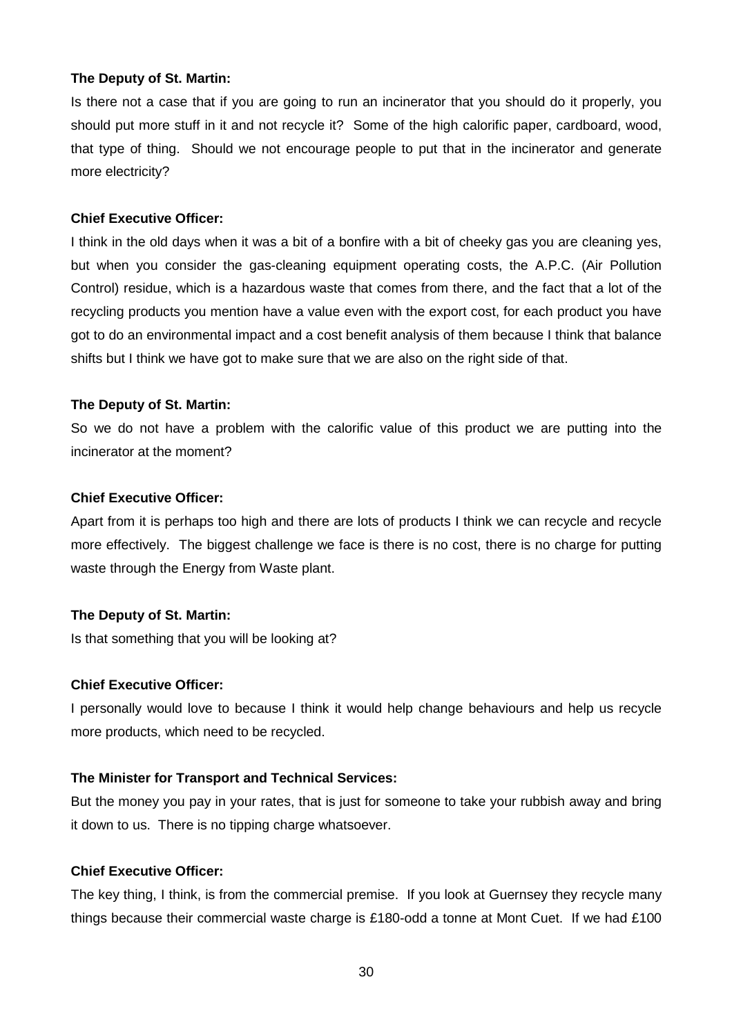**The Deputy of St. Martin:**

Is there not a case that if you are going to run an incinerator that you should do it properly, you should put more stuff in it and not recycle it? Some of the high calorific paper, cardboard, wood, that type of thing. Should we not encourage people to put that in the incinerator and generate more electricity?

**Chief Executive Officer:**

I think in the old days when it was a bit of a bonfire with a bit of cheeky gas you are cleaning yes, but when you consider the gas-cleaning equipment operating costs, the A.P.C. (Air Pollution Control) residue, which is a hazardous waste that comes from there, and the fact that a lot of the recycling products you mention have a value even with the export cost, for each product you have got to do an environmental impact and a cost benefit analysis of them because I think that balance shifts but I think we have got to make sure that we are also on the right side of that.

**The Deputy of St. Martin:**

So we do not have a problem with the calorific value of this product we are putting into the incinerator at the moment?

**Chief Executive Officer:**

Apart from it is perhaps too high and there are lots of products I think we can recycle and recycle more effectively. The biggest challenge we face is there is no cost, there is no charge for putting waste through the Energy from Waste plant.

**The Deputy of St. Martin:**

Is that something that you will be looking at?

**Chief Executive Officer:**

I personally would love to because I think it would help change behaviours and help us recycle more products, which need to be recycled.

**The Minister for Transport and Technical Services:**

But the money you pay in your rates, that is just for someone to take your rubbish away and bring it down to us. There is no tipping charge whatsoever.

**Chief Executive Officer:**

The key thing, I think, is from the commercial premise. If you look at Guernsey they recycle many things because their commercial waste charge is £180-odd a tonne at Mont Cuet. If we had £100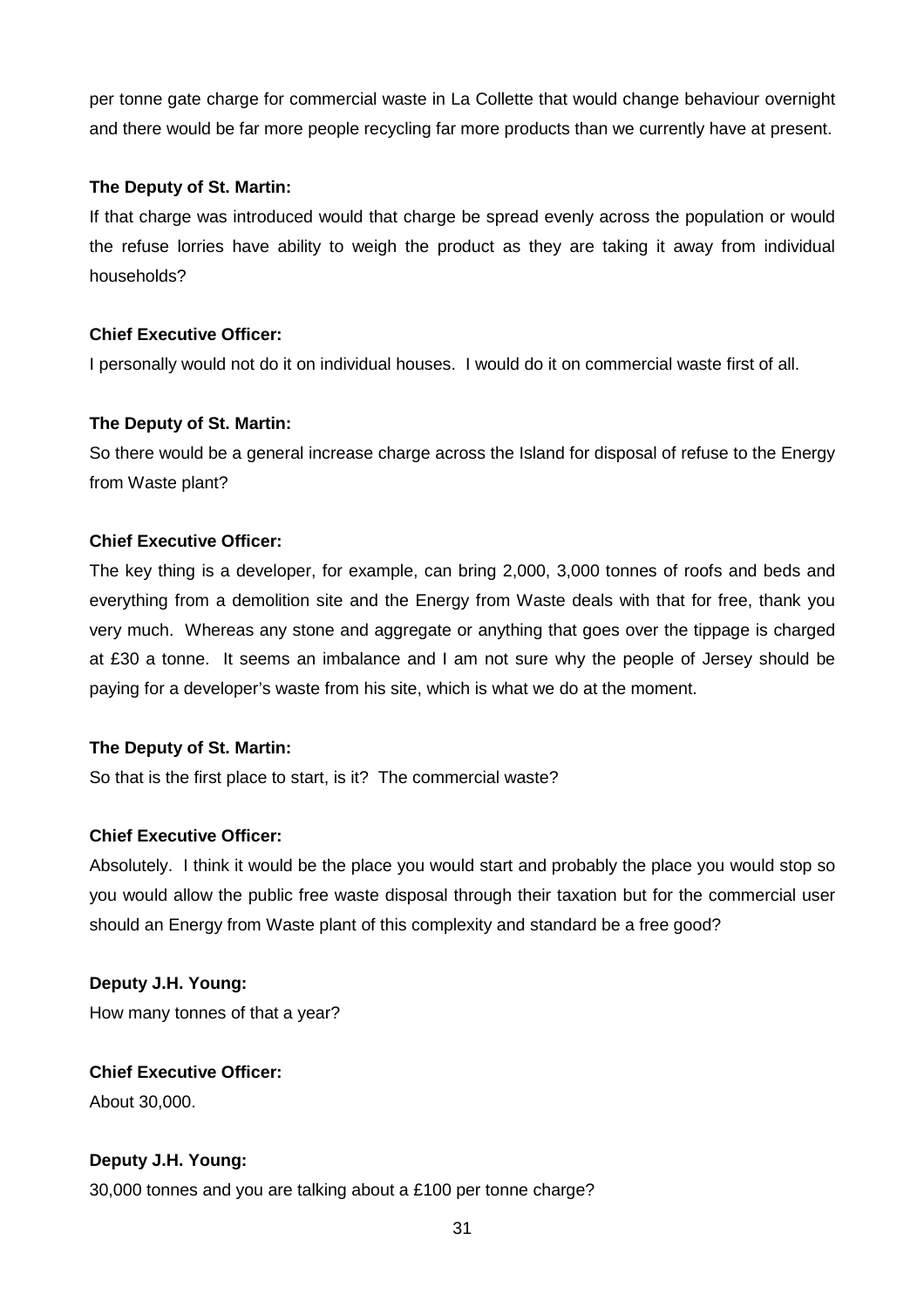per tonne gate charge for commercial waste in La Collette that would change behaviour overnight and there would be far more people recycling far more products than we currently have at present.

**The Deputy of St. Martin:**

If that charge was introduced would that charge be spread evenly across the population or would the refuse lorries have ability to weigh the product as they are taking it away from individual households?

**Chief Executive Officer:**

I personally would not do it on individual houses. I would do it on commercial waste first of all.

**The Deputy of St. Martin:**

So there would be a general increase charge across the Island for disposal of refuse to the Energy from Waste plant?

**Chief Executive Officer:**

The key thing is a developer, for example, can bring 2,000, 3,000 tonnes of roofs and beds and everything from a demolition site and the Energy from Waste deals with that for free, thank you very much. Whereas any stone and aggregate or anything that goes over the tippage is charged at £30 a tonne. It seems an imbalance and I am not sure why the people of Jersey should be paying for a developer's waste from his site, which is what we do at the moment.

**The Deputy of St. Martin:**

So that is the first place to start, is it? The commercial waste?

**Chief Executive Officer:**

Absolutely. I think it would be the place you would start and probably the place you would stop so you would allow the public free waste disposal through their taxation but for the commercial user should an Energy from Waste plant of this complexity and standard be a free good?

**Deputy J.H. Young:**

How many tonnes of that a year?

**Chief Executive Officer:**

About 30,000.

**Deputy J.H. Young:**

30,000 tonnes and you are talking about a £100 per tonne charge?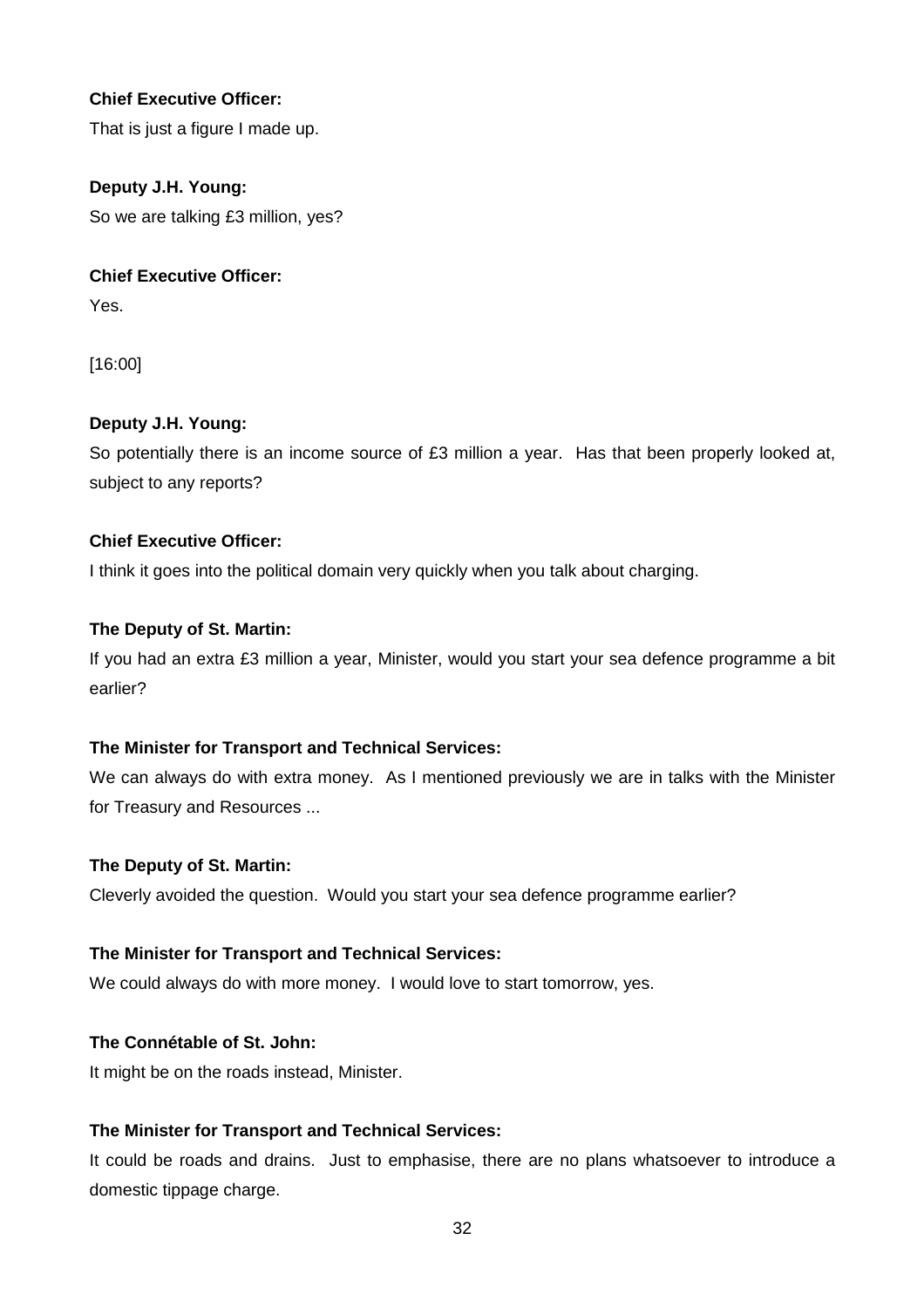**Chief Executive Officer:**

That is just a figure I made up.

**Deputy J.H. Young:**

So we are talking £3 million, yes?

**Chief Executive Officer:**

Yes.

[16:00]

**Deputy J.H. Young:**

So potentially there is an income source of £3 million a year. Has that been properly looked at, subject to any reports?

**Chief Executive Officer:**

I think it goes into the political domain very quickly when you talk about charging.

**The Deputy of St. Martin:**

If you had an extra £3 million a year, Minister, would you start your sea defence programme a bit earlier?

**The Minister for Transport and Technical Services:**

We can always do with extra money. As I mentioned previously we are in talks with the Minister for Treasury and Resources ...

**The Deputy of St. Martin:**

Cleverly avoided the question. Would you start your sea defence programme earlier?

**The Minister for Transport and Technical Services:**

We could always do with more money. I would love to start tomorrow, yes.

**The Connétable of St. John:**

It might be on the roads instead, Minister.

**The Minister for Transport and Technical Services:**

It could be roads and drains. Just to emphasise, there are no plans whatsoever to introduce a domestic tippage charge.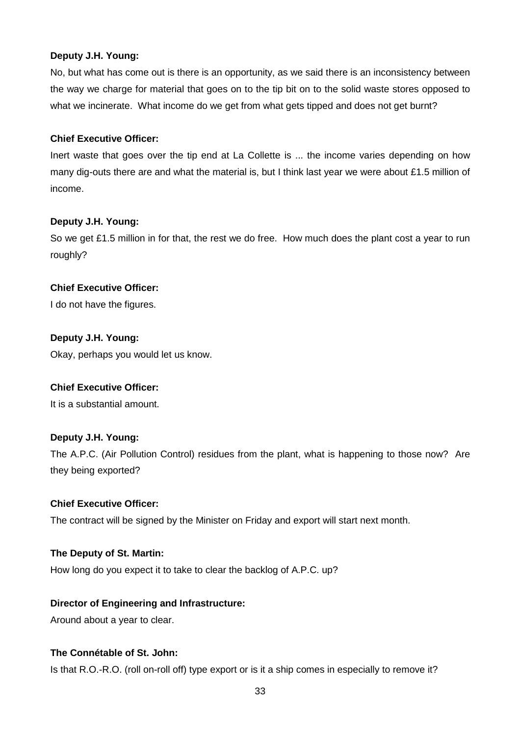**Deputy J.H. Young:**

No, but what has come out is there is an opportunity, as we said there is an inconsistency between the way we charge for material that goes on to the tip bit on to the solid waste stores opposed to what we incinerate. What income do we get from what gets tipped and does not get burnt?

**Chief Executive Officer:**

Inert waste that goes over the tip end at La Collette is ... the income varies depending on how many dig-outs there are and what the material is, but I think last year we were about £1.5 million of income.

**Deputy J.H. Young:**

So we get £1.5 million in for that, the rest we do free. How much does the plant cost a year to run roughly?

**Chief Executive Officer:**

I do not have the figures.

**Deputy J.H. Young:**

Okay, perhaps you would let us know.

**Chief Executive Officer:**

It is a substantial amount.

**Deputy J.H. Young:**

The A.P.C. (Air Pollution Control) residues from the plant, what is happening to those now? Are they being exported?

**Chief Executive Officer:**

The contract will be signed by the Minister on Friday and export will start next month.

**The Deputy of St. Martin:**

How long do you expect it to take to clear the backlog of A.P.C. up?

**Director of Engineering and Infrastructure:**

Around about a year to clear.

**The Connétable of St. John:**

Is that R.O.-R.O. (roll on-roll off) type export or is it a ship comes in especially to remove it?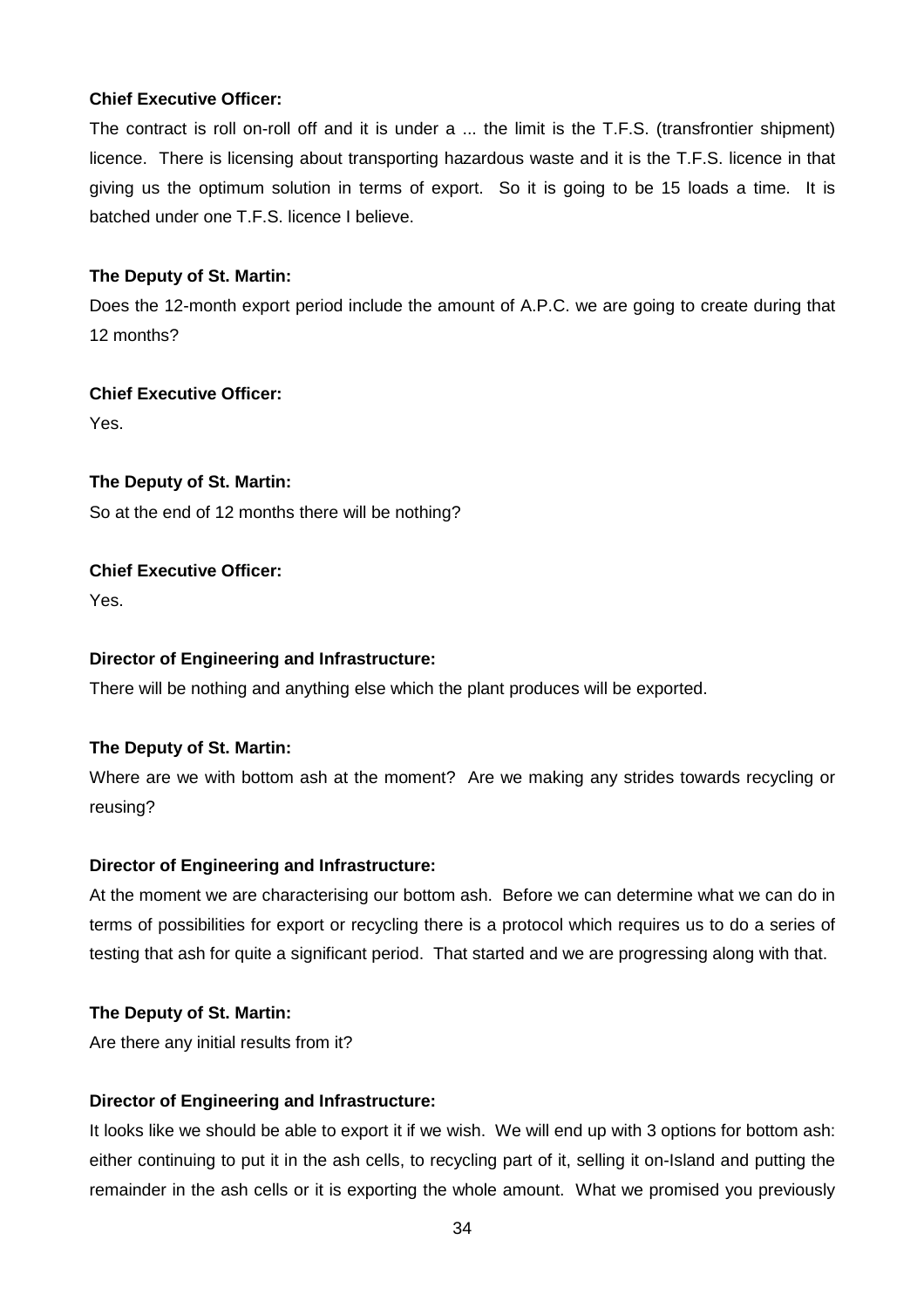**Chief Executive Officer:**

The contract is roll on-roll off and it is under a ... the limit is the T.F.S. (transfrontier shipment) licence. There is licensing about transporting hazardous waste and it is the T.F.S. licence in that giving us the optimum solution in terms of export. So it is going to be 15 loads a time. It is batched under one T.F.S. licence I believe.

**The Deputy of St. Martin:**

Does the 12-month export period include the amount of A.P.C. we are going to create during that 12 months?

**Chief Executive Officer:**

Yes.

**The Deputy of St. Martin:**

So at the end of 12 months there will be nothing?

**Chief Executive Officer:**

Yes.

**Director of Engineering and Infrastructure:**

There will be nothing and anything else which the plant produces will be exported.

**The Deputy of St. Martin:**

Where are we with bottom ash at the moment? Are we making any strides towards recycling or reusing?

**Director of Engineering and Infrastructure:**

At the moment we are characterising our bottom ash. Before we can determine what we can do in terms of possibilities for export or recycling there is a protocol which requires us to do a series of testing that ash for quite a significant period. That started and we are progressing along with that.

**The Deputy of St. Martin:**

Are there any initial results from it?

**Director of Engineering and Infrastructure:**

It looks like we should be able to export it if we wish. We will end up with 3 options for bottom ash: either continuing to put it in the ash cells, to recycling part of it, selling it on-Island and putting the remainder in the ash cells or it is exporting the whole amount. What we promised you previously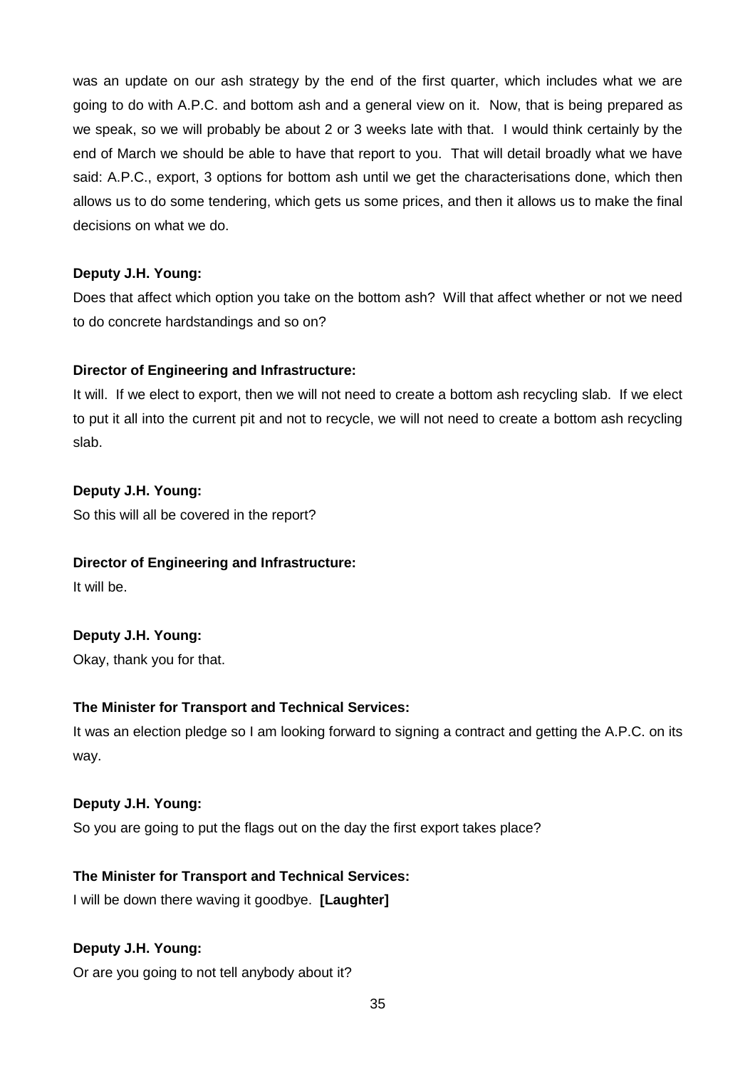was an update on our ash strategy by the end of the first quarter, which includes what we are going to do with A.P.C. and bottom ash and a general view on it. Now, that is being prepared as we speak, so we will probably be about 2 or 3 weeks late with that. I would think certainly by the end of March we should be able to have that report to you. That will detail broadly what we have said: A.P.C., export, 3 options for bottom ash until we get the characterisations done, which then allows us to do some tendering, which gets us some prices, and then it allows us to make the final decisions on what we do.

**Deputy J.H. Young:**

Does that affect which option you take on the bottom ash? Will that affect whether or not we need to do concrete hardstandings and so on?

**Director of Engineering and Infrastructure:**

It will. If we elect to export, then we will not need to create a bottom ash recycling slab. If we elect to put it all into the current pit and not to recycle, we will not need to create a bottom ash recycling slab.

**Deputy J.H. Young:**

So this will all be covered in the report?

**Director of Engineering and Infrastructure:**

It will be.

**Deputy J.H. Young:**

Okay, thank you for that.

**The Minister for Transport and Technical Services:**

It was an election pledge so I am looking forward to signing a contract and getting the A.P.C. on its way.

**Deputy J.H. Young:**

So you are going to put the flags out on the day the first export takes place?

**The Minister for Transport and Technical Services:**

I will be down there waving it goodbye. **[Laughter]**

**Deputy J.H. Young:**

Or are you going to not tell anybody about it?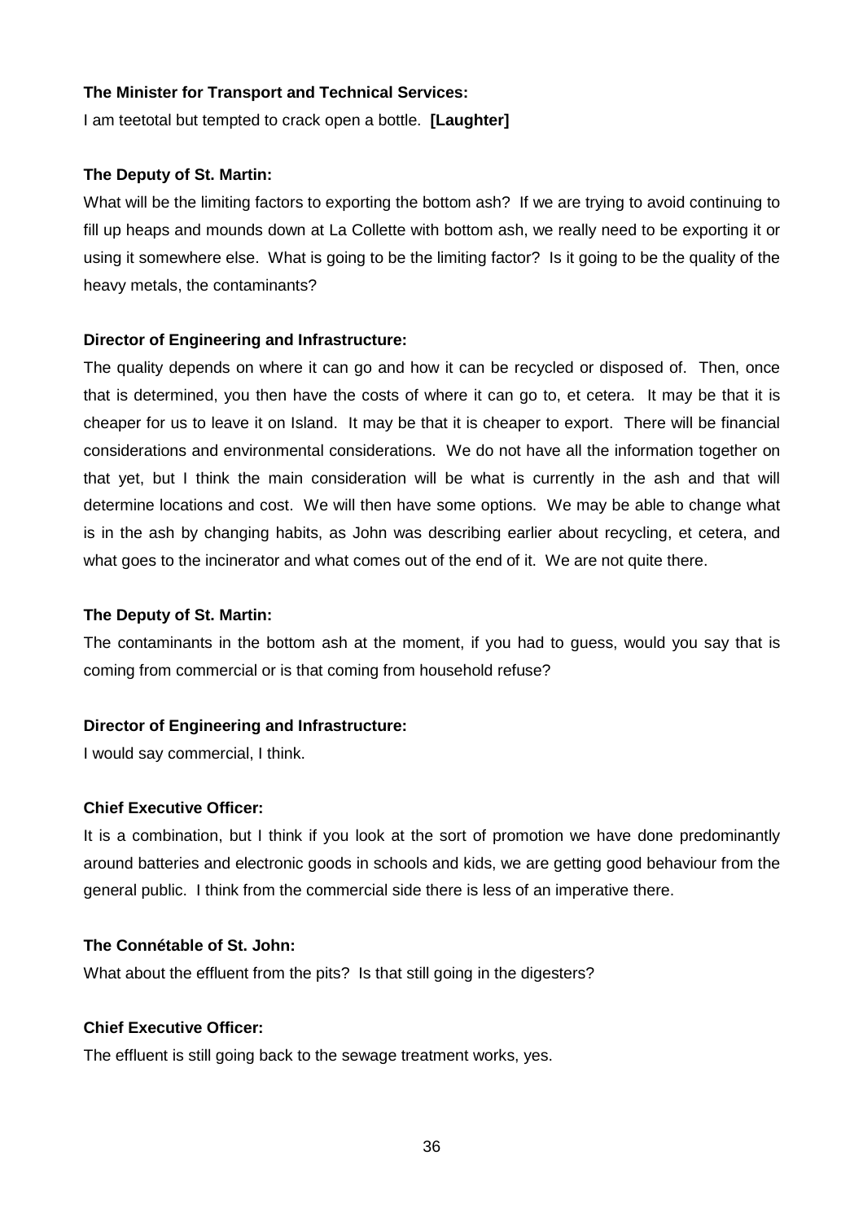**The Minister for Transport and Technical Services:**

I am teetotal but tempted to crack open a bottle. **[Laughter]**

**The Deputy of St. Martin:**

What will be the limiting factors to exporting the bottom ash? If we are trying to avoid continuing to fill up heaps and mounds down at La Collette with bottom ash, we really need to be exporting it or using it somewhere else. What is going to be the limiting factor? Is it going to be the quality of the heavy metals, the contaminants?

**Director of Engineering and Infrastructure:**

The quality depends on where it can go and how it can be recycled or disposed of. Then, once that is determined, you then have the costs of where it can go to, et cetera. It may be that it is cheaper for us to leave it on Island. It may be that it is cheaper to export. There will be financial considerations and environmental considerations. We do not have all the information together on that yet, but I think the main consideration will be what is currently in the ash and that will determine locations and cost. We will then have some options. We may be able to change what is in the ash by changing habits, as John was describing earlier about recycling, et cetera, and what goes to the incinerator and what comes out of the end of it. We are not quite there.

**The Deputy of St. Martin:**

The contaminants in the bottom ash at the moment, if you had to guess, would you say that is coming from commercial or is that coming from household refuse?

**Director of Engineering and Infrastructure:**

I would say commercial, I think.

**Chief Executive Officer:**

It is a combination, but I think if you look at the sort of promotion we have done predominantly around batteries and electronic goods in schools and kids, we are getting good behaviour from the general public. I think from the commercial side there is less of an imperative there.

**The Connétable of St. John:**

What about the effluent from the pits? Is that still going in the digesters?

**Chief Executive Officer:**

The effluent is still going back to the sewage treatment works, yes.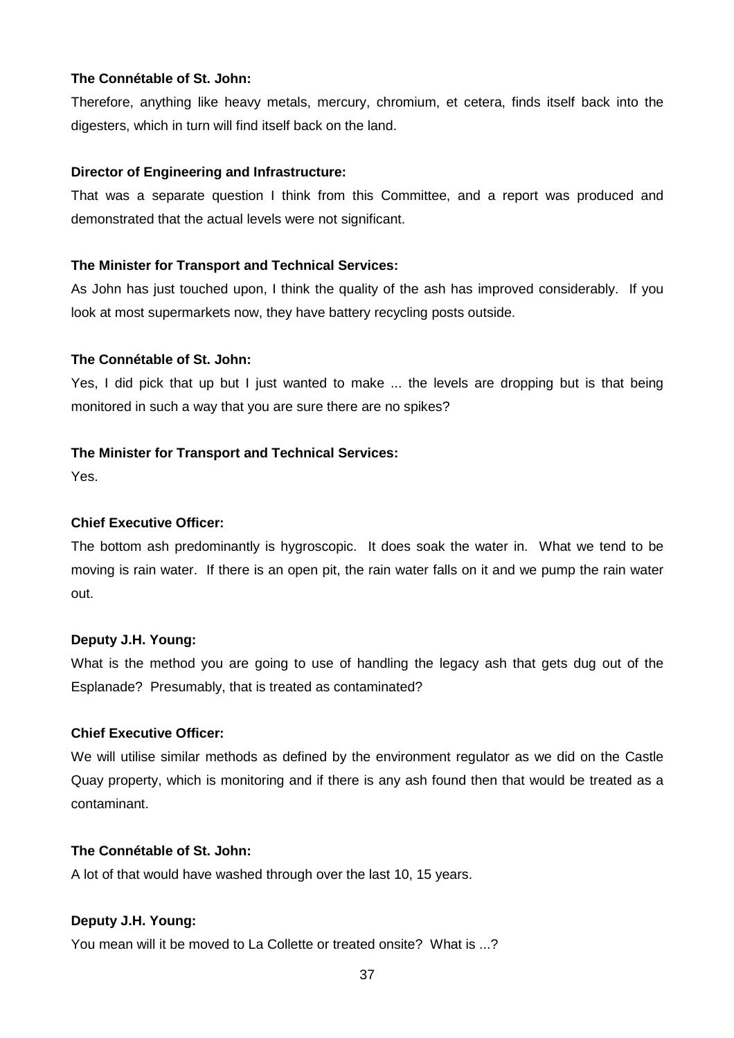**The Connétable of St. John:**

Therefore, anything like heavy metals, mercury, chromium, et cetera, finds itself back into the digesters, which in turn will find itself back on the land.

**Director of Engineering and Infrastructure:**

That was a separate question I think from this Committee, and a report was produced and demonstrated that the actual levels were not significant.

**The Minister for Transport and Technical Services:**

As John has just touched upon, I think the quality of the ash has improved considerably. If you look at most supermarkets now, they have battery recycling posts outside.

**The Connétable of St. John:**

Yes, I did pick that up but I just wanted to make ... the levels are dropping but is that being monitored in such a way that you are sure there are no spikes?

**The Minister for Transport and Technical Services:**

Yes.

**Chief Executive Officer:**

The bottom ash predominantly is hygroscopic. It does soak the water in. What we tend to be moving is rain water. If there is an open pit, the rain water falls on it and we pump the rain water out.

**Deputy J.H. Young:**

What is the method you are going to use of handling the legacy ash that gets dug out of the Esplanade? Presumably, that is treated as contaminated?

**Chief Executive Officer:**

We will utilise similar methods as defined by the environment regulator as we did on the Castle Quay property, which is monitoring and if there is any ash found then that would be treated as a contaminant.

**The Connétable of St. John:**

A lot of that would have washed through over the last 10, 15 years.

**Deputy J.H. Young:**

You mean will it be moved to La Collette or treated onsite? What is ...?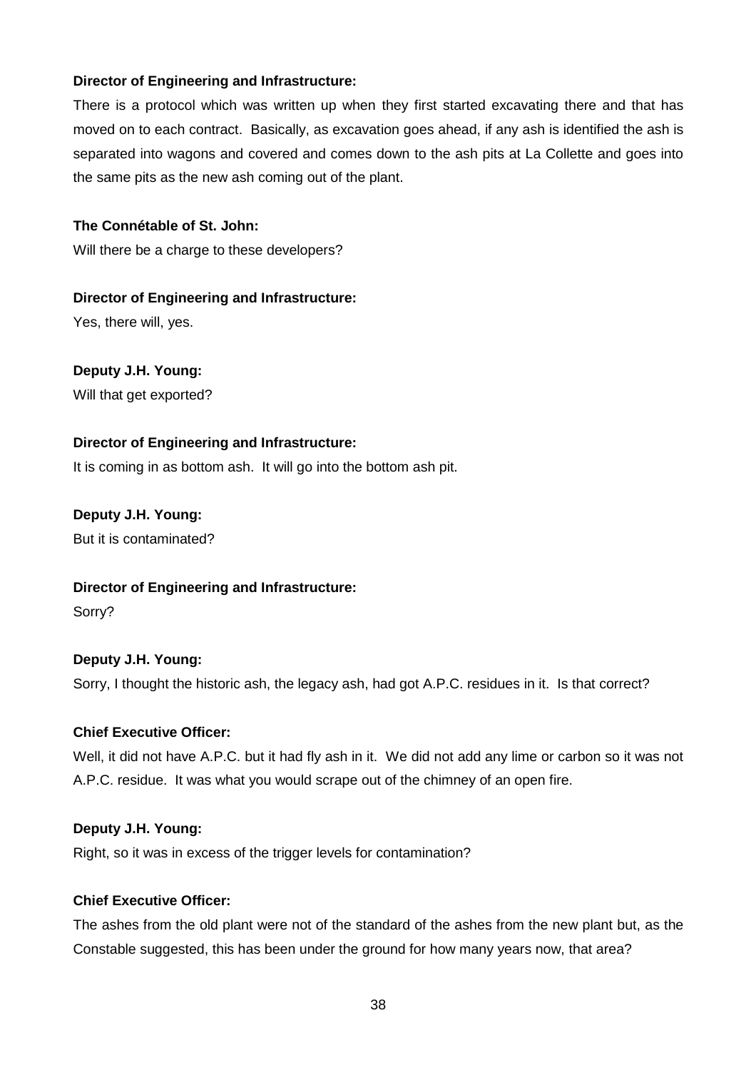**Director of Engineering and Infrastructure:**

There is a protocol which was written up when they first started excavating there and that has moved on to each contract. Basically, as excavation goes ahead, if any ash is identified the ash is separated into wagons and covered and comes down to the ash pits at La Collette and goes into the same pits as the new ash coming out of the plant.

**The Connétable of St. John:**

Will there be a charge to these developers?

**Director of Engineering and Infrastructure:**

Yes, there will, yes.

**Deputy J.H. Young:**

Will that get exported?

**Director of Engineering and Infrastructure:**

It is coming in as bottom ash. It will go into the bottom ash pit.

**Deputy J.H. Young:**

But it is contaminated?

**Director of Engineering and Infrastructure:**

Sorry?

**Deputy J.H. Young:**

Sorry, I thought the historic ash, the legacy ash, had got A.P.C. residues in it. Is that correct?

**Chief Executive Officer:**

Well, it did not have A.P.C. but it had fly ash in it. We did not add any lime or carbon so it was not A.P.C. residue. It was what you would scrape out of the chimney of an open fire.

**Deputy J.H. Young:**

Right, so it was in excess of the trigger levels for contamination?

**Chief Executive Officer:**

The ashes from the old plant were not of the standard of the ashes from the new plant but, as the Constable suggested, this has been under the ground for how many years now, that area?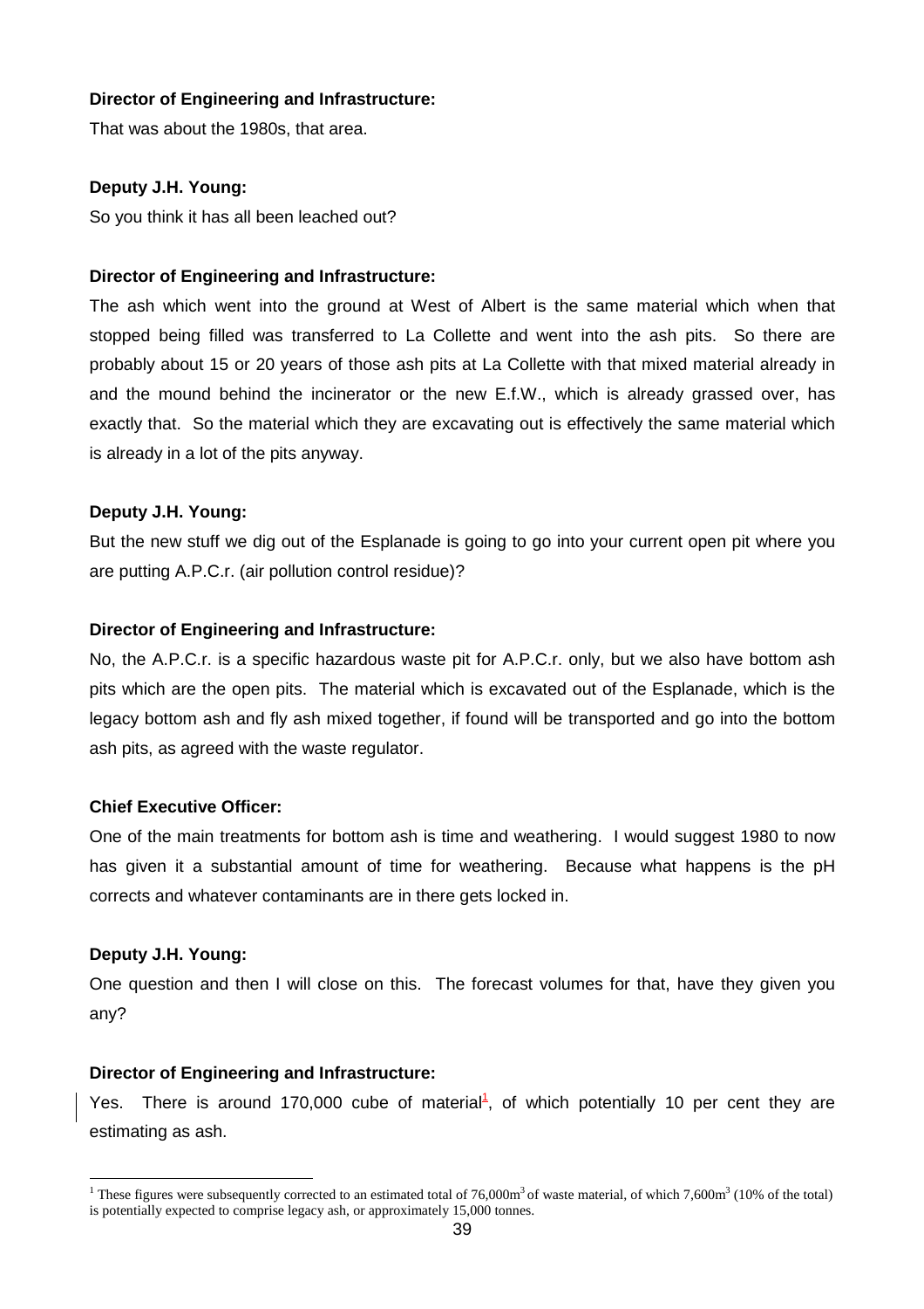**Director of Engineering and Infrastructure:**

That was about the 1980s, that area.

**Deputy J.H. Young:**

So you think it has all been leached out?

**Director of Engineering and Infrastructure:**

The ash which went into the ground at West of Albert is the same material which when that stopped being filled was transferred to La Collette and went into the ash pits. So there are probably about 15 or 20 years of those ash pits at La Collette with that mixed material already in and the mound behind the incinerator or the new E.f.W., which is already grassed over, has exactly that. So the material which they are excavating out is effectively the same material which is already in a lot of the pits anyway.

**Deputy J.H. Young:**

But the new stuff we dig out of the Esplanade is going to go into your current open pit where you are putting A.P.C.r. (air pollution control residue)?

**Director of Engineering and Infrastructure:**

No, the A.P.C.r. is a specific hazardous waste pit for A.P.C.r. only, but we also have bottom ash pits which are the open pits. The material which is excavated out of the Esplanade, which is the legacy bottom ash and fly ash mixed together, if found will be transported and go into the bottom ash pits, as agreed with the waste regulator.

**Chief Executive Officer:**

One of the main treatments for bottom ash is time and weathering. I would suggest 1980 to now has given it a substantial amount of time for weathering. Because what happens is the pH corrects and whatever contaminants are in there gets locked in.

**Deputy J.H. Young:**

One question and then I will close on this. The forecast volumes for that, have they given you any?

**Director of Engineering and Infrastructure:**

Yes. There is around 170,000 cube of material[1], of which potentially 10 per cent they are estimating as ash.

---

[1] These figures were subsequently corrected to an estimated total of $76{,}000m^3$ of waste material, of which $7{,}600m^3$ (10% of the total) is potentially expected to comprise legacy ash, or approximately 15,000 tonnes.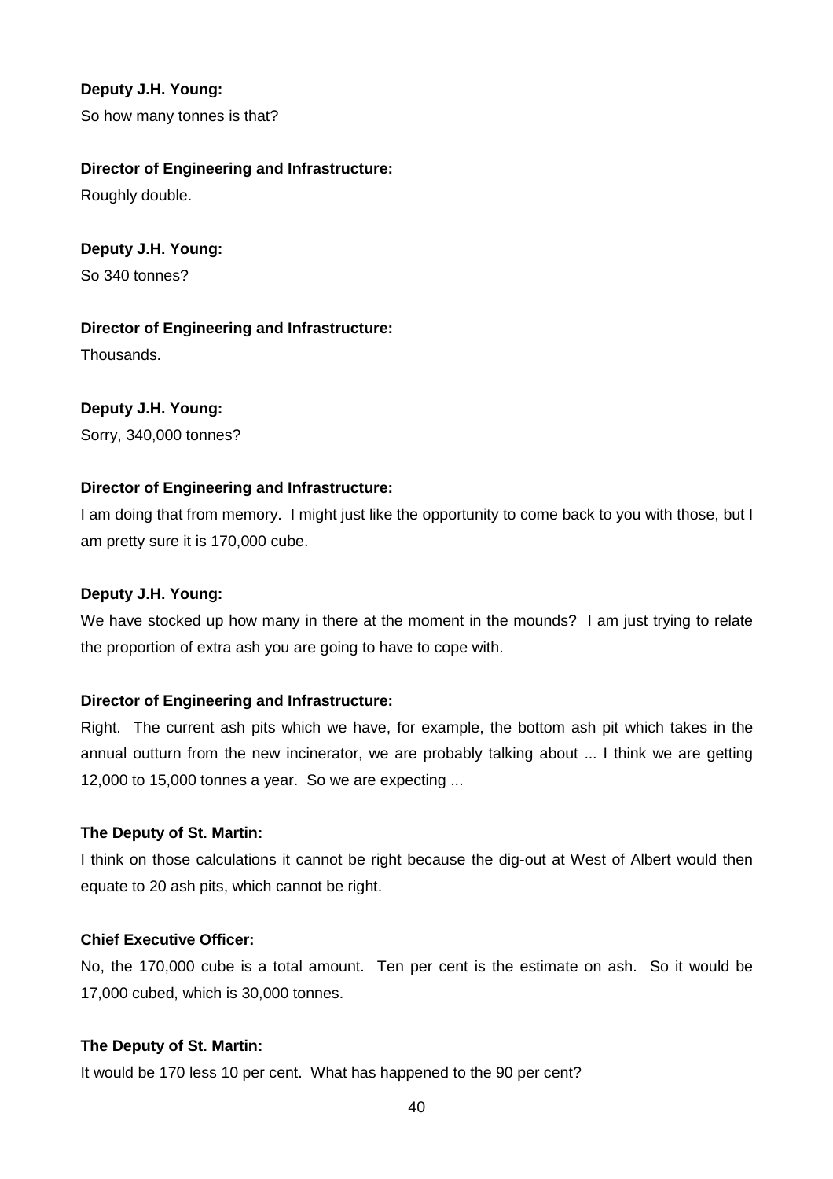**Deputy J.H. Young:**

So how many tonnes is that?

**Director of Engineering and Infrastructure:**

Roughly double.

**Deputy J.H. Young:**

So 340 tonnes?

**Director of Engineering and Infrastructure:**

Thousands.

**Deputy J.H. Young:**

Sorry, 340,000 tonnes?

**Director of Engineering and Infrastructure:**

I am doing that from memory. I might just like the opportunity to come back to you with those, but I am pretty sure it is 170,000 cube.

**Deputy J.H. Young:**

We have stocked up how many in there at the moment in the mounds? I am just trying to relate the proportion of extra ash you are going to have to cope with.

**Director of Engineering and Infrastructure:**

Right. The current ash pits which we have, for example, the bottom ash pit which takes in the annual outturn from the new incinerator, we are probably talking about ... I think we are getting 12,000 to 15,000 tonnes a year. So we are expecting ...

**The Deputy of St. Martin:**

I think on those calculations it cannot be right because the dig-out at West of Albert would then equate to 20 ash pits, which cannot be right.

**Chief Executive Officer:**

No, the 170,000 cube is a total amount. Ten per cent is the estimate on ash. So it would be 17,000 cubed, which is 30,000 tonnes.

**The Deputy of St. Martin:**

It would be 170 less 10 per cent. What has happened to the 90 per cent?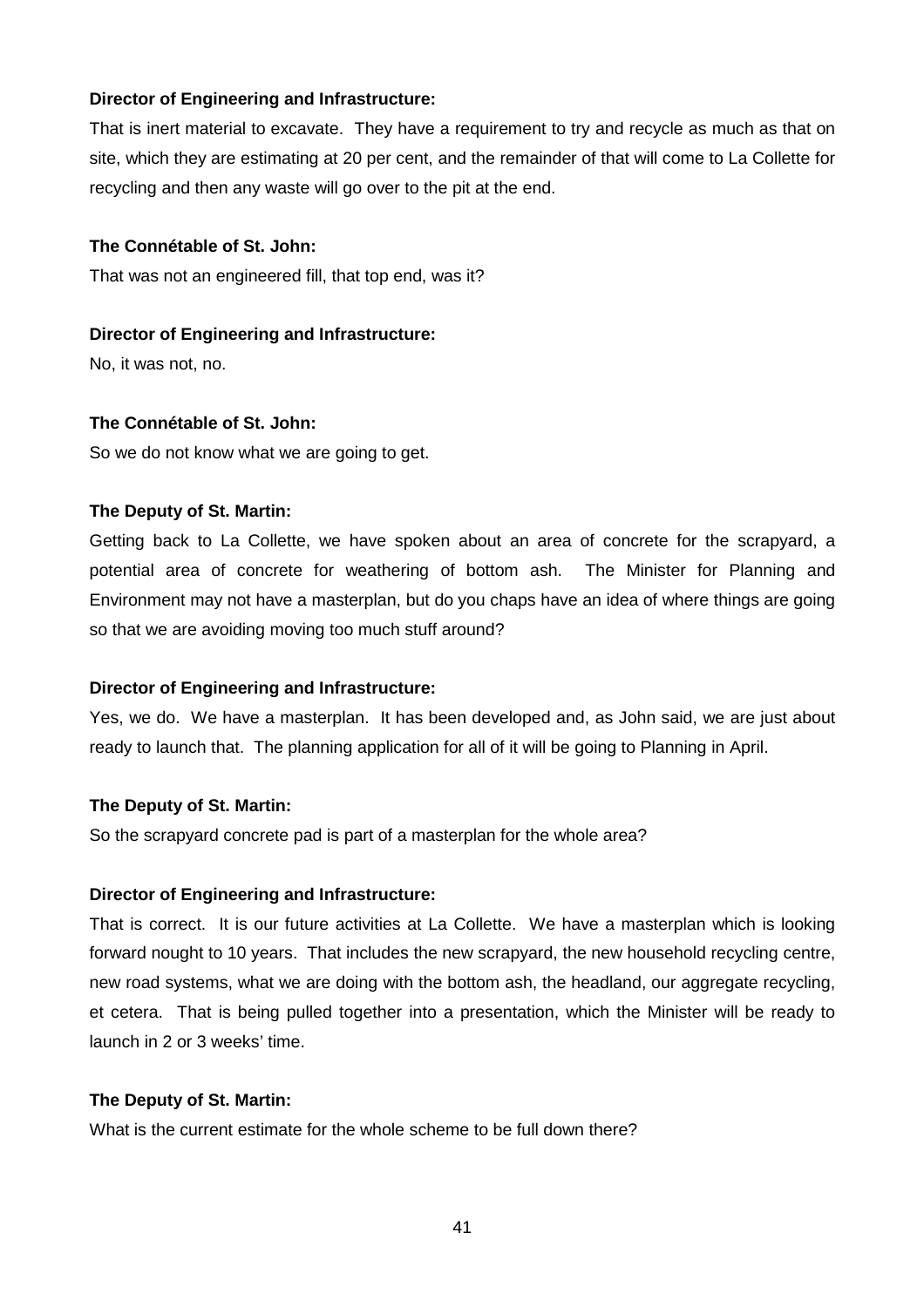**Director of Engineering and Infrastructure:**

That is inert material to excavate. They have a requirement to try and recycle as much as that on site, which they are estimating at 20 per cent, and the remainder of that will come to La Collette for recycling and then any waste will go over to the pit at the end.

**The Connétable of St. John:**

That was not an engineered fill, that top end, was it?

**Director of Engineering and Infrastructure:**

No, it was not, no.

**The Connétable of St. John:**

So we do not know what we are going to get.

**The Deputy of St. Martin:**

Getting back to La Collette, we have spoken about an area of concrete for the scrapyard, a potential area of concrete for weathering of bottom ash. The Minister for Planning and Environment may not have a masterplan, but do you chaps have an idea of where things are going so that we are avoiding moving too much stuff around?

**Director of Engineering and Infrastructure:**

Yes, we do. We have a masterplan. It has been developed and, as John said, we are just about ready to launch that. The planning application for all of it will be going to Planning in April.

**The Deputy of St. Martin:**

So the scrapyard concrete pad is part of a masterplan for the whole area?

**Director of Engineering and Infrastructure:**

That is correct. It is our future activities at La Collette. We have a masterplan which is looking forward nought to 10 years. That includes the new scrapyard, the new household recycling centre, new road systems, what we are doing with the bottom ash, the headland, our aggregate recycling, et cetera. That is being pulled together into a presentation, which the Minister will be ready to launch in 2 or 3 weeks' time.

**The Deputy of St. Martin:**

What is the current estimate for the whole scheme to be full down there?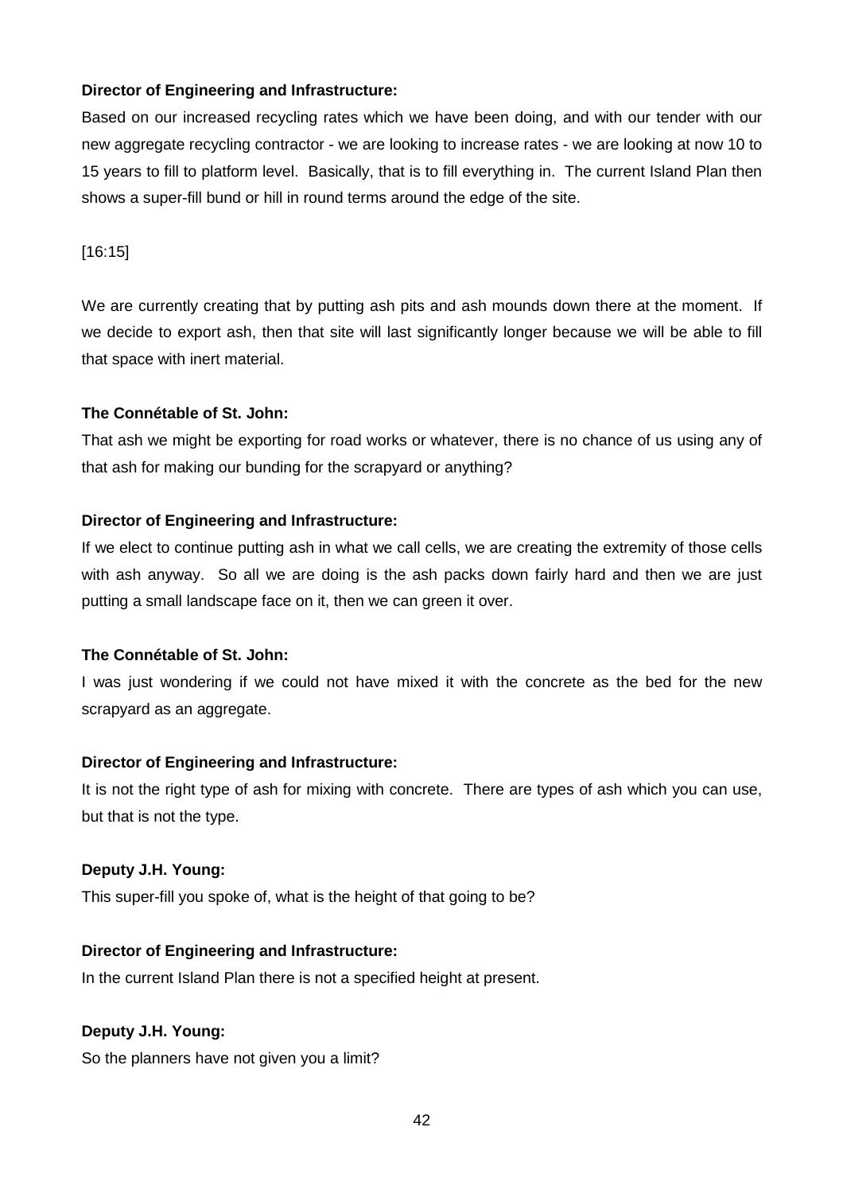**Director of Engineering and Infrastructure:**

Based on our increased recycling rates which we have been doing, and with our tender with our new aggregate recycling contractor - we are looking to increase rates - we are looking at now 10 to 15 years to fill to platform level.  Basically, that is to fill everything in.  The current Island Plan then shows a super-fill bund or hill in round terms around the edge of the site.

[16:15]

We are currently creating that by putting ash pits and ash mounds down there at the moment.  If we decide to export ash, then that site will last significantly longer because we will be able to fill that space with inert material.

**The Connétable of St. John:**

That ash we might be exporting for road works or whatever, there is no chance of us using any of that ash for making our bunding for the scrapyard or anything?

**Director of Engineering and Infrastructure:**

If we elect to continue putting ash in what we call cells, we are creating the extremity of those cells with ash anyway.  So all we are doing is the ash packs down fairly hard and then we are just putting a small landscape face on it, then we can green it over.

**The Connétable of St. John:**

I was just wondering if we could not have mixed it with the concrete as the bed for the new scrapyard as an aggregate.

**Director of Engineering and Infrastructure:**

It is not the right type of ash for mixing with concrete.  There are types of ash which you can use, but that is not the type.

**Deputy J.H. Young:**

This super-fill you spoke of, what is the height of that going to be?

**Director of Engineering and Infrastructure:**

In the current Island Plan there is not a specified height at present.

**Deputy J.H. Young:**

So the planners have not given you a limit?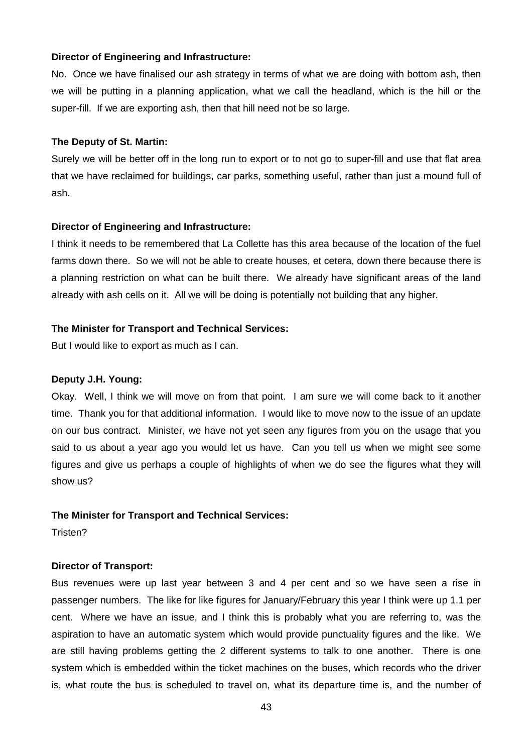**Director of Engineering and Infrastructure:**

No. Once we have finalised our ash strategy in terms of what we are doing with bottom ash, then we will be putting in a planning application, what we call the headland, which is the hill or the super-fill. If we are exporting ash, then that hill need not be so large.

**The Deputy of St. Martin:**

Surely we will be better off in the long run to export or to not go to super-fill and use that flat area that we have reclaimed for buildings, car parks, something useful, rather than just a mound full of ash.

**Director of Engineering and Infrastructure:**

I think it needs to be remembered that La Collette has this area because of the location of the fuel farms down there. So we will not be able to create houses, et cetera, down there because there is a planning restriction on what can be built there. We already have significant areas of the land already with ash cells on it. All we will be doing is potentially not building that any higher.

**The Minister for Transport and Technical Services:**

But I would like to export as much as I can.

**Deputy J.H. Young:**

Okay. Well, I think we will move on from that point. I am sure we will come back to it another time. Thank you for that additional information. I would like to move now to the issue of an update on our bus contract. Minister, we have not yet seen any figures from you on the usage that you said to us about a year ago you would let us have. Can you tell us when we might see some figures and give us perhaps a couple of highlights of when we do see the figures what they will show us?

**The Minister for Transport and Technical Services:**

Tristen?

**Director of Transport:**

Bus revenues were up last year between 3 and 4 per cent and so we have seen a rise in passenger numbers. The like for like figures for January/February this year I think were up 1.1 per cent. Where we have an issue, and I think this is probably what you are referring to, was the aspiration to have an automatic system which would provide punctuality figures and the like. We are still having problems getting the 2 different systems to talk to one another. There is one system which is embedded within the ticket machines on the buses, which records who the driver is, what route the bus is scheduled to travel on, what its departure time is, and the number of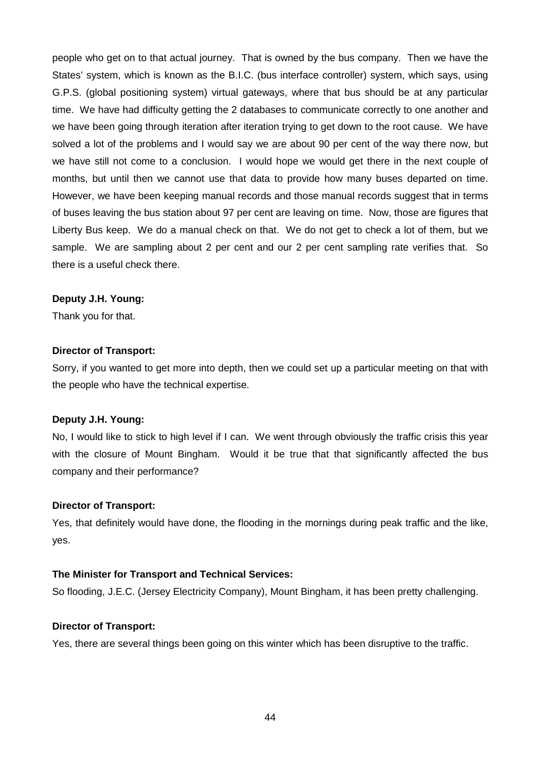people who get on to that actual journey. That is owned by the bus company. Then we have the States' system, which is known as the B.I.C. (bus interface controller) system, which says, using G.P.S. (global positioning system) virtual gateways, where that bus should be at any particular time. We have had difficulty getting the 2 databases to communicate correctly to one another and we have been going through iteration after iteration trying to get down to the root cause. We have solved a lot of the problems and I would say we are about 90 per cent of the way there now, but we have still not come to a conclusion. I would hope we would get there in the next couple of months, but until then we cannot use that data to provide how many buses departed on time. However, we have been keeping manual records and those manual records suggest that in terms of buses leaving the bus station about 97 per cent are leaving on time. Now, those are figures that Liberty Bus keep. We do a manual check on that. We do not get to check a lot of them, but we sample. We are sampling about 2 per cent and our 2 per cent sampling rate verifies that. So there is a useful check there.

**Deputy J.H. Young:**

Thank you for that.

**Director of Transport:**

Sorry, if you wanted to get more into depth, then we could set up a particular meeting on that with the people who have the technical expertise.

**Deputy J.H. Young:**

No, I would like to stick to high level if I can. We went through obviously the traffic crisis this year with the closure of Mount Bingham. Would it be true that that significantly affected the bus company and their performance?

**Director of Transport:**

Yes, that definitely would have done, the flooding in the mornings during peak traffic and the like, yes.

**The Minister for Transport and Technical Services:**

So flooding, J.E.C. (Jersey Electricity Company), Mount Bingham, it has been pretty challenging.

**Director of Transport:**

Yes, there are several things been going on this winter which has been disruptive to the traffic.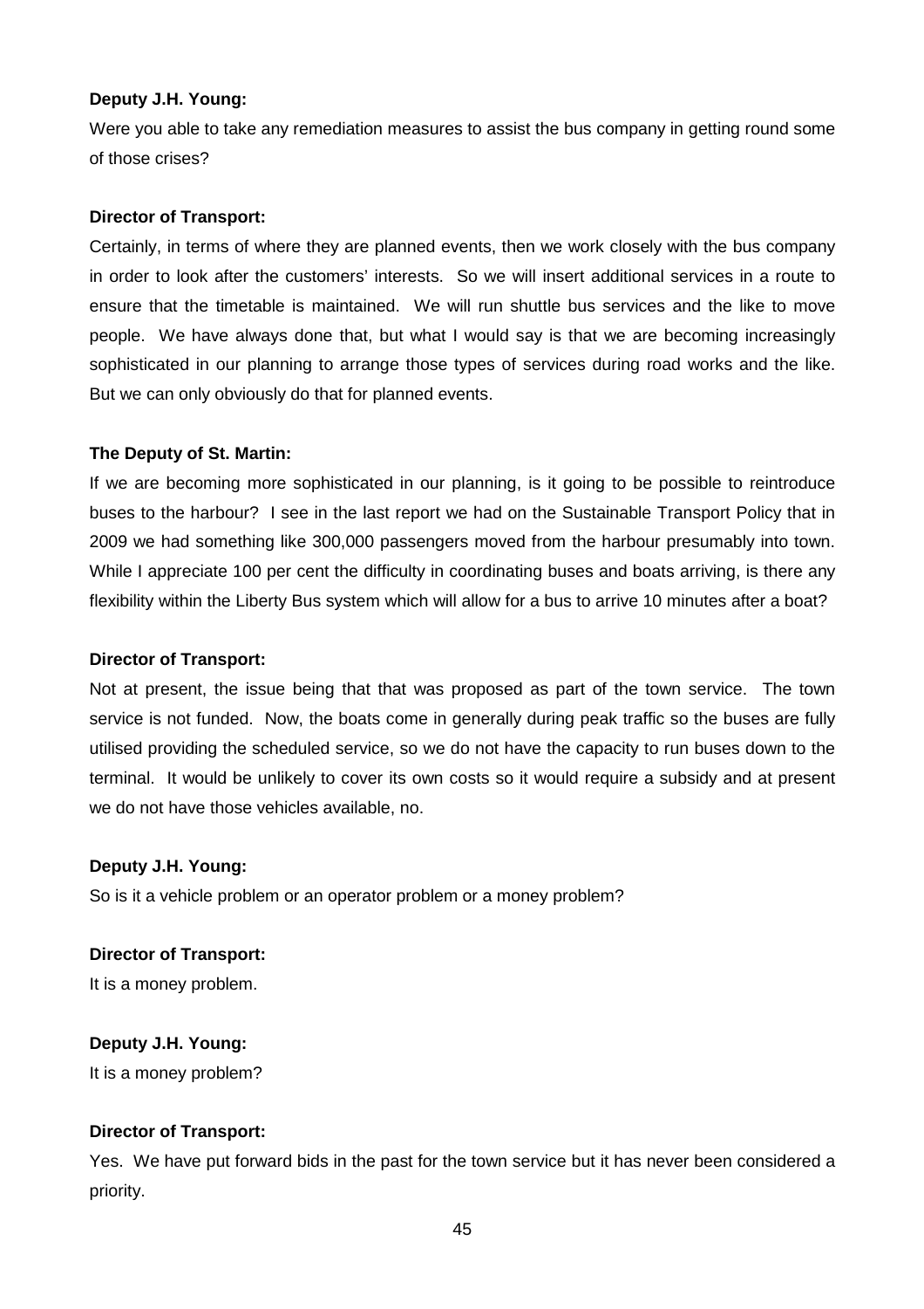**Deputy J.H. Young:**

Were you able to take any remediation measures to assist the bus company in getting round some of those crises?

**Director of Transport:**

Certainly, in terms of where they are planned events, then we work closely with the bus company in order to look after the customers' interests. So we will insert additional services in a route to ensure that the timetable is maintained. We will run shuttle bus services and the like to move people. We have always done that, but what I would say is that we are becoming increasingly sophisticated in our planning to arrange those types of services during road works and the like. But we can only obviously do that for planned events.

**The Deputy of St. Martin:**

If we are becoming more sophisticated in our planning, is it going to be possible to reintroduce buses to the harbour? I see in the last report we had on the Sustainable Transport Policy that in 2009 we had something like 300,000 passengers moved from the harbour presumably into town. While I appreciate 100 per cent the difficulty in coordinating buses and boats arriving, is there any flexibility within the Liberty Bus system which will allow for a bus to arrive 10 minutes after a boat?

**Director of Transport:**

Not at present, the issue being that that was proposed as part of the town service. The town service is not funded. Now, the boats come in generally during peak traffic so the buses are fully utilised providing the scheduled service, so we do not have the capacity to run buses down to the terminal. It would be unlikely to cover its own costs so it would require a subsidy and at present we do not have those vehicles available, no.

**Deputy J.H. Young:**

So is it a vehicle problem or an operator problem or a money problem?

**Director of Transport:**

It is a money problem.

**Deputy J.H. Young:**

It is a money problem?

**Director of Transport:**

Yes. We have put forward bids in the past for the town service but it has never been considered a priority.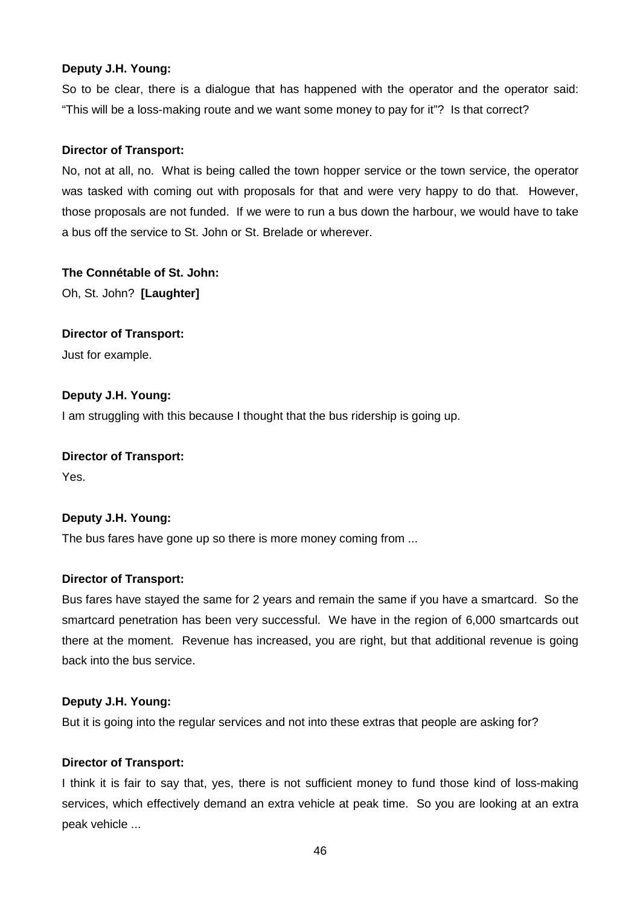**Deputy J.H. Young:**

So to be clear, there is a dialogue that has happened with the operator and the operator said: "This will be a loss-making route and we want some money to pay for it"? Is that correct?

**Director of Transport:**

No, not at all, no. What is being called the town hopper service or the town service, the operator was tasked with coming out with proposals for that and were very happy to do that. However, those proposals are not funded. If we were to run a bus down the harbour, we would have to take a bus off the service to St. John or St. Brelade or wherever.

**The Connétable of St. John:**

Oh, St. John? **[Laughter]**

**Director of Transport:**

Just for example.

**Deputy J.H. Young:**

I am struggling with this because I thought that the bus ridership is going up.

**Director of Transport:**

Yes.

**Deputy J.H. Young:**

The bus fares have gone up so there is more money coming from ...

**Director of Transport:**

Bus fares have stayed the same for 2 years and remain the same if you have a smartcard. So the smartcard penetration has been very successful. We have in the region of 6,000 smartcards out there at the moment. Revenue has increased, you are right, but that additional revenue is going back into the bus service.

**Deputy J.H. Young:**

But it is going into the regular services and not into these extras that people are asking for?

**Director of Transport:**

I think it is fair to say that, yes, there is not sufficient money to fund those kind of loss-making services, which effectively demand an extra vehicle at peak time. So you are looking at an extra peak vehicle ...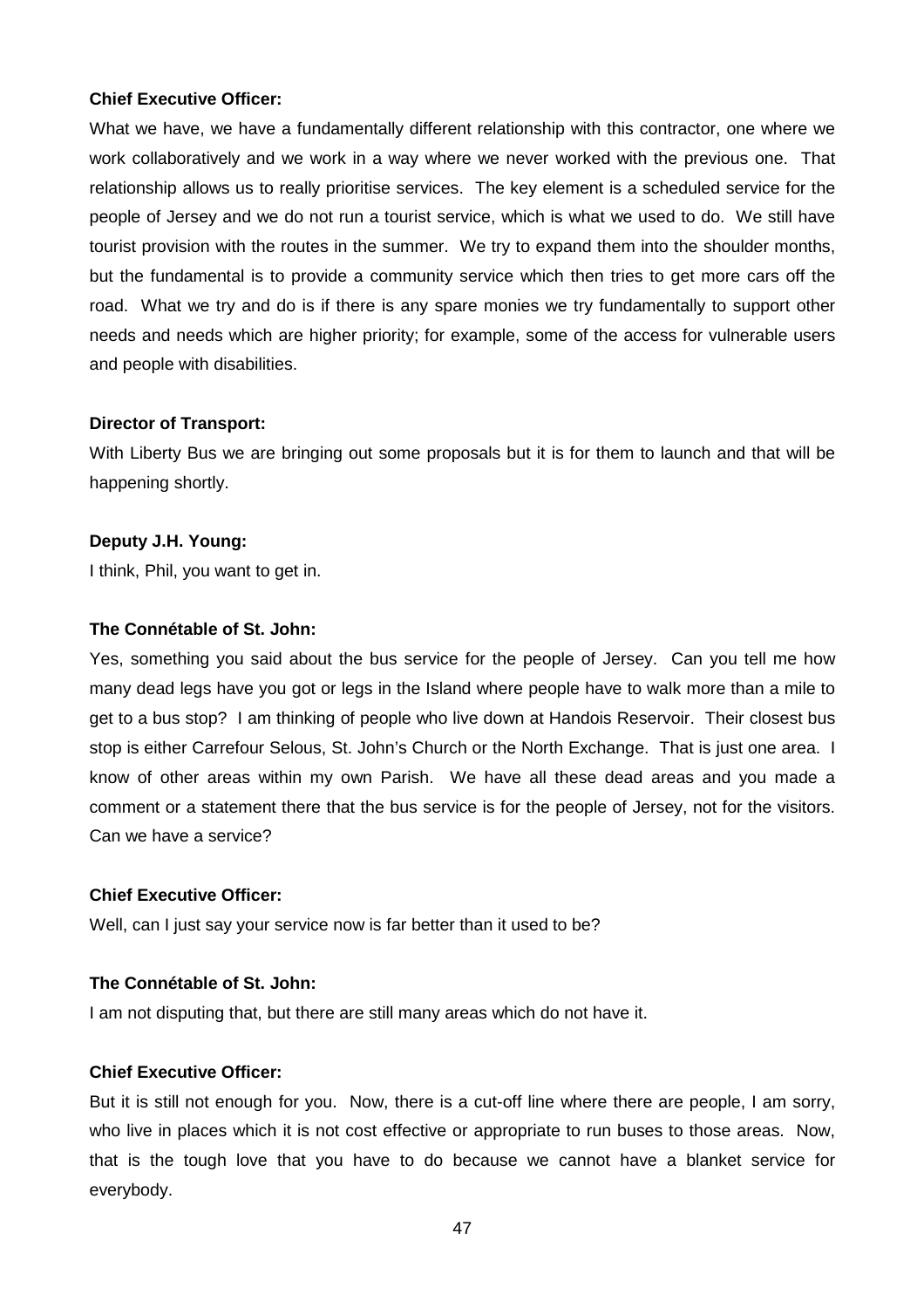**Chief Executive Officer:**

What we have, we have a fundamentally different relationship with this contractor, one where we work collaboratively and we work in a way where we never worked with the previous one. That relationship allows us to really prioritise services. The key element is a scheduled service for the people of Jersey and we do not run a tourist service, which is what we used to do. We still have tourist provision with the routes in the summer. We try to expand them into the shoulder months, but the fundamental is to provide a community service which then tries to get more cars off the road. What we try and do is if there is any spare monies we try fundamentally to support other needs and needs which are higher priority; for example, some of the access for vulnerable users and people with disabilities.

**Director of Transport:**

With Liberty Bus we are bringing out some proposals but it is for them to launch and that will be happening shortly.

**Deputy J.H. Young:**

I think, Phil, you want to get in.

**The Connétable of St. John:**

Yes, something you said about the bus service for the people of Jersey. Can you tell me how many dead legs have you got or legs in the Island where people have to walk more than a mile to get to a bus stop? I am thinking of people who live down at Handois Reservoir. Their closest bus stop is either Carrefour Selous, St. John's Church or the North Exchange. That is just one area. I know of other areas within my own Parish. We have all these dead areas and you made a comment or a statement there that the bus service is for the people of Jersey, not for the visitors. Can we have a service?

**Chief Executive Officer:**

Well, can I just say your service now is far better than it used to be?

**The Connétable of St. John:**

I am not disputing that, but there are still many areas which do not have it.

**Chief Executive Officer:**

But it is still not enough for you. Now, there is a cut-off line where there are people, I am sorry, who live in places which it is not cost effective or appropriate to run buses to those areas. Now, that is the tough love that you have to do because we cannot have a blanket service for everybody.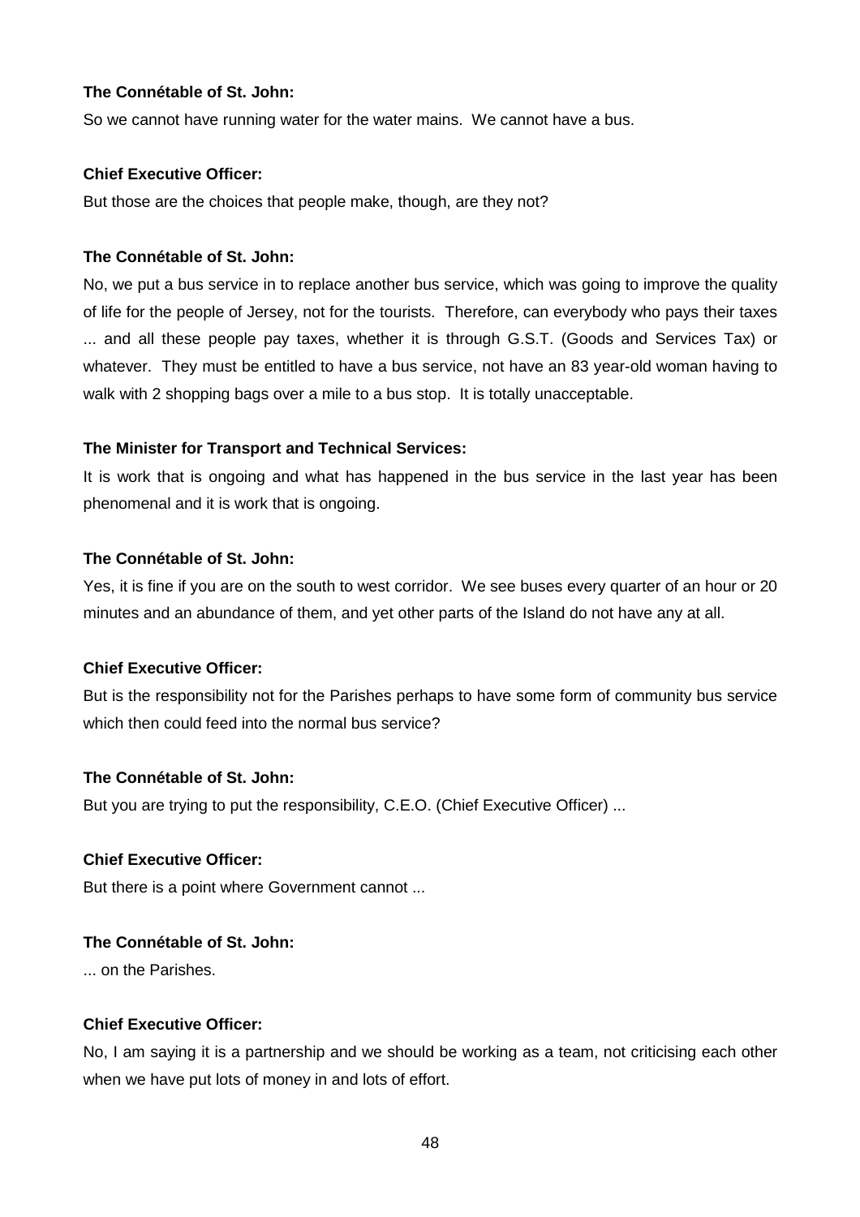**The Connétable of St. John:**

So we cannot have running water for the water mains. We cannot have a bus.

**Chief Executive Officer:**

But those are the choices that people make, though, are they not?

**The Connétable of St. John:**

No, we put a bus service in to replace another bus service, which was going to improve the quality of life for the people of Jersey, not for the tourists. Therefore, can everybody who pays their taxes ... and all these people pay taxes, whether it is through G.S.T. (Goods and Services Tax) or whatever. They must be entitled to have a bus service, not have an 83 year-old woman having to walk with 2 shopping bags over a mile to a bus stop. It is totally unacceptable.

**The Minister for Transport and Technical Services:**

It is work that is ongoing and what has happened in the bus service in the last year has been phenomenal and it is work that is ongoing.

**The Connétable of St. John:**

Yes, it is fine if you are on the south to west corridor. We see buses every quarter of an hour or 20 minutes and an abundance of them, and yet other parts of the Island do not have any at all.

**Chief Executive Officer:**

But is the responsibility not for the Parishes perhaps to have some form of community bus service which then could feed into the normal bus service?

**The Connétable of St. John:**

But you are trying to put the responsibility, C.E.O. (Chief Executive Officer) ...

**Chief Executive Officer:**

But there is a point where Government cannot ...

**The Connétable of St. John:**

... on the Parishes.

**Chief Executive Officer:**

No, I am saying it is a partnership and we should be working as a team, not criticising each other when we have put lots of money in and lots of effort.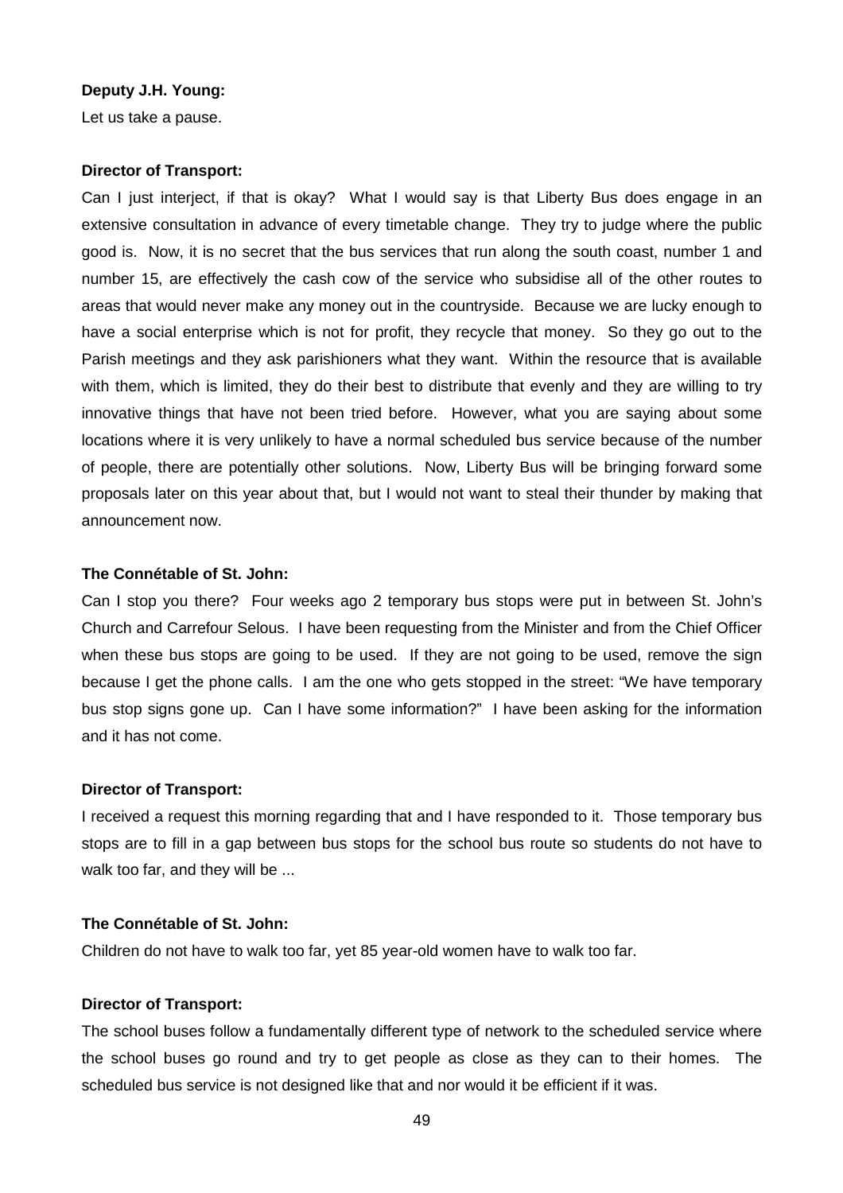**Deputy J.H. Young:**

Let us take a pause.

**Director of Transport:**

Can I just interject, if that is okay? What I would say is that Liberty Bus does engage in an extensive consultation in advance of every timetable change. They try to judge where the public good is. Now, it is no secret that the bus services that run along the south coast, number 1 and number 15, are effectively the cash cow of the service who subsidise all of the other routes to areas that would never make any money out in the countryside. Because we are lucky enough to have a social enterprise which is not for profit, they recycle that money. So they go out to the Parish meetings and they ask parishioners what they want. Within the resource that is available with them, which is limited, they do their best to distribute that evenly and they are willing to try innovative things that have not been tried before. However, what you are saying about some locations where it is very unlikely to have a normal scheduled bus service because of the number of people, there are potentially other solutions. Now, Liberty Bus will be bringing forward some proposals later on this year about that, but I would not want to steal their thunder by making that announcement now.

**The Connétable of St. John:**

Can I stop you there? Four weeks ago 2 temporary bus stops were put in between St. John's Church and Carrefour Selous. I have been requesting from the Minister and from the Chief Officer when these bus stops are going to be used. If they are not going to be used, remove the sign because I get the phone calls. I am the one who gets stopped in the street: "We have temporary bus stop signs gone up. Can I have some information?" I have been asking for the information and it has not come.

**Director of Transport:**

I received a request this morning regarding that and I have responded to it. Those temporary bus stops are to fill in a gap between bus stops for the school bus route so students do not have to walk too far, and they will be ...

**The Connétable of St. John:**

Children do not have to walk too far, yet 85 year-old women have to walk too far.

**Director of Transport:**

The school buses follow a fundamentally different type of network to the scheduled service where the school buses go round and try to get people as close as they can to their homes. The scheduled bus service is not designed like that and nor would it be efficient if it was.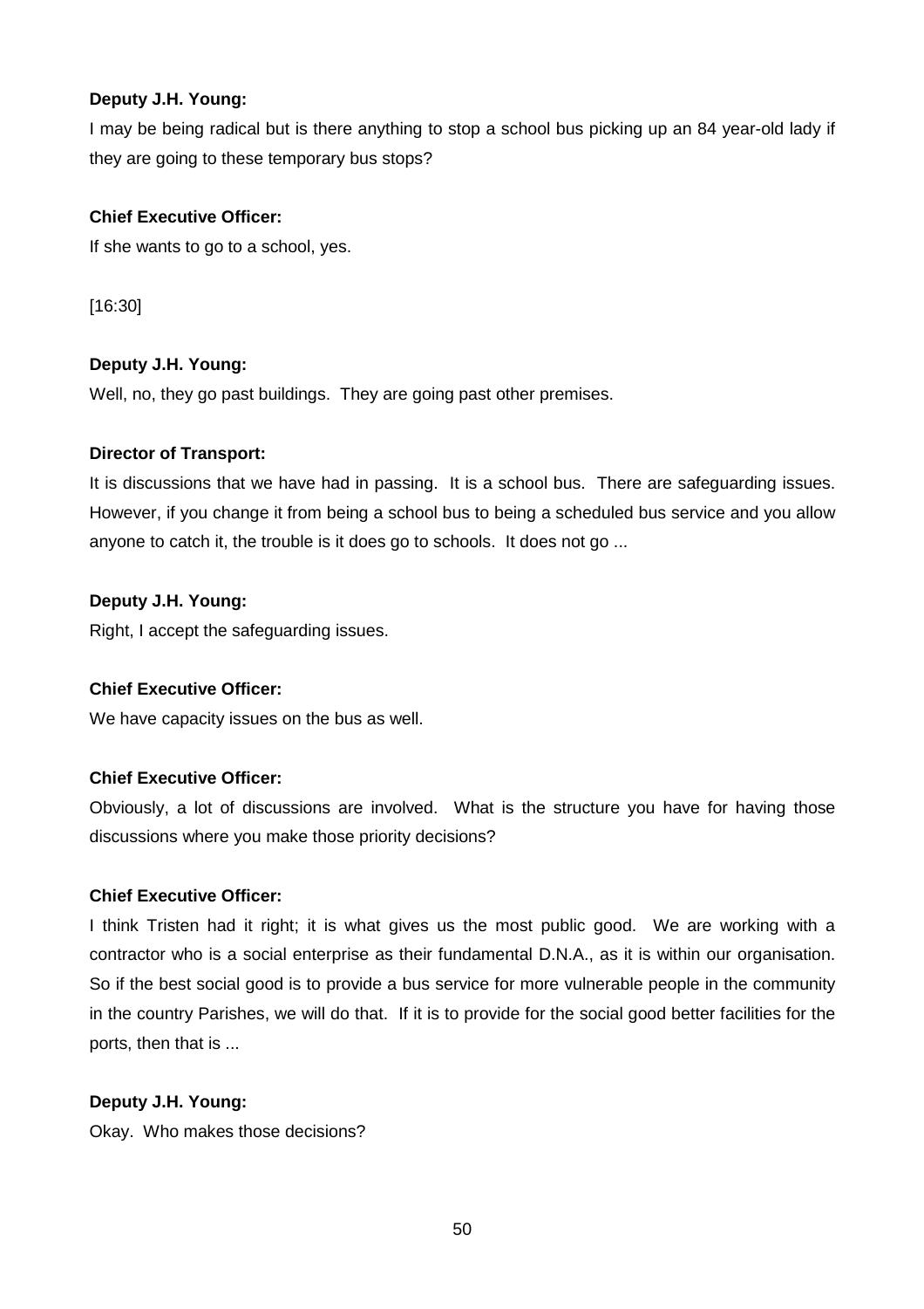**Deputy J.H. Young:**

I may be being radical but is there anything to stop a school bus picking up an 84 year-old lady if they are going to these temporary bus stops?

**Chief Executive Officer:**

If she wants to go to a school, yes.

[16:30]

**Deputy J.H. Young:**

Well, no, they go past buildings. They are going past other premises.

**Director of Transport:**

It is discussions that we have had in passing. It is a school bus. There are safeguarding issues. However, if you change it from being a school bus to being a scheduled bus service and you allow anyone to catch it, the trouble is it does go to schools. It does not go ...

**Deputy J.H. Young:**

Right, I accept the safeguarding issues.

**Chief Executive Officer:**

We have capacity issues on the bus as well.

**Chief Executive Officer:**

Obviously, a lot of discussions are involved. What is the structure you have for having those discussions where you make those priority decisions?

**Chief Executive Officer:**

I think Tristen had it right; it is what gives us the most public good. We are working with a contractor who is a social enterprise as their fundamental D.N.A., as it is within our organisation. So if the best social good is to provide a bus service for more vulnerable people in the community in the country Parishes, we will do that. If it is to provide for the social good better facilities for the ports, then that is ...

**Deputy J.H. Young:**

Okay. Who makes those decisions?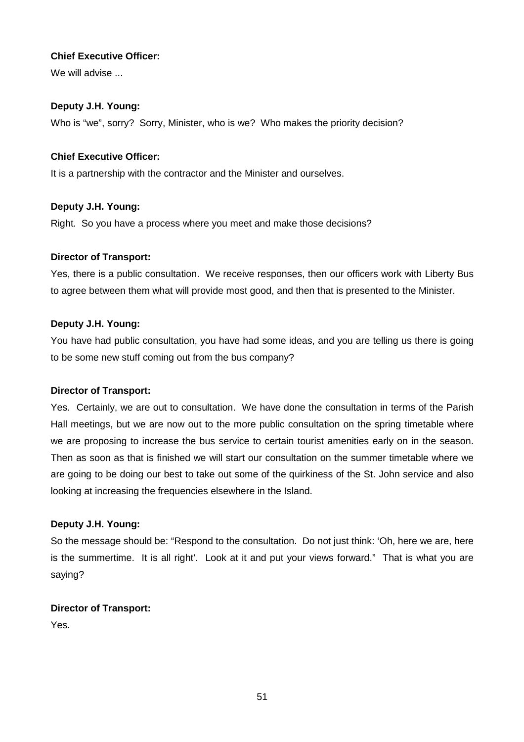**Chief Executive Officer:**

We will advise ...

**Deputy J.H. Young:**

Who is "we", sorry? Sorry, Minister, who is we? Who makes the priority decision?

**Chief Executive Officer:**

It is a partnership with the contractor and the Minister and ourselves.

**Deputy J.H. Young:**

Right. So you have a process where you meet and make those decisions?

**Director of Transport:**

Yes, there is a public consultation. We receive responses, then our officers work with Liberty Bus to agree between them what will provide most good, and then that is presented to the Minister.

**Deputy J.H. Young:**

You have had public consultation, you have had some ideas, and you are telling us there is going to be some new stuff coming out from the bus company?

**Director of Transport:**

Yes. Certainly, we are out to consultation. We have done the consultation in terms of the Parish Hall meetings, but we are now out to the more public consultation on the spring timetable where we are proposing to increase the bus service to certain tourist amenities early on in the season. Then as soon as that is finished we will start our consultation on the summer timetable where we are going to be doing our best to take out some of the quirkiness of the St. John service and also looking at increasing the frequencies elsewhere in the Island.

**Deputy J.H. Young:**

So the message should be: "Respond to the consultation. Do not just think: 'Oh, here we are, here is the summertime. It is all right'. Look at it and put your views forward." That is what you are saying?

**Director of Transport:**

Yes.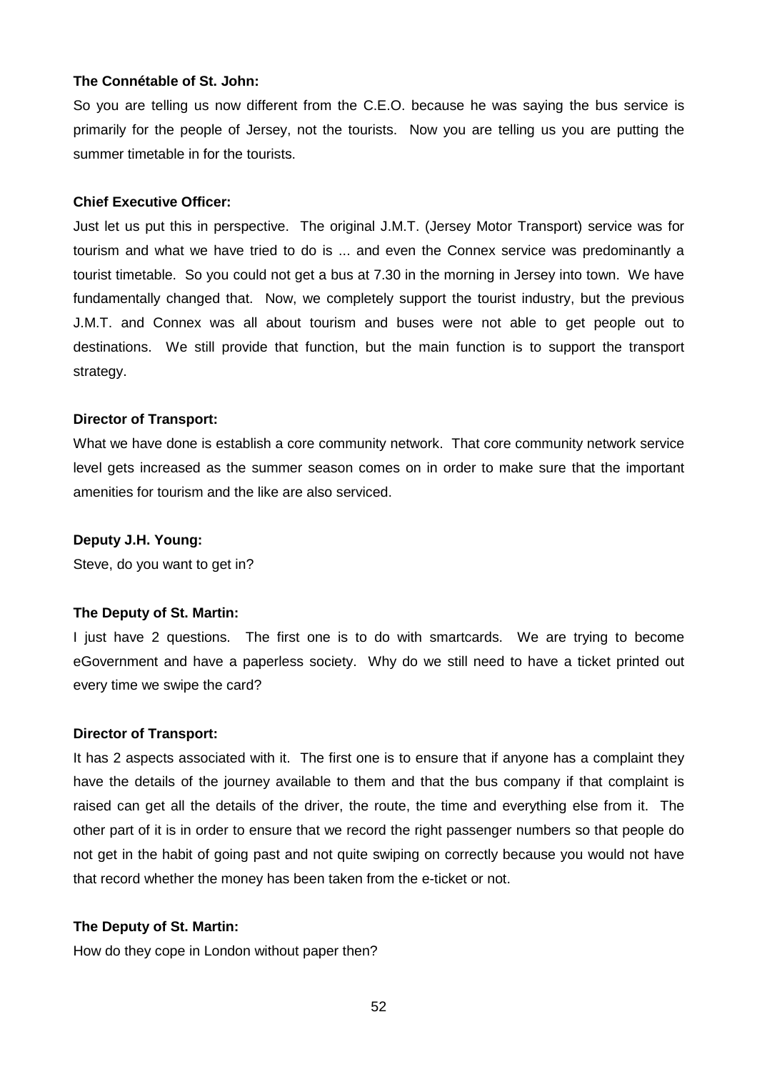**The Connétable of St. John:**

So you are telling us now different from the C.E.O. because he was saying the bus service is primarily for the people of Jersey, not the tourists. Now you are telling us you are putting the summer timetable in for the tourists.

**Chief Executive Officer:**

Just let us put this in perspective. The original J.M.T. (Jersey Motor Transport) service was for tourism and what we have tried to do is ... and even the Connex service was predominantly a tourist timetable. So you could not get a bus at 7.30 in the morning in Jersey into town. We have fundamentally changed that. Now, we completely support the tourist industry, but the previous J.M.T. and Connex was all about tourism and buses were not able to get people out to destinations. We still provide that function, but the main function is to support the transport strategy.

**Director of Transport:**

What we have done is establish a core community network. That core community network service level gets increased as the summer season comes on in order to make sure that the important amenities for tourism and the like are also serviced.

**Deputy J.H. Young:**

Steve, do you want to get in?

**The Deputy of St. Martin:**

I just have 2 questions. The first one is to do with smartcards. We are trying to become eGovernment and have a paperless society. Why do we still need to have a ticket printed out every time we swipe the card?

**Director of Transport:**

It has 2 aspects associated with it. The first one is to ensure that if anyone has a complaint they have the details of the journey available to them and that the bus company if that complaint is raised can get all the details of the driver, the route, the time and everything else from it. The other part of it is in order to ensure that we record the right passenger numbers so that people do not get in the habit of going past and not quite swiping on correctly because you would not have that record whether the money has been taken from the e-ticket or not.

**The Deputy of St. Martin:**

How do they cope in London without paper then?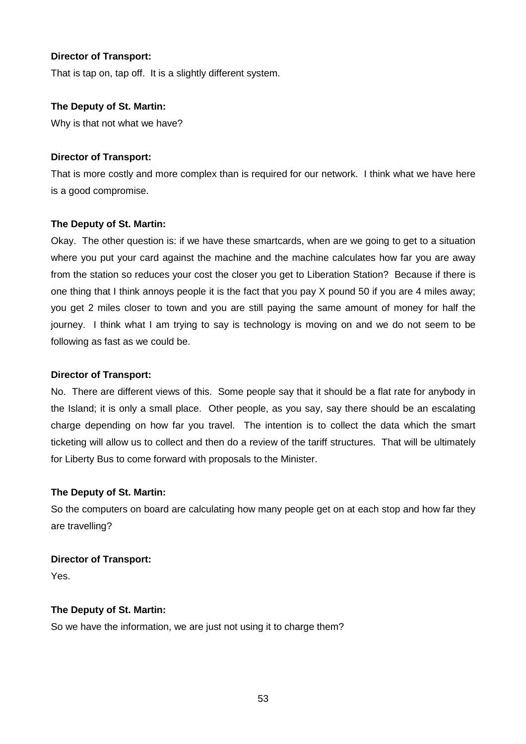**Director of Transport:**

That is tap on, tap off. It is a slightly different system.

**The Deputy of St. Martin:**

Why is that not what we have?

**Director of Transport:**

That is more costly and more complex than is required for our network. I think what we have here is a good compromise.

**The Deputy of St. Martin:**

Okay. The other question is: if we have these smartcards, when are we going to get to a situation where you put your card against the machine and the machine calculates how far you are away from the station so reduces your cost the closer you get to Liberation Station? Because if there is one thing that I think annoys people it is the fact that you pay X pound 50 if you are 4 miles away; you get 2 miles closer to town and you are still paying the same amount of money for half the journey. I think what I am trying to say is technology is moving on and we do not seem to be following as fast as we could be.

**Director of Transport:**

No. There are different views of this. Some people say that it should be a flat rate for anybody in the Island; it is only a small place. Other people, as you say, say there should be an escalating charge depending on how far you travel. The intention is to collect the data which the smart ticketing will allow us to collect and then do a review of the tariff structures. That will be ultimately for Liberty Bus to come forward with proposals to the Minister.

**The Deputy of St. Martin:**

So the computers on board are calculating how many people get on at each stop and how far they are travelling?

**Director of Transport:**

Yes.

**The Deputy of St. Martin:**

So we have the information, we are just not using it to charge them?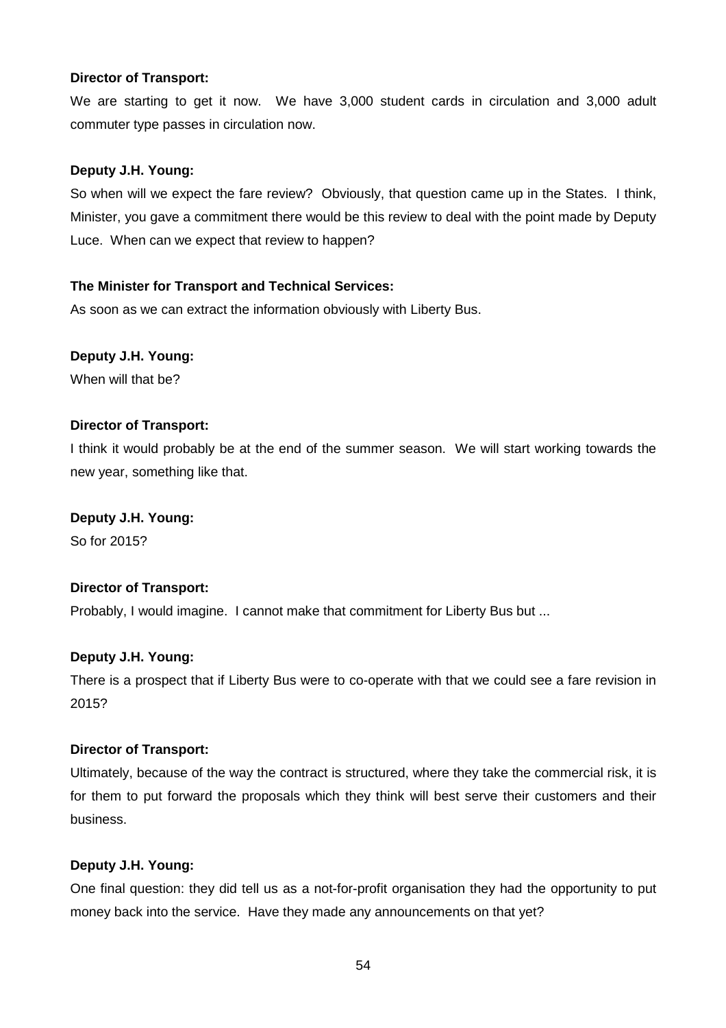**Director of Transport:**

We are starting to get it now. We have 3,000 student cards in circulation and 3,000 adult commuter type passes in circulation now.

**Deputy J.H. Young:**

So when will we expect the fare review? Obviously, that question came up in the States. I think, Minister, you gave a commitment there would be this review to deal with the point made by Deputy Luce. When can we expect that review to happen?

**The Minister for Transport and Technical Services:**

As soon as we can extract the information obviously with Liberty Bus.

**Deputy J.H. Young:**

When will that be?

**Director of Transport:**

I think it would probably be at the end of the summer season. We will start working towards the new year, something like that.

**Deputy J.H. Young:**

So for 2015?

**Director of Transport:**

Probably, I would imagine. I cannot make that commitment for Liberty Bus but ...

**Deputy J.H. Young:**

There is a prospect that if Liberty Bus were to co-operate with that we could see a fare revision in 2015?

**Director of Transport:**

Ultimately, because of the way the contract is structured, where they take the commercial risk, it is for them to put forward the proposals which they think will best serve their customers and their business.

**Deputy J.H. Young:**

One final question: they did tell us as a not-for-profit organisation they had the opportunity to put money back into the service. Have they made any announcements on that yet?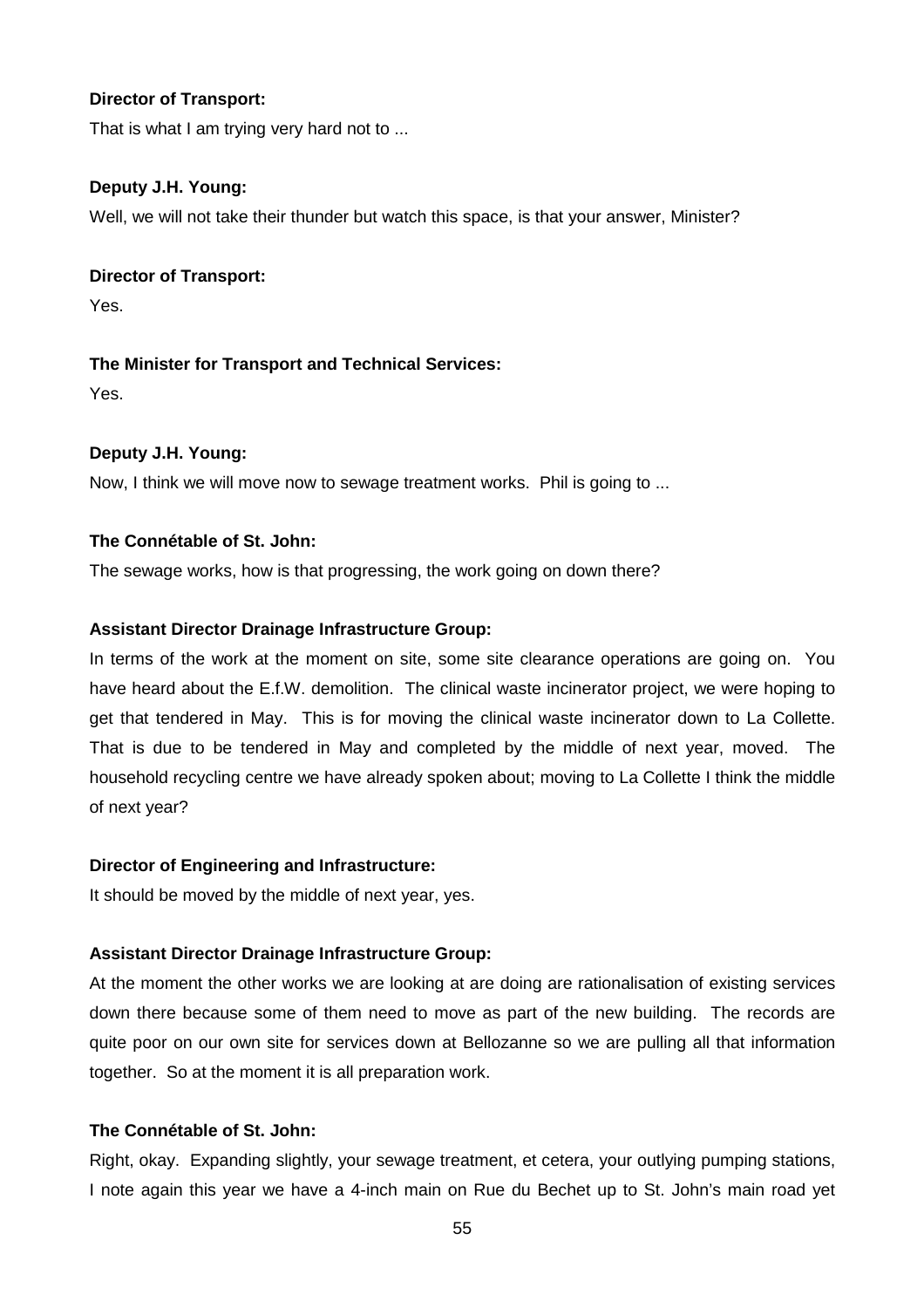**Director of Transport:**

That is what I am trying very hard not to ...

**Deputy J.H. Young:**

Well, we will not take their thunder but watch this space, is that your answer, Minister?

**Director of Transport:**

Yes.

**The Minister for Transport and Technical Services:**

Yes.

**Deputy J.H. Young:**

Now, I think we will move now to sewage treatment works. Phil is going to ...

**The Connétable of St. John:**

The sewage works, how is that progressing, the work going on down there?

**Assistant Director Drainage Infrastructure Group:**

In terms of the work at the moment on site, some site clearance operations are going on. You have heard about the E.f.W. demolition. The clinical waste incinerator project, we were hoping to get that tendered in May. This is for moving the clinical waste incinerator down to La Collette. That is due to be tendered in May and completed by the middle of next year, moved. The household recycling centre we have already spoken about; moving to La Collette I think the middle of next year?

**Director of Engineering and Infrastructure:**

It should be moved by the middle of next year, yes.

**Assistant Director Drainage Infrastructure Group:**

At the moment the other works we are looking at are doing are rationalisation of existing services down there because some of them need to move as part of the new building. The records are quite poor on our own site for services down at Bellozanne so we are pulling all that information together. So at the moment it is all preparation work.

**The Connétable of St. John:**

Right, okay. Expanding slightly, your sewage treatment, et cetera, your outlying pumping stations, I note again this year we have a 4-inch main on Rue du Bechet up to St. John's main road yet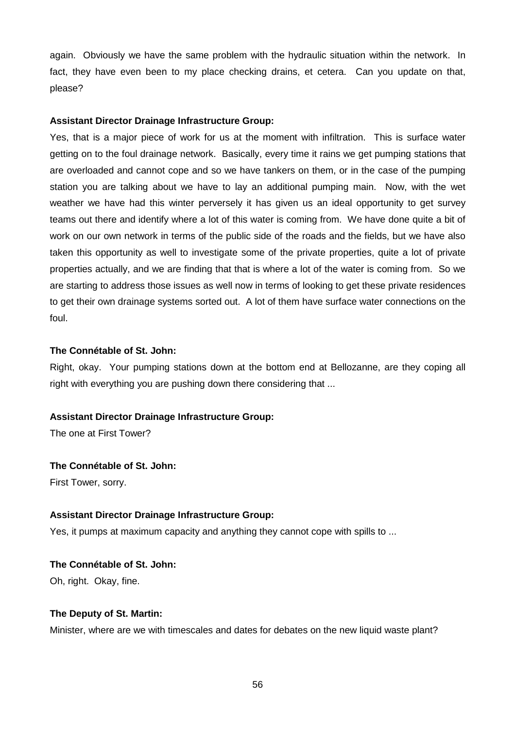again. Obviously we have the same problem with the hydraulic situation within the network. In fact, they have even been to my place checking drains, et cetera. Can you update on that, please?

**Assistant Director Drainage Infrastructure Group:**

Yes, that is a major piece of work for us at the moment with infiltration. This is surface water getting on to the foul drainage network. Basically, every time it rains we get pumping stations that are overloaded and cannot cope and so we have tankers on them, or in the case of the pumping station you are talking about we have to lay an additional pumping main. Now, with the wet weather we have had this winter perversely it has given us an ideal opportunity to get survey teams out there and identify where a lot of this water is coming from. We have done quite a bit of work on our own network in terms of the public side of the roads and the fields, but we have also taken this opportunity as well to investigate some of the private properties, quite a lot of private properties actually, and we are finding that that is where a lot of the water is coming from. So we are starting to address those issues as well now in terms of looking to get these private residences to get their own drainage systems sorted out. A lot of them have surface water connections on the foul.

**The Connétable of St. John:**

Right, okay. Your pumping stations down at the bottom end at Bellozanne, are they coping all right with everything you are pushing down there considering that ...

**Assistant Director Drainage Infrastructure Group:**

The one at First Tower?

**The Connétable of St. John:**

First Tower, sorry.

**Assistant Director Drainage Infrastructure Group:**

Yes, it pumps at maximum capacity and anything they cannot cope with spills to ...

**The Connétable of St. John:**

Oh, right. Okay, fine.

**The Deputy of St. Martin:**

Minister, where are we with timescales and dates for debates on the new liquid waste plant?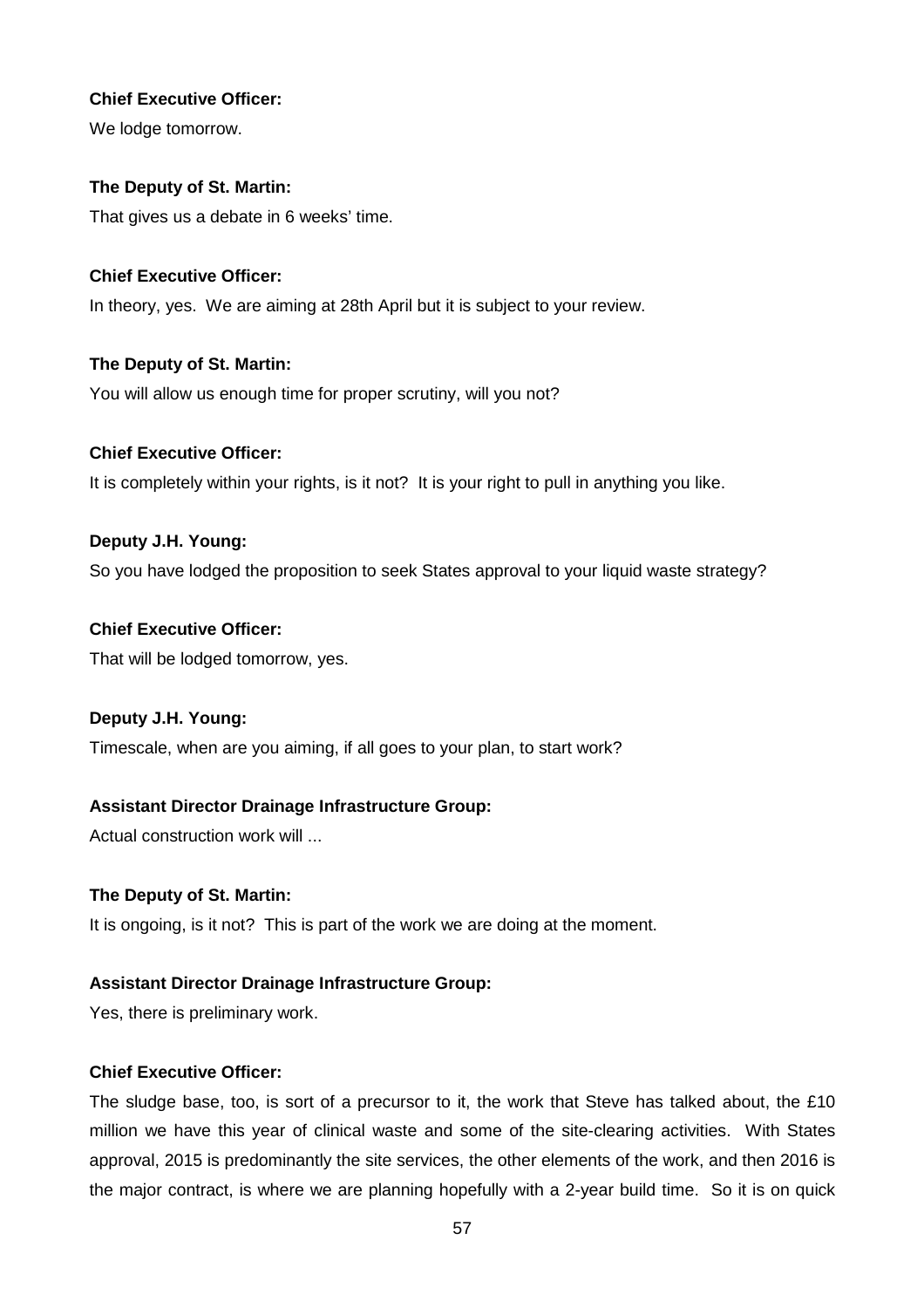**Chief Executive Officer:**

We lodge tomorrow.

**The Deputy of St. Martin:**

That gives us a debate in 6 weeks' time.

**Chief Executive Officer:**

In theory, yes. We are aiming at 28th April but it is subject to your review.

**The Deputy of St. Martin:**

You will allow us enough time for proper scrutiny, will you not?

**Chief Executive Officer:**

It is completely within your rights, is it not? It is your right to pull in anything you like.

**Deputy J.H. Young:**

So you have lodged the proposition to seek States approval to your liquid waste strategy?

**Chief Executive Officer:**

That will be lodged tomorrow, yes.

**Deputy J.H. Young:**

Timescale, when are you aiming, if all goes to your plan, to start work?

**Assistant Director Drainage Infrastructure Group:**

Actual construction work will ...

**The Deputy of St. Martin:**

It is ongoing, is it not? This is part of the work we are doing at the moment.

**Assistant Director Drainage Infrastructure Group:**

Yes, there is preliminary work.

**Chief Executive Officer:**

The sludge base, too, is sort of a precursor to it, the work that Steve has talked about, the £10 million we have this year of clinical waste and some of the site-clearing activities. With States approval, 2015 is predominantly the site services, the other elements of the work, and then 2016 is the major contract, is where we are planning hopefully with a 2-year build time. So it is on quick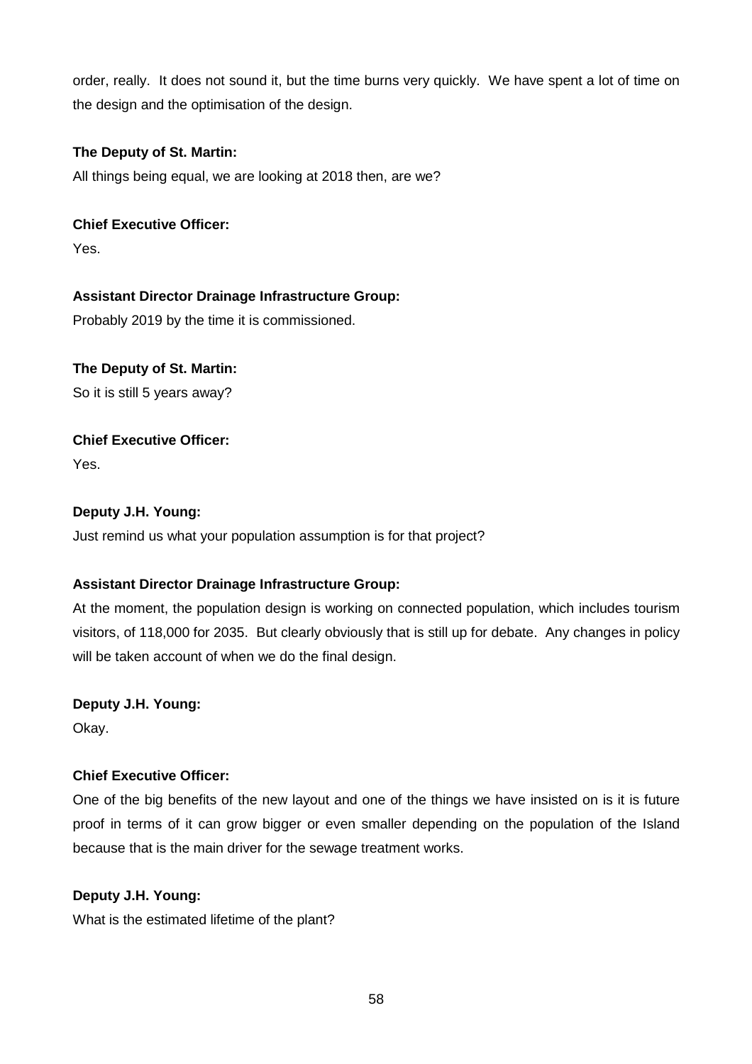order, really. It does not sound it, but the time burns very quickly. We have spent a lot of time on the design and the optimisation of the design.

**The Deputy of St. Martin:**

All things being equal, we are looking at 2018 then, are we?

**Chief Executive Officer:**

Yes.

**Assistant Director Drainage Infrastructure Group:**

Probably 2019 by the time it is commissioned.

**The Deputy of St. Martin:**

So it is still 5 years away?

**Chief Executive Officer:**

Yes.

**Deputy J.H. Young:**

Just remind us what your population assumption is for that project?

**Assistant Director Drainage Infrastructure Group:**

At the moment, the population design is working on connected population, which includes tourism visitors, of 118,000 for 2035. But clearly obviously that is still up for debate. Any changes in policy will be taken account of when we do the final design.

**Deputy J.H. Young:**

Okay.

**Chief Executive Officer:**

One of the big benefits of the new layout and one of the things we have insisted on is it is future proof in terms of it can grow bigger or even smaller depending on the population of the Island because that is the main driver for the sewage treatment works.

**Deputy J.H. Young:**

What is the estimated lifetime of the plant?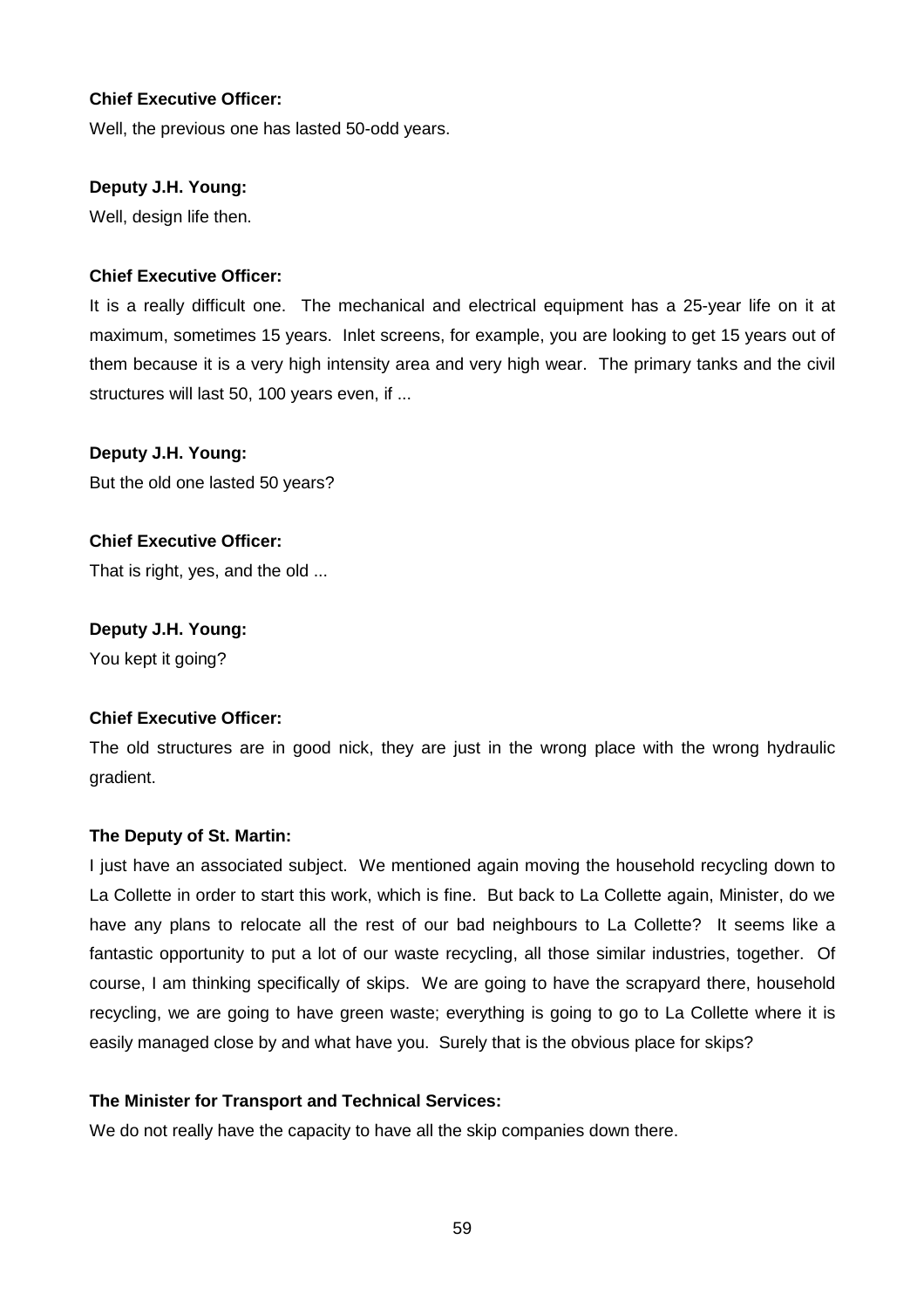**Chief Executive Officer:**

Well, the previous one has lasted 50-odd years.

**Deputy J.H. Young:**

Well, design life then.

**Chief Executive Officer:**

It is a really difficult one. The mechanical and electrical equipment has a 25-year life on it at maximum, sometimes 15 years. Inlet screens, for example, you are looking to get 15 years out of them because it is a very high intensity area and very high wear. The primary tanks and the civil structures will last 50, 100 years even, if ...

**Deputy J.H. Young:**

But the old one lasted 50 years?

**Chief Executive Officer:**

That is right, yes, and the old ...

**Deputy J.H. Young:**

You kept it going?

**Chief Executive Officer:**

The old structures are in good nick, they are just in the wrong place with the wrong hydraulic gradient.

**The Deputy of St. Martin:**

I just have an associated subject. We mentioned again moving the household recycling down to La Collette in order to start this work, which is fine. But back to La Collette again, Minister, do we have any plans to relocate all the rest of our bad neighbours to La Collette? It seems like a fantastic opportunity to put a lot of our waste recycling, all those similar industries, together. Of course, I am thinking specifically of skips. We are going to have the scrapyard there, household recycling, we are going to have green waste; everything is going to go to La Collette where it is easily managed close by and what have you. Surely that is the obvious place for skips?

**The Minister for Transport and Technical Services:**

We do not really have the capacity to have all the skip companies down there.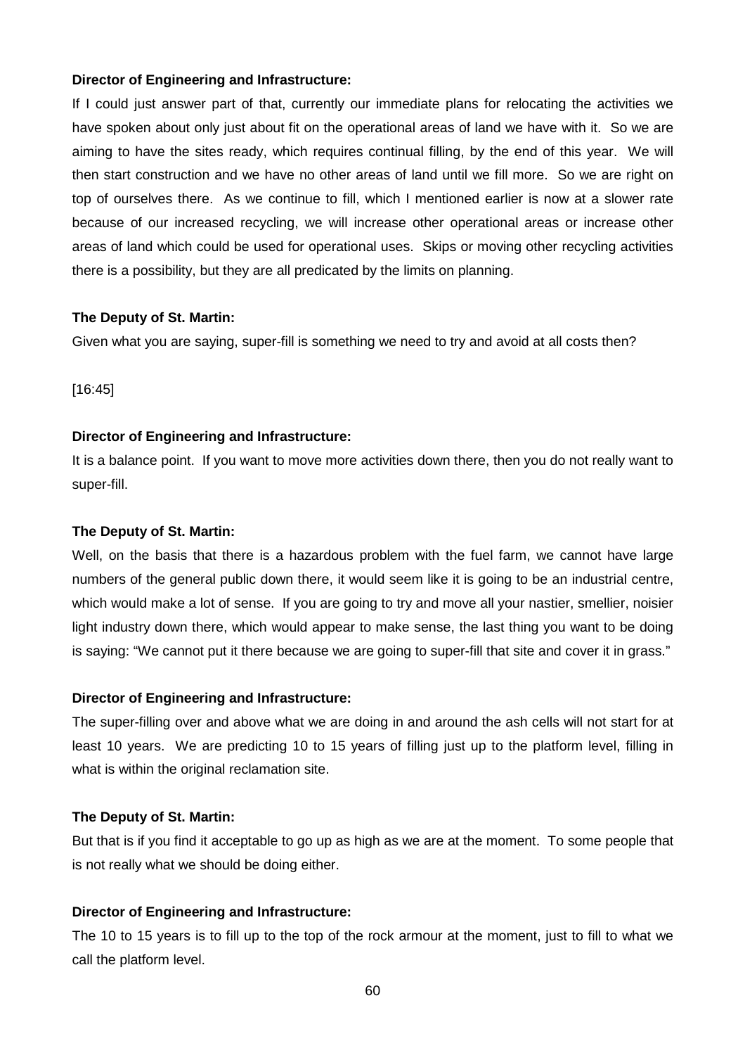**Director of Engineering and Infrastructure:**

If I could just answer part of that, currently our immediate plans for relocating the activities we have spoken about only just about fit on the operational areas of land we have with it. So we are aiming to have the sites ready, which requires continual filling, by the end of this year. We will then start construction and we have no other areas of land until we fill more. So we are right on top of ourselves there. As we continue to fill, which I mentioned earlier is now at a slower rate because of our increased recycling, we will increase other operational areas or increase other areas of land which could be used for operational uses. Skips or moving other recycling activities there is a possibility, but they are all predicated by the limits on planning.

**The Deputy of St. Martin:**

Given what you are saying, super-fill is something we need to try and avoid at all costs then?

[16:45]

**Director of Engineering and Infrastructure:**

It is a balance point. If you want to move more activities down there, then you do not really want to super-fill.

**The Deputy of St. Martin:**

Well, on the basis that there is a hazardous problem with the fuel farm, we cannot have large numbers of the general public down there, it would seem like it is going to be an industrial centre, which would make a lot of sense. If you are going to try and move all your nastier, smellier, noisier light industry down there, which would appear to make sense, the last thing you want to be doing is saying: "We cannot put it there because we are going to super-fill that site and cover it in grass."

**Director of Engineering and Infrastructure:**

The super-filling over and above what we are doing in and around the ash cells will not start for at least 10 years. We are predicting 10 to 15 years of filling just up to the platform level, filling in what is within the original reclamation site.

**The Deputy of St. Martin:**

But that is if you find it acceptable to go up as high as we are at the moment. To some people that is not really what we should be doing either.

**Director of Engineering and Infrastructure:**

The 10 to 15 years is to fill up to the top of the rock armour at the moment, just to fill to what we call the platform level.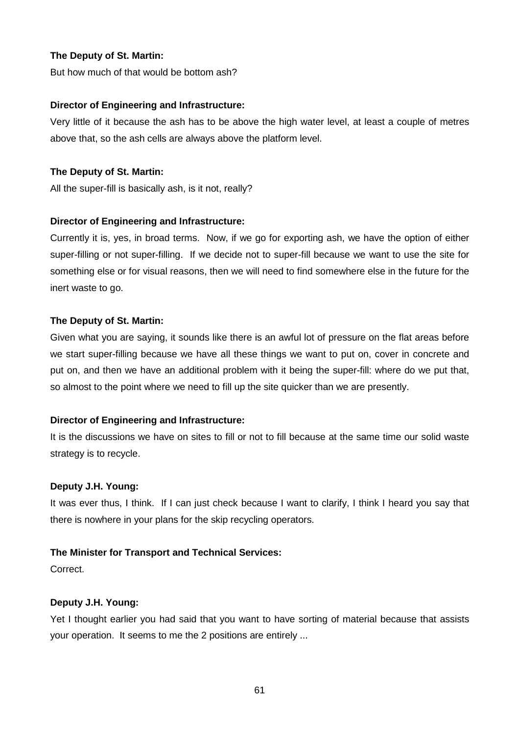**The Deputy of St. Martin:**

But how much of that would be bottom ash?

**Director of Engineering and Infrastructure:**

Very little of it because the ash has to be above the high water level, at least a couple of metres above that, so the ash cells are always above the platform level.

**The Deputy of St. Martin:**

All the super-fill is basically ash, is it not, really?

**Director of Engineering and Infrastructure:**

Currently it is, yes, in broad terms. Now, if we go for exporting ash, we have the option of either super-filling or not super-filling. If we decide not to super-fill because we want to use the site for something else or for visual reasons, then we will need to find somewhere else in the future for the inert waste to go.

**The Deputy of St. Martin:**

Given what you are saying, it sounds like there is an awful lot of pressure on the flat areas before we start super-filling because we have all these things we want to put on, cover in concrete and put on, and then we have an additional problem with it being the super-fill: where do we put that, so almost to the point where we need to fill up the site quicker than we are presently.

**Director of Engineering and Infrastructure:**

It is the discussions we have on sites to fill or not to fill because at the same time our solid waste strategy is to recycle.

**Deputy J.H. Young:**

It was ever thus, I think. If I can just check because I want to clarify, I think I heard you say that there is nowhere in your plans for the skip recycling operators.

**The Minister for Transport and Technical Services:**

Correct.

**Deputy J.H. Young:**

Yet I thought earlier you had said that you want to have sorting of material because that assists your operation. It seems to me the 2 positions are entirely ...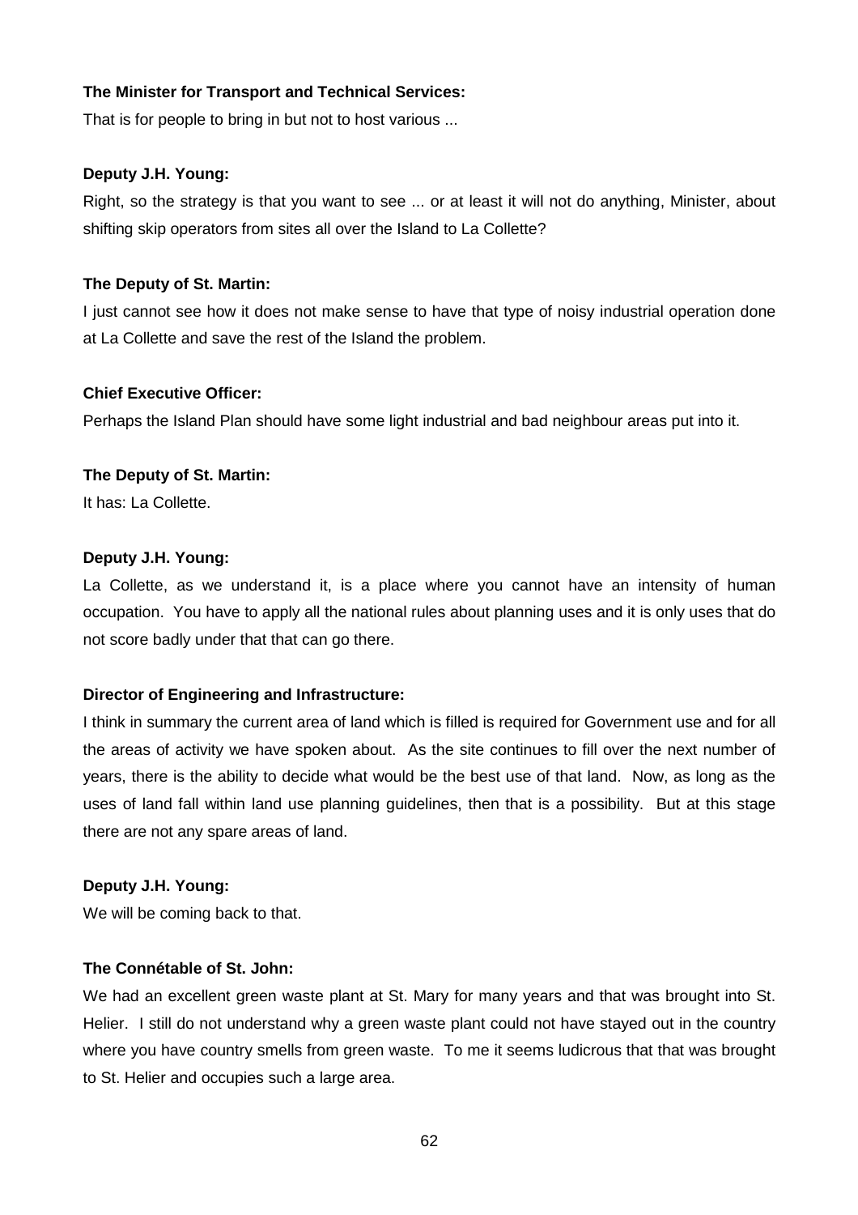**The Minister for Transport and Technical Services:**

That is for people to bring in but not to host various ...

**Deputy J.H. Young:**

Right, so the strategy is that you want to see ... or at least it will not do anything, Minister, about shifting skip operators from sites all over the Island to La Collette?

**The Deputy of St. Martin:**

I just cannot see how it does not make sense to have that type of noisy industrial operation done at La Collette and save the rest of the Island the problem.

**Chief Executive Officer:**

Perhaps the Island Plan should have some light industrial and bad neighbour areas put into it.

**The Deputy of St. Martin:**

It has: La Collette.

**Deputy J.H. Young:**

La Collette, as we understand it, is a place where you cannot have an intensity of human occupation. You have to apply all the national rules about planning uses and it is only uses that do not score badly under that that can go there.

**Director of Engineering and Infrastructure:**

I think in summary the current area of land which is filled is required for Government use and for all the areas of activity we have spoken about. As the site continues to fill over the next number of years, there is the ability to decide what would be the best use of that land. Now, as long as the uses of land fall within land use planning guidelines, then that is a possibility. But at this stage there are not any spare areas of land.

**Deputy J.H. Young:**

We will be coming back to that.

**The Connétable of St. John:**

We had an excellent green waste plant at St. Mary for many years and that was brought into St. Helier. I still do not understand why a green waste plant could not have stayed out in the country where you have country smells from green waste. To me it seems ludicrous that that was brought to St. Helier and occupies such a large area.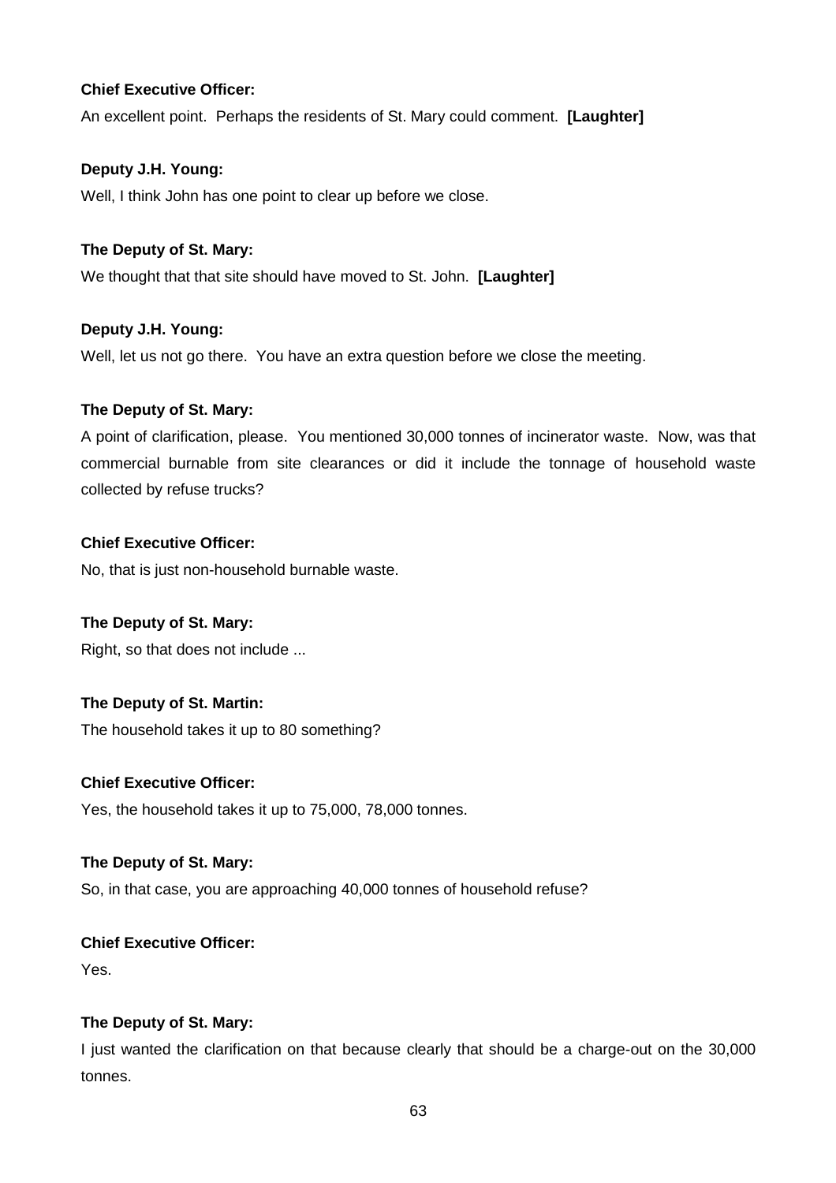**Chief Executive Officer:**

An excellent point. Perhaps the residents of St. Mary could comment. **[Laughter]**

**Deputy J.H. Young:**

Well, I think John has one point to clear up before we close.

**The Deputy of St. Mary:**

We thought that that site should have moved to St. John. **[Laughter]**

**Deputy J.H. Young:**

Well, let us not go there. You have an extra question before we close the meeting.

**The Deputy of St. Mary:**

A point of clarification, please. You mentioned 30,000 tonnes of incinerator waste. Now, was that commercial burnable from site clearances or did it include the tonnage of household waste collected by refuse trucks?

**Chief Executive Officer:**

No, that is just non-household burnable waste.

**The Deputy of St. Mary:**

Right, so that does not include ...

**The Deputy of St. Martin:**

The household takes it up to 80 something?

**Chief Executive Officer:**

Yes, the household takes it up to 75,000, 78,000 tonnes.

**The Deputy of St. Mary:**

So, in that case, you are approaching 40,000 tonnes of household refuse?

**Chief Executive Officer:**

Yes.

**The Deputy of St. Mary:**

I just wanted the clarification on that because clearly that should be a charge-out on the 30,000 tonnes.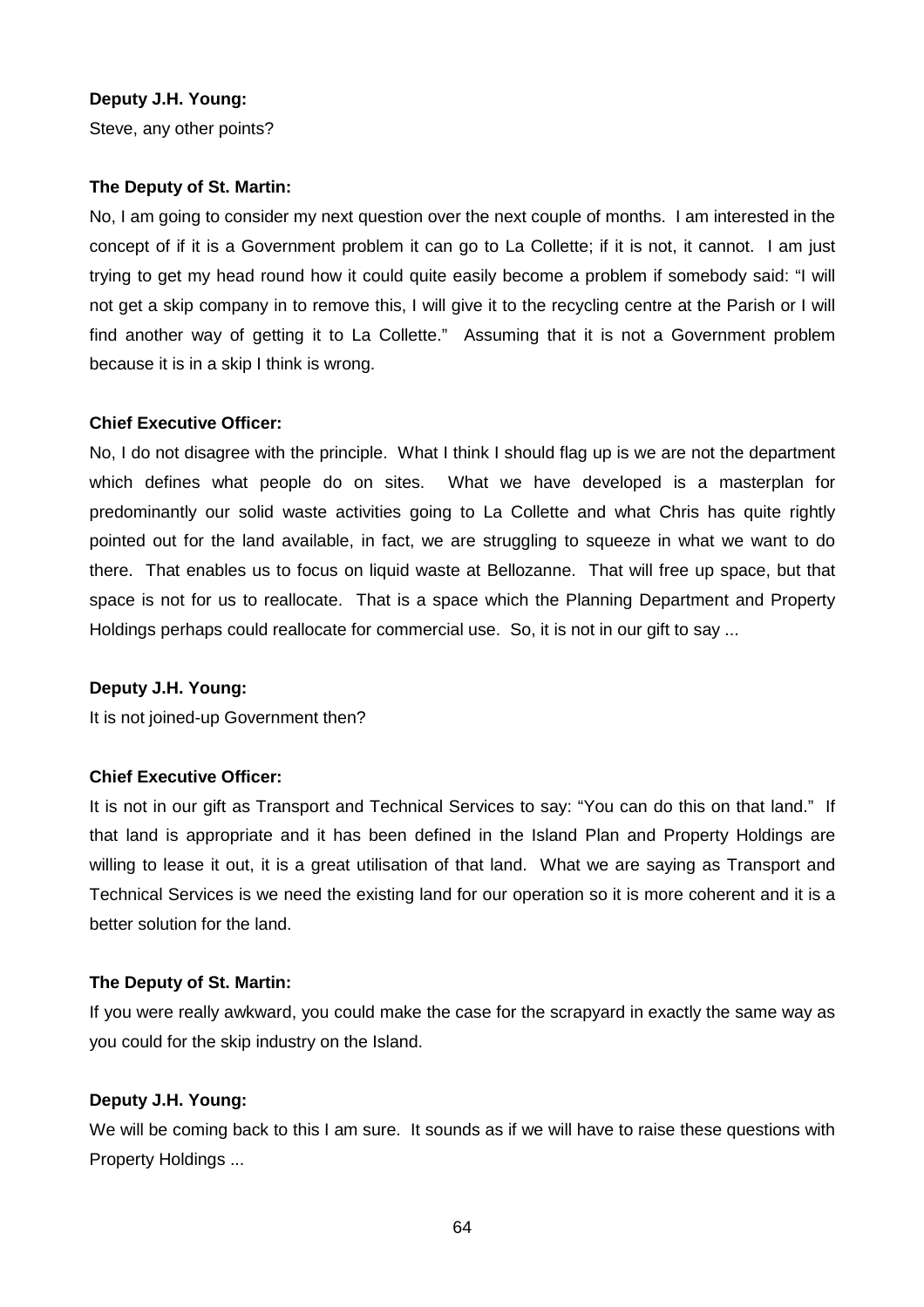**Deputy J.H. Young:**

Steve, any other points?

**The Deputy of St. Martin:**

No, I am going to consider my next question over the next couple of months. I am interested in the concept of if it is a Government problem it can go to La Collette; if it is not, it cannot. I am just trying to get my head round how it could quite easily become a problem if somebody said: "I will not get a skip company in to remove this, I will give it to the recycling centre at the Parish or I will find another way of getting it to La Collette." Assuming that it is not a Government problem because it is in a skip I think is wrong.

**Chief Executive Officer:**

No, I do not disagree with the principle. What I think I should flag up is we are not the department which defines what people do on sites. What we have developed is a masterplan for predominantly our solid waste activities going to La Collette and what Chris has quite rightly pointed out for the land available, in fact, we are struggling to squeeze in what we want to do there. That enables us to focus on liquid waste at Bellozanne. That will free up space, but that space is not for us to reallocate. That is a space which the Planning Department and Property Holdings perhaps could reallocate for commercial use. So, it is not in our gift to say ...

**Deputy J.H. Young:**

It is not joined-up Government then?

**Chief Executive Officer:**

It is not in our gift as Transport and Technical Services to say: "You can do this on that land." If that land is appropriate and it has been defined in the Island Plan and Property Holdings are willing to lease it out, it is a great utilisation of that land. What we are saying as Transport and Technical Services is we need the existing land for our operation so it is more coherent and it is a better solution for the land.

**The Deputy of St. Martin:**

If you were really awkward, you could make the case for the scrapyard in exactly the same way as you could for the skip industry on the Island.

**Deputy J.H. Young:**

We will be coming back to this I am sure. It sounds as if we will have to raise these questions with Property Holdings ...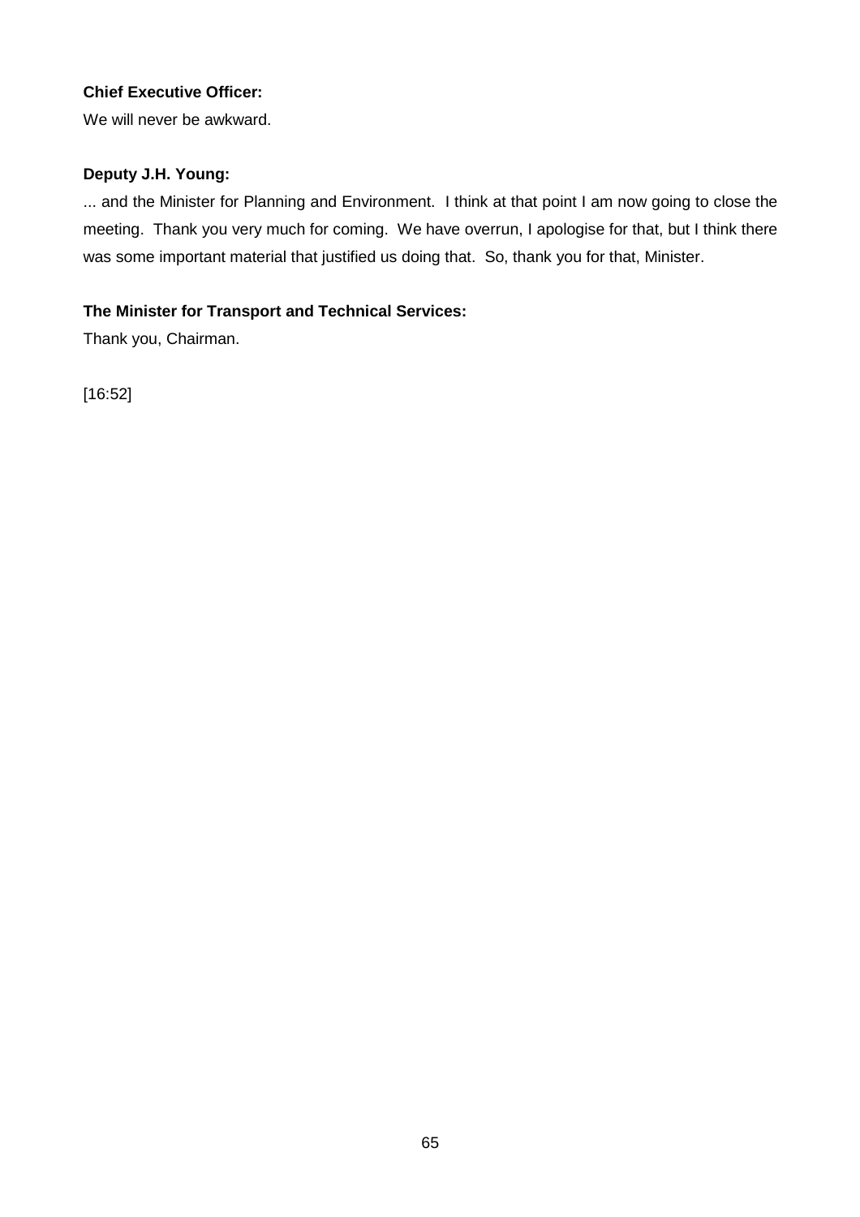**Chief Executive Officer:**

We will never be awkward.

**Deputy J.H. Young:**

... and the Minister for Planning and Environment. I think at that point I am now going to close the meeting. Thank you very much for coming. We have overrun, I apologise for that, but I think there was some important material that justified us doing that. So, thank you for that, Minister.

**The Minister for Transport and Technical Services:**

Thank you, Chairman.

[16:52]